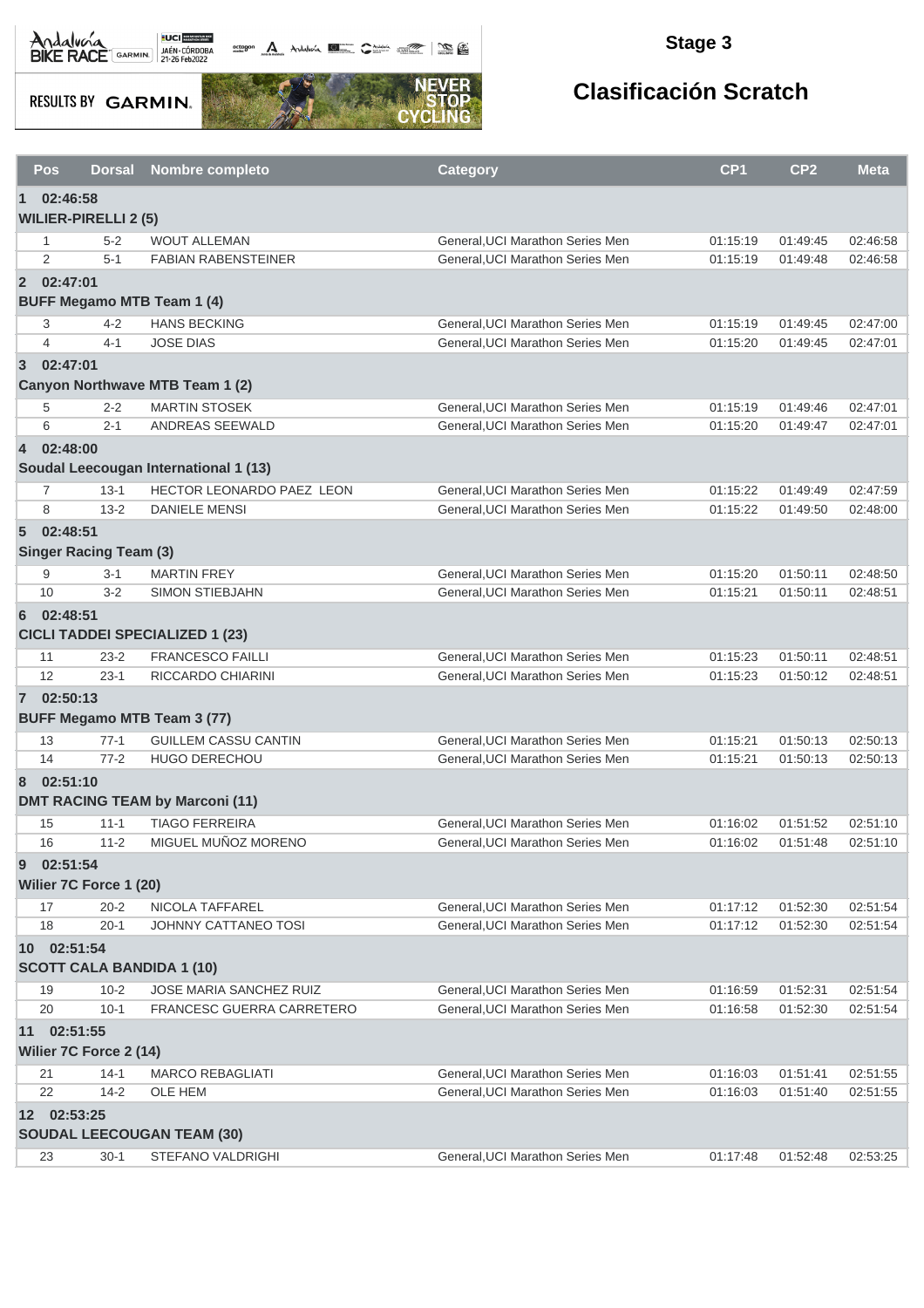# Stage 3

## Clasificación Scratch

RESULTS BY GARMIN

| Pos | Dorsal | Nombre completo | Category | CP1 | CP2 | Meta |
|---|---|---|---|---|---|---|
| **1 02:46:58** | | | | | | |
| **WILIER-PIRELLI 2 (5)** | | | | | | |
| 1 | 5-2 | WOUT ALLEMAN | General,UCI Marathon Series Men | 01:15:19 | 01:49:45 | 02:46:58 |
| 2 | 5-1 | FABIAN RABENSTEINER | General,UCI Marathon Series Men | 01:15:19 | 01:49:48 | 02:46:58 |
| **2 02:47:01** | | | | | | |
| **BUFF Megamo MTB Team 1 (4)** | | | | | | |
| 3 | 4-2 | HANS BECKING | General,UCI Marathon Series Men | 01:15:19 | 01:49:45 | 02:47:00 |
| 4 | 4-1 | JOSE DIAS | General,UCI Marathon Series Men | 01:15:20 | 01:49:45 | 02:47:01 |
| **3 02:47:01** | | | | | | |
| **Canyon Northwave MTB Team 1 (2)** | | | | | | |
| 5 | 2-2 | MARTIN STOSEK | General,UCI Marathon Series Men | 01:15:19 | 01:49:46 | 02:47:01 |
| 6 | 2-1 | ANDREAS SEEWALD | General,UCI Marathon Series Men | 01:15:20 | 01:49:47 | 02:47:01 |
| **4 02:48:00** | | | | | | |
| **Soudal Leecougan International 1 (13)** | | | | | | |
| 7 | 13-1 | HECTOR LEONARDO PAEZ LEON | General,UCI Marathon Series Men | 01:15:22 | 01:49:49 | 02:47:59 |
| 8 | 13-2 | DANIELE MENSI | General,UCI Marathon Series Men | 01:15:22 | 01:49:50 | 02:48:00 |
| **5 02:48:51** | | | | | | |
| **Singer Racing Team (3)** | | | | | | |
| 9 | 3-1 | MARTIN FREY | General,UCI Marathon Series Men | 01:15:20 | 01:50:11 | 02:48:50 |
| 10 | 3-2 | SIMON STIEBJAHN | General,UCI Marathon Series Men | 01:15:21 | 01:50:11 | 02:48:51 |
| **6 02:48:51** | | | | | | |
| **CICLI TADDEI SPECIALIZED 1 (23)** | | | | | | |
| 11 | 23-2 | FRANCESCO FAILLI | General,UCI Marathon Series Men | 01:15:23 | 01:50:11 | 02:48:51 |
| 12 | 23-1 | RICCARDO CHIARINI | General,UCI Marathon Series Men | 01:15:23 | 01:50:12 | 02:48:51 |
| **7 02:50:13** | | | | | | |
| **BUFF Megamo MTB Team 3 (77)** | | | | | | |
| 13 | 77-1 | GUILLEM CASSU CANTIN | General,UCI Marathon Series Men | 01:15:21 | 01:50:13 | 02:50:13 |
| 14 | 77-2 | HUGO DERECHOU | General,UCI Marathon Series Men | 01:15:21 | 01:50:13 | 02:50:13 |
| **8 02:51:10** | | | | | | |
| **DMT RACING TEAM by Marconi (11)** | | | | | | |
| 15 | 11-1 | TIAGO FERREIRA | General,UCI Marathon Series Men | 01:16:02 | 01:51:52 | 02:51:10 |
| 16 | 11-2 | MIGUEL MUÑOZ MORENO | General,UCI Marathon Series Men | 01:16:02 | 01:51:48 | 02:51:10 |
| **9 02:51:54** | | | | | | |
| **Wilier 7C Force 1 (20)** | | | | | | |
| 17 | 20-2 | NICOLA TAFFAREL | General,UCI Marathon Series Men | 01:17:12 | 01:52:30 | 02:51:54 |
| 18 | 20-1 | JOHNNY CATTANEO TOSI | General,UCI Marathon Series Men | 01:17:12 | 01:52:30 | 02:51:54 |
| **10 02:51:54** | | | | | | |
| **SCOTT CALA BANDIDA 1 (10)** | | | | | | |
| 19 | 10-2 | JOSE MARIA SANCHEZ RUIZ | General,UCI Marathon Series Men | 01:16:59 | 01:52:31 | 02:51:54 |
| 20 | 10-1 | FRANCESC GUERRA CARRETERO | General,UCI Marathon Series Men | 01:16:58 | 01:52:30 | 02:51:54 |
| **11 02:51:55** | | | | | | |
| **Wilier 7C Force 2 (14)** | | | | | | |
| 21 | 14-1 | MARCO REBAGLIATI | General,UCI Marathon Series Men | 01:16:03 | 01:51:41 | 02:51:55 |
| 22 | 14-2 | OLE HEM | General,UCI Marathon Series Men | 01:16:03 | 01:51:40 | 02:51:55 |
| **12 02:53:25** | | | | | | |
| **SOUDAL LEECOUGAN TEAM (30)** | | | | | | |
| 23 | 30-1 | STEFANO VALDRIGHI | General,UCI Marathon Series Men | 01:17:48 | 01:52:48 | 02:53:25 |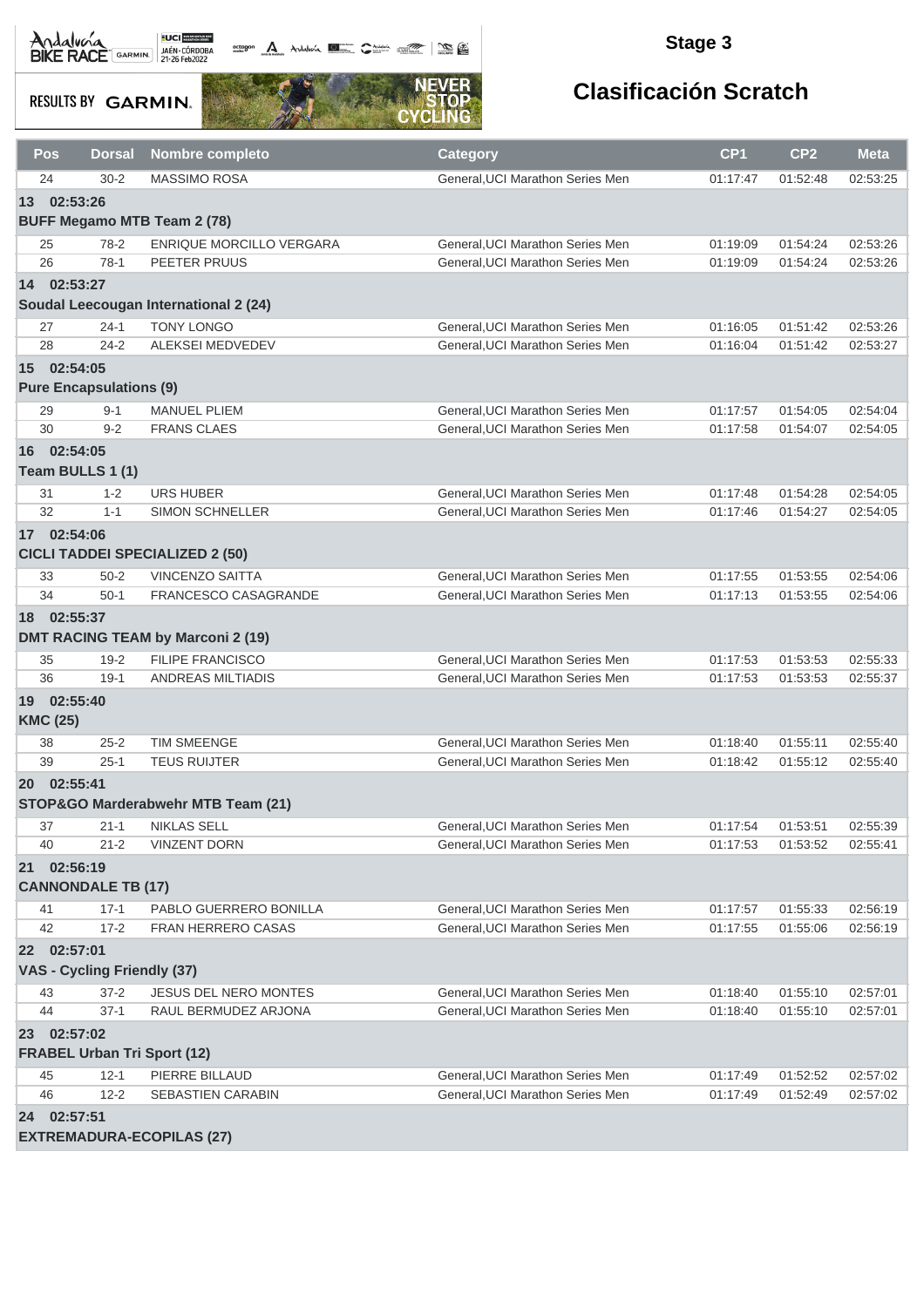# Stage 3

## Clasificación Scratch

| Pos | Dorsal | Nombre completo | Category | CP1 | CP2 | Meta |
|---|---|---|---|---|---|---|
| 24 | 30-2 | MASSIMO ROSA | General,UCI Marathon Series Men | 01:17:47 | 01:52:48 | 02:53:25 |
| **13 02:53:26** | | | | | | |
| **BUFF Megamo MTB Team 2 (78)** | | | | | | |
| 25 | 78-2 | ENRIQUE MORCILLO VERGARA | General,UCI Marathon Series Men | 01:19:09 | 01:54:24 | 02:53:26 |
| 26 | 78-1 | PEETER PRUUS | General,UCI Marathon Series Men | 01:19:09 | 01:54:24 | 02:53:26 |
| **14 02:53:27** | | | | | | |
| **Soudal Leecougan International 2 (24)** | | | | | | |
| 27 | 24-1 | TONY LONGO | General,UCI Marathon Series Men | 01:16:05 | 01:51:42 | 02:53:26 |
| 28 | 24-2 | ALEKSEI MEDVEDEV | General,UCI Marathon Series Men | 01:16:04 | 01:51:42 | 02:53:27 |
| **15 02:54:05** | | | | | | |
| **Pure Encapsulations (9)** | | | | | | |
| 29 | 9-1 | MANUEL PLIEM | General,UCI Marathon Series Men | 01:17:57 | 01:54:05 | 02:54:04 |
| 30 | 9-2 | FRANS CLAES | General,UCI Marathon Series Men | 01:17:58 | 01:54:07 | 02:54:05 |
| **16 02:54:05** | | | | | | |
| **Team BULLS 1 (1)** | | | | | | |
| 31 | 1-2 | URS HUBER | General,UCI Marathon Series Men | 01:17:48 | 01:54:28 | 02:54:05 |
| 32 | 1-1 | SIMON SCHNELLER | General,UCI Marathon Series Men | 01:17:46 | 01:54:27 | 02:54:05 |
| **17 02:54:06** | | | | | | |
| **CICLI TADDEI SPECIALIZED 2 (50)** | | | | | | |
| 33 | 50-2 | VINCENZO SAITTA | General,UCI Marathon Series Men | 01:17:55 | 01:53:55 | 02:54:06 |
| 34 | 50-1 | FRANCESCO CASAGRANDE | General,UCI Marathon Series Men | 01:17:13 | 01:53:55 | 02:54:06 |
| **18 02:55:37** | | | | | | |
| **DMT RACING TEAM by Marconi 2 (19)** | | | | | | |
| 35 | 19-2 | FILIPE FRANCISCO | General,UCI Marathon Series Men | 01:17:53 | 01:53:53 | 02:55:33 |
| 36 | 19-1 | ANDREAS MILTIADIS | General,UCI Marathon Series Men | 01:17:53 | 01:53:53 | 02:55:37 |
| **19 02:55:40** | | | | | | |
| **KMC (25)** | | | | | | |
| 38 | 25-2 | TIM SMEENGE | General,UCI Marathon Series Men | 01:18:40 | 01:55:11 | 02:55:40 |
| 39 | 25-1 | TEUS RUIJTER | General,UCI Marathon Series Men | 01:18:42 | 01:55:12 | 02:55:40 |
| **20 02:55:41** | | | | | | |
| **STOP&GO Marderabwehr MTB Team (21)** | | | | | | |
| 37 | 21-1 | NIKLAS SELL | General,UCI Marathon Series Men | 01:17:54 | 01:53:51 | 02:55:39 |
| 40 | 21-2 | VINZENT DORN | General,UCI Marathon Series Men | 01:17:53 | 01:53:52 | 02:55:41 |
| **21 02:56:19** | | | | | | |
| **CANNONDALE TB (17)** | | | | | | |
| 41 | 17-1 | PABLO GUERRERO BONILLA | General,UCI Marathon Series Men | 01:17:57 | 01:55:33 | 02:56:19 |
| 42 | 17-2 | FRAN HERRERO CASAS | General,UCI Marathon Series Men | 01:17:55 | 01:55:06 | 02:56:19 |
| **22 02:57:01** | | | | | | |
| **VAS - Cycling Friendly (37)** | | | | | | |
| 43 | 37-2 | JESUS DEL NERO MONTES | General,UCI Marathon Series Men | 01:18:40 | 01:55:10 | 02:57:01 |
| 44 | 37-1 | RAUL BERMUDEZ ARJONA | General,UCI Marathon Series Men | 01:18:40 | 01:55:10 | 02:57:01 |
| **23 02:57:02** | | | | | | |
| **FRABEL Urban Tri Sport (12)** | | | | | | |
| 45 | 12-1 | PIERRE BILLAUD | General,UCI Marathon Series Men | 01:17:49 | 01:52:52 | 02:57:02 |
| 46 | 12-2 | SEBASTIEN CARABIN | General,UCI Marathon Series Men | 01:17:49 | 01:52:49 | 02:57:02 |
| **24 02:57:51** | | | | | | |
| **EXTREMADURA-ECOPILAS (27)** | | | | | | |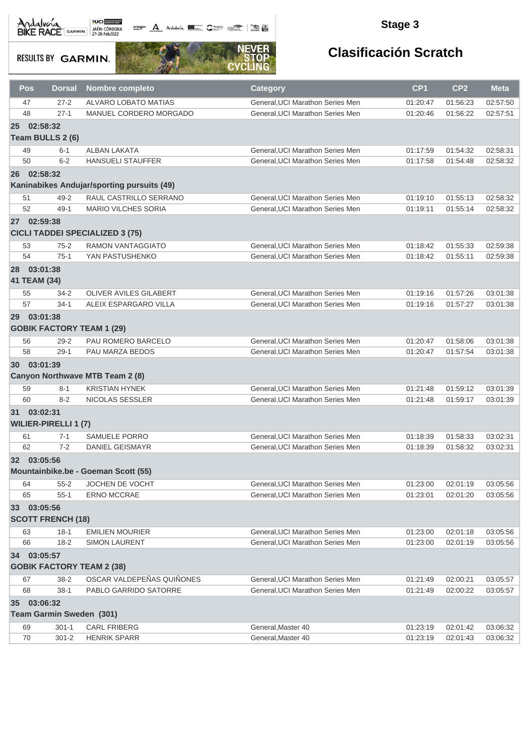Stage 3

# Clasificación Scratch

| Pos | Dorsal | Nombre completo | Category | CP1 | CP2 | Meta |
|---|---|---|---|---|---|---|
| 47 | 27-2 | ALVARO LOBATO MATIAS | General,UCI Marathon Series Men | 01:20:47 | 01:56:23 | 02:57:50 |
| 48 | 27-1 | MANUEL CORDERO MORGADO | General,UCI Marathon Series Men | 01:20:46 | 01:56:22 | 02:57:51 |
| **25 02:58:32** | | | | | | |
| **Team BULLS 2 (6)** | | | | | | |
| 49 | 6-1 | ALBAN LAKATA | General,UCI Marathon Series Men | 01:17:59 | 01:54:32 | 02:58:31 |
| 50 | 6-2 | HANSUELI STAUFFER | General,UCI Marathon Series Men | 01:17:58 | 01:54:48 | 02:58:32 |
| **26 02:58:32** | | | | | | |
| **Kaninabikes Andujar/sporting pursuits (49)** | | | | | | |
| 51 | 49-2 | RAUL CASTRILLO SERRANO | General,UCI Marathon Series Men | 01:19:10 | 01:55:13 | 02:58:32 |
| 52 | 49-1 | MARIO VILCHES SORIA | General,UCI Marathon Series Men | 01:19:11 | 01:55:14 | 02:58:32 |
| **27 02:59:38** | | | | | | |
| **CICLI TADDEI SPECIALIZED 3 (75)** | | | | | | |
| 53 | 75-2 | RAMON VANTAGGIATO | General,UCI Marathon Series Men | 01:18:42 | 01:55:33 | 02:59:38 |
| 54 | 75-1 | YAN PASTUSHENKO | General,UCI Marathon Series Men | 01:18:42 | 01:55:11 | 02:59:38 |
| **28 03:01:38** | | | | | | |
| **41 TEAM (34)** | | | | | | |
| 55 | 34-2 | OLIVER AVILES GILABERT | General,UCI Marathon Series Men | 01:19:16 | 01:57:26 | 03:01:38 |
| 57 | 34-1 | ALEIX ESPARGARO VILLA | General,UCI Marathon Series Men | 01:19:16 | 01:57:27 | 03:01:38 |
| **29 03:01:38** | | | | | | |
| **GOBIK FACTORY TEAM 1 (29)** | | | | | | |
| 56 | 29-2 | PAU ROMERO BARCELO | General,UCI Marathon Series Men | 01:20:47 | 01:58:06 | 03:01:38 |
| 58 | 29-1 | PAU MARZA BEDOS | General,UCI Marathon Series Men | 01:20:47 | 01:57:54 | 03:01:38 |
| **30 03:01:39** | | | | | | |
| **Canyon Northwave MTB Team 2 (8)** | | | | | | |
| 59 | 8-1 | KRISTIAN HYNEK | General,UCI Marathon Series Men | 01:21:48 | 01:59:12 | 03:01:39 |
| 60 | 8-2 | NICOLAS SESSLER | General,UCI Marathon Series Men | 01:21:48 | 01:59:17 | 03:01:39 |
| **31 03:02:31** | | | | | | |
| **WILIER-PIRELLI 1 (7)** | | | | | | |
| 61 | 7-1 | SAMUELE PORRO | General,UCI Marathon Series Men | 01:18:39 | 01:58:33 | 03:02:31 |
| 62 | 7-2 | DANIEL GEISMAYR | General,UCI Marathon Series Men | 01:18:39 | 01:58:32 | 03:02:31 |
| **32 03:05:56** | | | | | | |
| **Mountainbike.be - Goeman Scott (55)** | | | | | | |
| 64 | 55-2 | JOCHEN DE VOCHT | General,UCI Marathon Series Men | 01:23:00 | 02:01:19 | 03:05:56 |
| 65 | 55-1 | ERNO MCCRAE | General,UCI Marathon Series Men | 01:23:01 | 02:01:20 | 03:05:56 |
| **33 03:05:56** | | | | | | |
| **SCOTT FRENCH (18)** | | | | | | |
| 63 | 18-1 | EMILIEN MOURIER | General,UCI Marathon Series Men | 01:23:00 | 02:01:18 | 03:05:56 |
| 66 | 18-2 | SIMON LAURENT | General,UCI Marathon Series Men | 01:23:00 | 02:01:19 | 03:05:56 |
| **34 03:05:57** | | | | | | |
| **GOBIK FACTORY TEAM 2 (38)** | | | | | | |
| 67 | 38-2 | OSCAR VALDEPEÑAS QUIÑONES | General,UCI Marathon Series Men | 01:21:49 | 02:00:21 | 03:05:57 |
| 68 | 38-1 | PABLO GARRIDO SATORRE | General,UCI Marathon Series Men | 01:21:49 | 02:00:22 | 03:05:57 |
| **35 03:06:32** | | | | | | |
| **Team Garmin Sweden (301)** | | | | | | |
| 69 | 301-1 | CARL FRIBERG | General,Master 40 | 01:23:19 | 02:01:42 | 03:06:32 |
| 70 | 301-2 | HENRIK SPARR | General,Master 40 | 01:23:19 | 02:01:43 | 03:06:32 |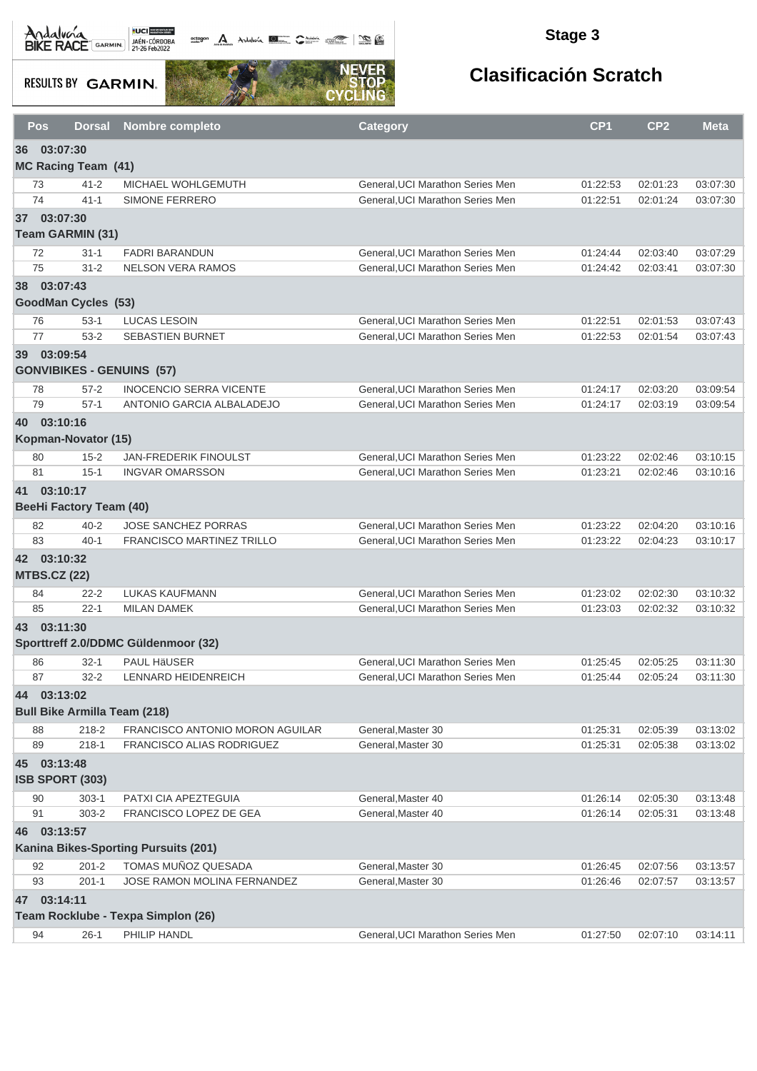# Stage 3

## Clasificación Scratch

| Pos | Dorsal | Nombre completo | Category | CP1 | CP2 | Meta |
|---|---|---|---|---|---|---|
| **36 03:07:30** | | | | | | |
| **MC Racing Team (41)** | | | | | | |
| 73 | 41-2 | MICHAEL WOHLGEMUTH | General,UCI Marathon Series Men | 01:22:53 | 02:01:23 | 03:07:30 |
| 74 | 41-1 | SIMONE FERRERO | General,UCI Marathon Series Men | 01:22:51 | 02:01:24 | 03:07:30 |
| **37 03:07:30** | | | | | | |
| **Team GARMIN (31)** | | | | | | |
| 72 | 31-1 | FADRI BARANDUN | General,UCI Marathon Series Men | 01:24:44 | 02:03:40 | 03:07:29 |
| 75 | 31-2 | NELSON VERA RAMOS | General,UCI Marathon Series Men | 01:24:42 | 02:03:41 | 03:07:30 |
| **38 03:07:43** | | | | | | |
| **GoodMan Cycles (53)** | | | | | | |
| 76 | 53-1 | LUCAS LESOIN | General,UCI Marathon Series Men | 01:22:51 | 02:01:53 | 03:07:43 |
| 77 | 53-2 | SEBASTIEN BURNET | General,UCI Marathon Series Men | 01:22:53 | 02:01:54 | 03:07:43 |
| **39 03:09:54** | | | | | | |
| **GONVIBIKES - GENUINS (57)** | | | | | | |
| 78 | 57-2 | INOCENCIO SERRA VICENTE | General,UCI Marathon Series Men | 01:24:17 | 02:03:20 | 03:09:54 |
| 79 | 57-1 | ANTONIO GARCIA ALBALADEJO | General,UCI Marathon Series Men | 01:24:17 | 02:03:19 | 03:09:54 |
| **40 03:10:16** | | | | | | |
| **Kopman-Novator (15)** | | | | | | |
| 80 | 15-2 | JAN-FREDERIK FINOULST | General,UCI Marathon Series Men | 01:23:22 | 02:02:46 | 03:10:15 |
| 81 | 15-1 | INGVAR OMARSSON | General,UCI Marathon Series Men | 01:23:21 | 02:02:46 | 03:10:16 |
| **41 03:10:17** | | | | | | |
| **BeeHi Factory Team (40)** | | | | | | |
| 82 | 40-2 | JOSE SANCHEZ PORRAS | General,UCI Marathon Series Men | 01:23:22 | 02:04:20 | 03:10:16 |
| 83 | 40-1 | FRANCISCO MARTINEZ TRILLO | General,UCI Marathon Series Men | 01:23:22 | 02:04:23 | 03:10:17 |
| **42 03:10:32** | | | | | | |
| **MTBS.CZ (22)** | | | | | | |
| 84 | 22-2 | LUKAS KAUFMANN | General,UCI Marathon Series Men | 01:23:02 | 02:02:30 | 03:10:32 |
| 85 | 22-1 | MILAN DAMEK | General,UCI Marathon Series Men | 01:23:03 | 02:02:32 | 03:10:32 |
| **43 03:11:30** | | | | | | |
| **Sporttreff 2.0/DDMC Güldenmoor (32)** | | | | | | |
| 86 | 32-1 | PAUL HäUSER | General,UCI Marathon Series Men | 01:25:45 | 02:05:25 | 03:11:30 |
| 87 | 32-2 | LENNARD HEIDENREICH | General,UCI Marathon Series Men | 01:25:44 | 02:05:24 | 03:11:30 |
| **44 03:13:02** | | | | | | |
| **Bull Bike Armilla Team (218)** | | | | | | |
| 88 | 218-2 | FRANCISCO ANTONIO MORON AGUILAR | General,Master 30 | 01:25:31 | 02:05:39 | 03:13:02 |
| 89 | 218-1 | FRANCISCO ALIAS RODRIGUEZ | General,Master 30 | 01:25:31 | 02:05:38 | 03:13:02 |
| **45 03:13:48** | | | | | | |
| **ISB SPORT (303)** | | | | | | |
| 90 | 303-1 | PATXI CIA APEZTEGUIA | General,Master 40 | 01:26:14 | 02:05:30 | 03:13:48 |
| 91 | 303-2 | FRANCISCO LOPEZ DE GEA | General,Master 40 | 01:26:14 | 02:05:31 | 03:13:48 |
| **46 03:13:57** | | | | | | |
| **Kanina Bikes-Sporting Pursuits (201)** | | | | | | |
| 92 | 201-2 | TOMAS MUÑOZ QUESADA | General,Master 30 | 01:26:45 | 02:07:56 | 03:13:57 |
| 93 | 201-1 | JOSE RAMON MOLINA FERNANDEZ | General,Master 30 | 01:26:46 | 02:07:57 | 03:13:57 |
| **47 03:14:11** | | | | | | |
| **Team Rocklube - Texpa Simplon (26)** | | | | | | |
| 94 | 26-1 | PHILIP HANDL | General,UCI Marathon Series Men | 01:27:50 | 02:07:10 | 03:14:11 |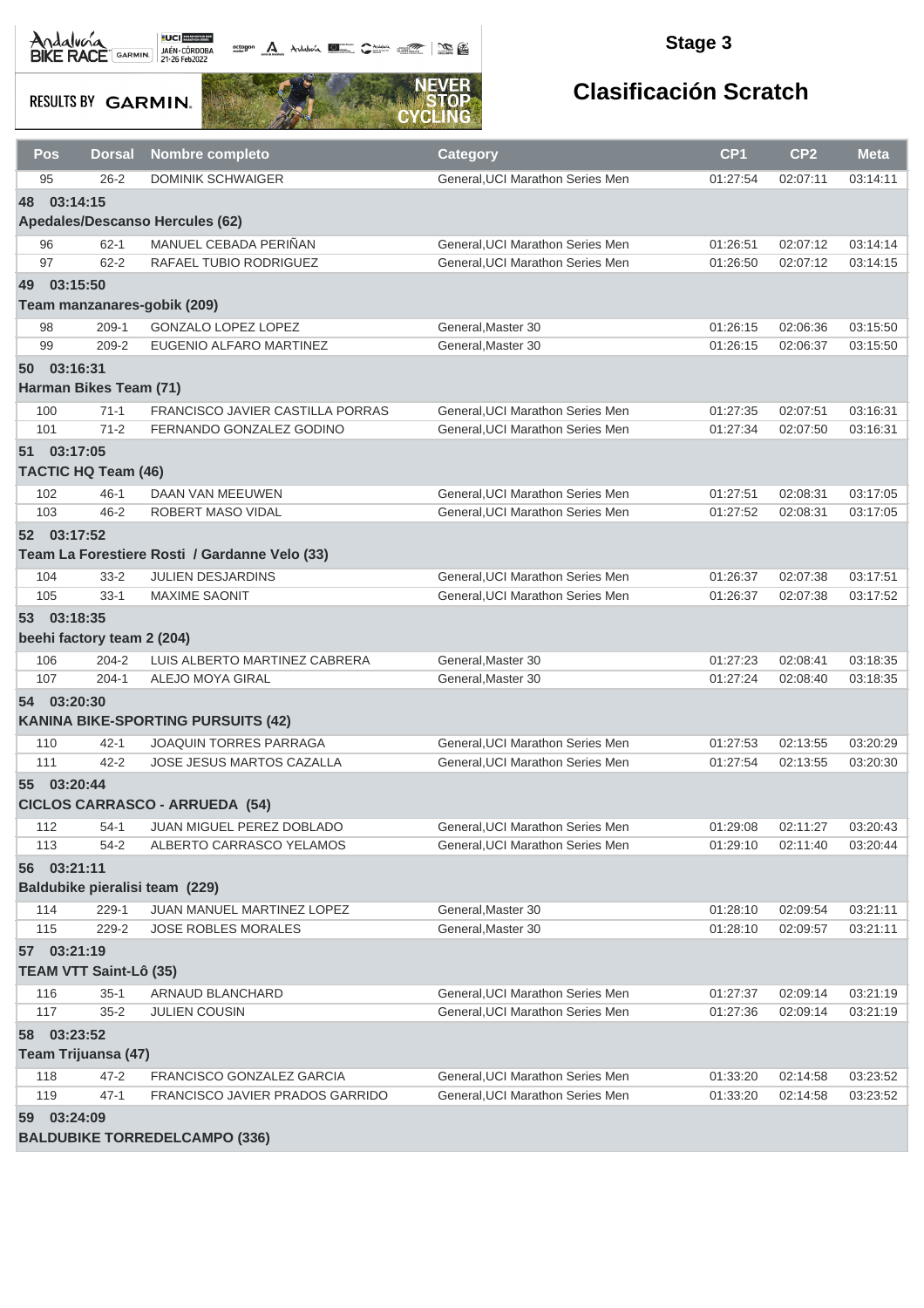## Stage 3

## Clasificación Scratch

| Pos | Dorsal | Nombre completo | Category | CP1 | CP2 | Meta |
|---|---|---|---|---|---|---|
| 95 | 26-2 | DOMINIK SCHWAIGER | General,UCI Marathon Series Men | 01:27:54 | 02:07:11 | 03:14:11 |
| **48 03:14:15** | | | | | | |
| **Apedales/Descanso Hercules (62)** | | | | | | |
| 96 | 62-1 | MANUEL CEBADA PERIÑAN | General,UCI Marathon Series Men | 01:26:51 | 02:07:12 | 03:14:14 |
| 97 | 62-2 | RAFAEL TUBIO RODRIGUEZ | General,UCI Marathon Series Men | 01:26:50 | 02:07:12 | 03:14:15 |
| **49 03:15:50** | | | | | | |
| **Team manzanares-gobik (209)** | | | | | | |
| 98 | 209-1 | GONZALO LOPEZ LOPEZ | General,Master 30 | 01:26:15 | 02:06:36 | 03:15:50 |
| 99 | 209-2 | EUGENIO ALFARO MARTINEZ | General,Master 30 | 01:26:15 | 02:06:37 | 03:15:50 |
| **50 03:16:31** | | | | | | |
| **Harman Bikes Team (71)** | | | | | | |
| 100 | 71-1 | FRANCISCO JAVIER CASTILLA PORRAS | General,UCI Marathon Series Men | 01:27:35 | 02:07:51 | 03:16:31 |
| 101 | 71-2 | FERNANDO GONZALEZ GODINO | General,UCI Marathon Series Men | 01:27:34 | 02:07:50 | 03:16:31 |
| **51 03:17:05** | | | | | | |
| **TACTIC HQ Team (46)** | | | | | | |
| 102 | 46-1 | DAAN VAN MEEUWEN | General,UCI Marathon Series Men | 01:27:51 | 02:08:31 | 03:17:05 |
| 103 | 46-2 | ROBERT MASO VIDAL | General,UCI Marathon Series Men | 01:27:52 | 02:08:31 | 03:17:05 |
| **52 03:17:52** | | | | | | |
| **Team La Forestiere Rosti / Gardanne Velo (33)** | | | | | | |
| 104 | 33-2 | JULIEN DESJARDINS | General,UCI Marathon Series Men | 01:26:37 | 02:07:38 | 03:17:51 |
| 105 | 33-1 | MAXIME SAONIT | General,UCI Marathon Series Men | 01:26:37 | 02:07:38 | 03:17:52 |
| **53 03:18:35** | | | | | | |
| **beehi factory team 2 (204)** | | | | | | |
| 106 | 204-2 | LUIS ALBERTO MARTINEZ CABRERA | General,Master 30 | 01:27:23 | 02:08:41 | 03:18:35 |
| 107 | 204-1 | ALEJO MOYA GIRAL | General,Master 30 | 01:27:24 | 02:08:40 | 03:18:35 |
| **54 03:20:30** | | | | | | |
| **KANINA BIKE-SPORTING PURSUITS (42)** | | | | | | |
| 110 | 42-1 | JOAQUIN TORRES PARRAGA | General,UCI Marathon Series Men | 01:27:53 | 02:13:55 | 03:20:29 |
| 111 | 42-2 | JOSE JESUS MARTOS CAZALLA | General,UCI Marathon Series Men | 01:27:54 | 02:13:55 | 03:20:30 |
| **55 03:20:44** | | | | | | |
| **CICLOS CARRASCO - ARRUEDA (54)** | | | | | | |
| 112 | 54-1 | JUAN MIGUEL PEREZ DOBLADO | General,UCI Marathon Series Men | 01:29:08 | 02:11:27 | 03:20:43 |
| 113 | 54-2 | ALBERTO CARRASCO YELAMOS | General,UCI Marathon Series Men | 01:29:10 | 02:11:40 | 03:20:44 |
| **56 03:21:11** | | | | | | |
| **Baldubike pieralisi team (229)** | | | | | | |
| 114 | 229-1 | JUAN MANUEL MARTINEZ LOPEZ | General,Master 30 | 01:28:10 | 02:09:54 | 03:21:11 |
| 115 | 229-2 | JOSE ROBLES MORALES | General,Master 30 | 01:28:10 | 02:09:57 | 03:21:11 |
| **57 03:21:19** | | | | | | |
| **TEAM VTT Saint-Lô (35)** | | | | | | |
| 116 | 35-1 | ARNAUD BLANCHARD | General,UCI Marathon Series Men | 01:27:37 | 02:09:14 | 03:21:19 |
| 117 | 35-2 | JULIEN COUSIN | General,UCI Marathon Series Men | 01:27:36 | 02:09:14 | 03:21:19 |
| **58 03:23:52** | | | | | | |
| **Team Trijuansa (47)** | | | | | | |
| 118 | 47-2 | FRANCISCO GONZALEZ GARCIA | General,UCI Marathon Series Men | 01:33:20 | 02:14:58 | 03:23:52 |
| 119 | 47-1 | FRANCISCO JAVIER PRADOS GARRIDO | General,UCI Marathon Series Men | 01:33:20 | 02:14:58 | 03:23:52 |
| **59 03:24:09** | | | | | | |
| **BALDUBIKE TORREDELCAMPO (336)** | | | | | | |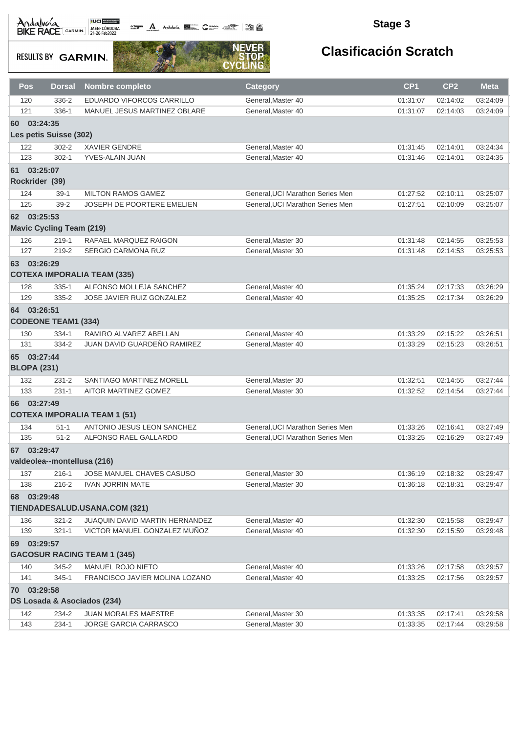**Stage 3**

## Clasificación Scratch

| Pos | Dorsal | Nombre completo | Category | CP1 | CP2 | Meta |
|---|---|---|---|---|---|---|
| 120 | 336-2 | EDUARDO VIFORCOS CARRILLO | General,Master 40 | 01:31:07 | 02:14:02 | 03:24:09 |
| 121 | 336-1 | MANUEL JESUS MARTINEZ OBLARE | General,Master 40 | 01:31:07 | 02:14:03 | 03:24:09 |
| **60 03:24:35** | | | | | | |
| **Les petis Suisse (302)** | | | | | | |
| 122 | 302-2 | XAVIER GENDRE | General,Master 40 | 01:31:45 | 02:14:01 | 03:24:34 |
| 123 | 302-1 | YVES-ALAIN JUAN | General,Master 40 | 01:31:46 | 02:14:01 | 03:24:35 |
| **61 03:25:07** | | | | | | |
| **Rockrider (39)** | | | | | | |
| 124 | 39-1 | MILTON RAMOS GAMEZ | General,UCI Marathon Series Men | 01:27:52 | 02:10:11 | 03:25:07 |
| 125 | 39-2 | JOSEPH DE POORTERE EMELIEN | General,UCI Marathon Series Men | 01:27:51 | 02:10:09 | 03:25:07 |
| **62 03:25:53** | | | | | | |
| **Mavic Cycling Team (219)** | | | | | | |
| 126 | 219-1 | RAFAEL MARQUEZ RAIGON | General,Master 30 | 01:31:48 | 02:14:55 | 03:25:53 |
| 127 | 219-2 | SERGIO CARMONA RUZ | General,Master 30 | 01:31:48 | 02:14:53 | 03:25:53 |
| **63 03:26:29** | | | | | | |
| **COTEXA IMPORALIA TEAM (335)** | | | | | | |
| 128 | 335-1 | ALFONSO MOLLEJA SANCHEZ | General,Master 40 | 01:35:24 | 02:17:33 | 03:26:29 |
| 129 | 335-2 | JOSE JAVIER RUIZ GONZALEZ | General,Master 40 | 01:35:25 | 02:17:34 | 03:26:29 |
| **64 03:26:51** | | | | | | |
| **CODEONE TEAM1 (334)** | | | | | | |
| 130 | 334-1 | RAMIRO ALVAREZ ABELLAN | General,Master 40 | 01:33:29 | 02:15:22 | 03:26:51 |
| 131 | 334-2 | JUAN DAVID GUARDEÑO RAMIREZ | General,Master 40 | 01:33:29 | 02:15:23 | 03:26:51 |
| **65 03:27:44** | | | | | | |
| **BLOPA (231)** | | | | | | |
| 132 | 231-2 | SANTIAGO MARTINEZ MORELL | General,Master 30 | 01:32:51 | 02:14:55 | 03:27:44 |
| 133 | 231-1 | AITOR MARTINEZ GOMEZ | General,Master 30 | 01:32:52 | 02:14:54 | 03:27:44 |
| **66 03:27:49** | | | | | | |
| **COTEXA IMPORALIA TEAM 1 (51)** | | | | | | |
| 134 | 51-1 | ANTONIO JESUS LEON SANCHEZ | General,UCI Marathon Series Men | 01:33:26 | 02:16:41 | 03:27:49 |
| 135 | 51-2 | ALFONSO RAEL GALLARDO | General,UCI Marathon Series Men | 01:33:25 | 02:16:29 | 03:27:49 |
| **67 03:29:47** | | | | | | |
| **valdeolea--montellusa (216)** | | | | | | |
| 137 | 216-1 | JOSE MANUEL CHAVES CASUSO | General,Master 30 | 01:36:19 | 02:18:32 | 03:29:47 |
| 138 | 216-2 | IVAN JORRIN MATE | General,Master 30 | 01:36:18 | 02:18:31 | 03:29:47 |
| **68 03:29:48** | | | | | | |
| **TIENDADESALUD.USANA.COM (321)** | | | | | | |
| 136 | 321-2 | JUAQUIN DAVID MARTIN HERNANDEZ | General,Master 40 | 01:32:30 | 02:15:58 | 03:29:47 |
| 139 | 321-1 | VICTOR MANUEL GONZALEZ MUÑOZ | General,Master 40 | 01:32:30 | 02:15:59 | 03:29:48 |
| **69 03:29:57** | | | | | | |
| **GACOSUR RACING TEAM 1 (345)** | | | | | | |
| 140 | 345-2 | MANUEL ROJO NIETO | General,Master 40 | 01:33:26 | 02:17:58 | 03:29:57 |
| 141 | 345-1 | FRANCISCO JAVIER MOLINA LOZANO | General,Master 40 | 01:33:25 | 02:17:56 | 03:29:57 |
| **70 03:29:58** | | | | | | |
| **DS Losada & Asociados (234)** | | | | | | |
| 142 | 234-2 | JUAN MORALES MAESTRE | General,Master 30 | 01:33:35 | 02:17:41 | 03:29:58 |
| 143 | 234-1 | JORGE GARCIA CARRASCO | General,Master 30 | 01:33:35 | 02:17:44 | 03:29:58 |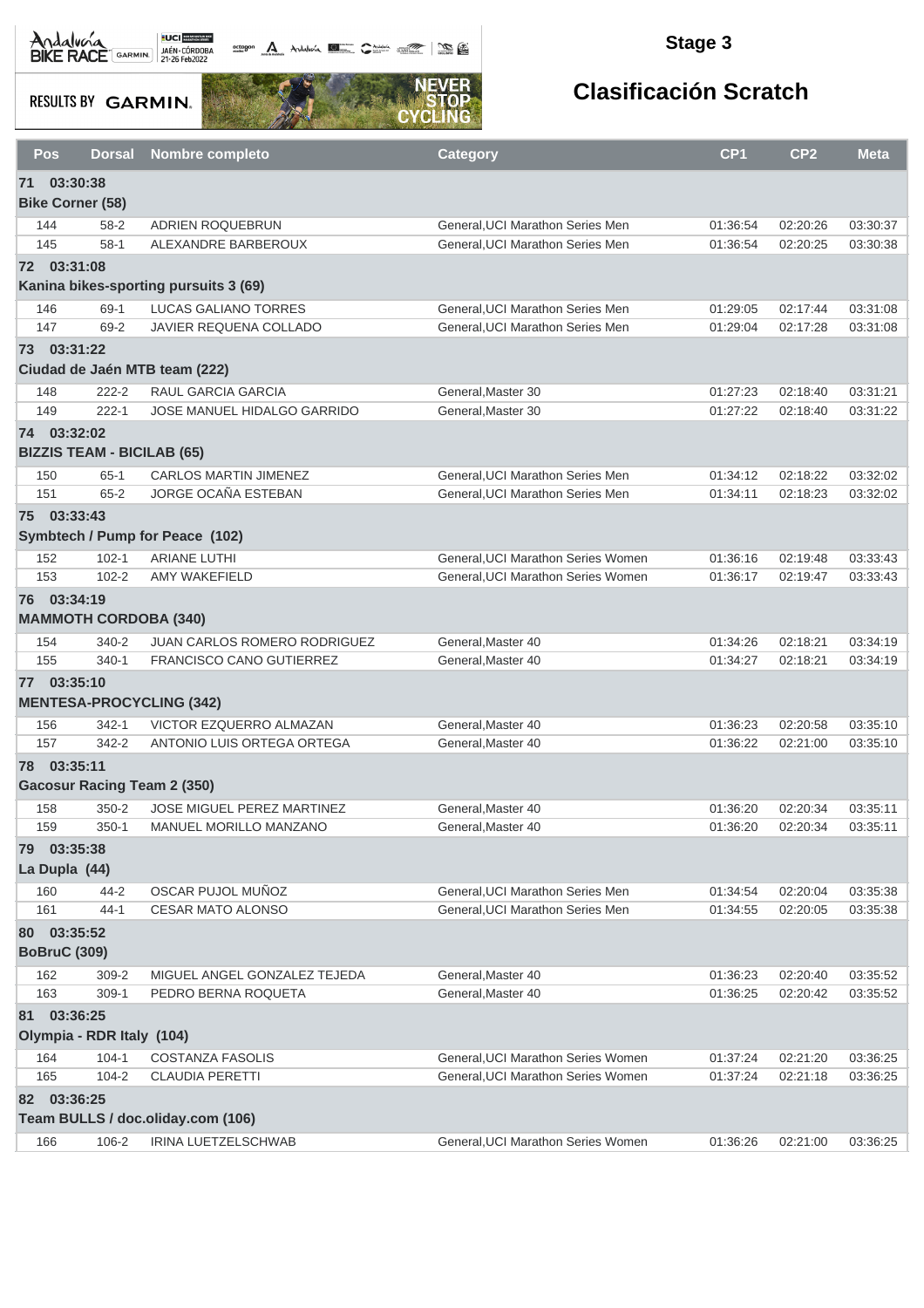## Stage 3

## Clasificación Scratch

| Pos | Dorsal | Nombre completo | Category | CP1 | CP2 | Meta |
|---|---|---|---|---|---|---|
| **71 03:30:38** | | | | | | |
| **Bike Corner (58)** | | | | | | |
| 144 | 58-2 | ADRIEN ROQUEBRUN | General,UCI Marathon Series Men | 01:36:54 | 02:20:26 | 03:30:37 |
| 145 | 58-1 | ALEXANDRE BARBEROUX | General,UCI Marathon Series Men | 01:36:54 | 02:20:25 | 03:30:38 |
| **72 03:31:08** | | | | | | |
| **Kanina bikes-sporting pursuits 3 (69)** | | | | | | |
| 146 | 69-1 | LUCAS GALIANO TORRES | General,UCI Marathon Series Men | 01:29:05 | 02:17:44 | 03:31:08 |
| 147 | 69-2 | JAVIER REQUENA COLLADO | General,UCI Marathon Series Men | 01:29:04 | 02:17:28 | 03:31:08 |
| **73 03:31:22** | | | | | | |
| **Ciudad de Jaén MTB team (222)** | | | | | | |
| 148 | 222-2 | RAUL GARCIA GARCIA | General,Master 30 | 01:27:23 | 02:18:40 | 03:31:21 |
| 149 | 222-1 | JOSE MANUEL HIDALGO GARRIDO | General,Master 30 | 01:27:22 | 02:18:40 | 03:31:22 |
| **74 03:32:02** | | | | | | |
| **BIZZIS TEAM - BICILAB (65)** | | | | | | |
| 150 | 65-1 | CARLOS MARTIN JIMENEZ | General,UCI Marathon Series Men | 01:34:12 | 02:18:22 | 03:32:02 |
| 151 | 65-2 | JORGE OCAÑA ESTEBAN | General,UCI Marathon Series Men | 01:34:11 | 02:18:23 | 03:32:02 |
| **75 03:33:43** | | | | | | |
| **Symbtech / Pump for Peace (102)** | | | | | | |
| 152 | 102-1 | ARIANE LUTHI | General,UCI Marathon Series Women | 01:36:16 | 02:19:48 | 03:33:43 |
| 153 | 102-2 | AMY WAKEFIELD | General,UCI Marathon Series Women | 01:36:17 | 02:19:47 | 03:33:43 |
| **76 03:34:19** | | | | | | |
| **MAMMOTH CORDOBA (340)** | | | | | | |
| 154 | 340-2 | JUAN CARLOS ROMERO RODRIGUEZ | General,Master 40 | 01:34:26 | 02:18:21 | 03:34:19 |
| 155 | 340-1 | FRANCISCO CANO GUTIERREZ | General,Master 40 | 01:34:27 | 02:18:21 | 03:34:19 |
| **77 03:35:10** | | | | | | |
| **MENTESA-PROCYCLING (342)** | | | | | | |
| 156 | 342-1 | VICTOR EZQUERRO ALMAZAN | General,Master 40 | 01:36:23 | 02:20:58 | 03:35:10 |
| 157 | 342-2 | ANTONIO LUIS ORTEGA ORTEGA | General,Master 40 | 01:36:22 | 02:21:00 | 03:35:10 |
| **78 03:35:11** | | | | | | |
| **Gacosur Racing Team 2 (350)** | | | | | | |
| 158 | 350-2 | JOSE MIGUEL PEREZ MARTINEZ | General,Master 40 | 01:36:20 | 02:20:34 | 03:35:11 |
| 159 | 350-1 | MANUEL MORILLO MANZANO | General,Master 40 | 01:36:20 | 02:20:34 | 03:35:11 |
| **79 03:35:38** | | | | | | |
| **La Dupla (44)** | | | | | | |
| 160 | 44-2 | OSCAR PUJOL MUÑOZ | General,UCI Marathon Series Men | 01:34:54 | 02:20:04 | 03:35:38 |
| 161 | 44-1 | CESAR MATO ALONSO | General,UCI Marathon Series Men | 01:34:55 | 02:20:05 | 03:35:38 |
| **80 03:35:52** | | | | | | |
| **BoBruC (309)** | | | | | | |
| 162 | 309-2 | MIGUEL ANGEL GONZALEZ TEJEDA | General,Master 40 | 01:36:23 | 02:20:40 | 03:35:52 |
| 163 | 309-1 | PEDRO BERNA ROQUETA | General,Master 40 | 01:36:25 | 02:20:42 | 03:35:52 |
| **81 03:36:25** | | | | | | |
| **Olympia - RDR Italy (104)** | | | | | | |
| 164 | 104-1 | COSTANZA FASOLIS | General,UCI Marathon Series Women | 01:37:24 | 02:21:20 | 03:36:25 |
| 165 | 104-2 | CLAUDIA PERETTI | General,UCI Marathon Series Women | 01:37:24 | 02:21:18 | 03:36:25 |
| **82 03:36:25** | | | | | | |
| **Team BULLS / doc.oliday.com (106)** | | | | | | |
| 166 | 106-2 | IRINA LUETZELSCHWAB | General,UCI Marathon Series Women | 01:36:26 | 02:21:00 | 03:36:25 |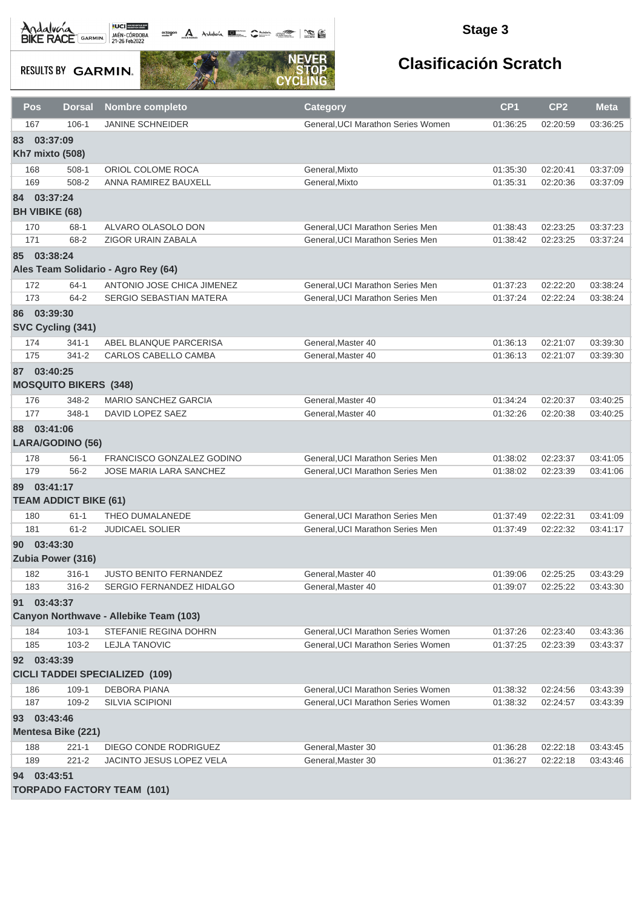**Stage 3**

## Clasificación Scratch

| Pos | Dorsal | Nombre completo | Category | CP1 | CP2 | Meta |
|---|---|---|---|---|---|---|
| 167 | 106-1 | JANINE SCHNEIDER | General,UCI Marathon Series Women | 01:36:25 | 02:20:59 | 03:36:25 |
| **83 03:37:09** | | | | | | |
| **Kh7 mixto (508)** | | | | | | |
| 168 | 508-1 | ORIOL COLOME ROCA | General,Mixto | 01:35:30 | 02:20:41 | 03:37:09 |
| 169 | 508-2 | ANNA RAMIREZ BAUXELL | General,Mixto | 01:35:31 | 02:20:36 | 03:37:09 |
| **84 03:37:24** | | | | | | |
| **BH VIBIKE (68)** | | | | | | |
| 170 | 68-1 | ALVARO OLASOLO DON | General,UCI Marathon Series Men | 01:38:43 | 02:23:25 | 03:37:23 |
| 171 | 68-2 | ZIGOR URAIN ZABALA | General,UCI Marathon Series Men | 01:38:42 | 02:23:25 | 03:37:24 |
| **85 03:38:24** | | | | | | |
| **Ales Team Solidario - Agro Rey (64)** | | | | | | |
| 172 | 64-1 | ANTONIO JOSE CHICA JIMENEZ | General,UCI Marathon Series Men | 01:37:23 | 02:22:20 | 03:38:24 |
| 173 | 64-2 | SERGIO SEBASTIAN MATERA | General,UCI Marathon Series Men | 01:37:24 | 02:22:24 | 03:38:24 |
| **86 03:39:30** | | | | | | |
| **SVC Cycling (341)** | | | | | | |
| 174 | 341-1 | ABEL BLANQUE PARCERISA | General,Master 40 | 01:36:13 | 02:21:07 | 03:39:30 |
| 175 | 341-2 | CARLOS CABELLO CAMBA | General,Master 40 | 01:36:13 | 02:21:07 | 03:39:30 |
| **87 03:40:25** | | | | | | |
| **MOSQUITO BIKERS (348)** | | | | | | |
| 176 | 348-2 | MARIO SANCHEZ GARCIA | General,Master 40 | 01:34:24 | 02:20:37 | 03:40:25 |
| 177 | 348-1 | DAVID LOPEZ SAEZ | General,Master 40 | 01:32:26 | 02:20:38 | 03:40:25 |
| **88 03:41:06** | | | | | | |
| **LARA/GODINO (56)** | | | | | | |
| 178 | 56-1 | FRANCISCO GONZALEZ GODINO | General,UCI Marathon Series Men | 01:38:02 | 02:23:37 | 03:41:05 |
| 179 | 56-2 | JOSE MARIA LARA SANCHEZ | General,UCI Marathon Series Men | 01:38:02 | 02:23:39 | 03:41:06 |
| **89 03:41:17** | | | | | | |
| **TEAM ADDICT BIKE (61)** | | | | | | |
| 180 | 61-1 | THEO DUMALANEDE | General,UCI Marathon Series Men | 01:37:49 | 02:22:31 | 03:41:09 |
| 181 | 61-2 | JUDICAEL SOLIER | General,UCI Marathon Series Men | 01:37:49 | 02:22:32 | 03:41:17 |
| **90 03:43:30** | | | | | | |
| **Zubia Power (316)** | | | | | | |
| 182 | 316-1 | JUSTO BENITO FERNANDEZ | General,Master 40 | 01:39:06 | 02:25:25 | 03:43:29 |
| 183 | 316-2 | SERGIO FERNANDEZ HIDALGO | General,Master 40 | 01:39:07 | 02:25:22 | 03:43:30 |
| **91 03:43:37** | | | | | | |
| **Canyon Northwave - Allebike Team (103)** | | | | | | |
| 184 | 103-1 | STEFANIE REGINA DOHRN | General,UCI Marathon Series Women | 01:37:26 | 02:23:40 | 03:43:36 |
| 185 | 103-2 | LEJLA TANOVIC | General,UCI Marathon Series Women | 01:37:25 | 02:23:39 | 03:43:37 |
| **92 03:43:39** | | | | | | |
| **CICLI TADDEI SPECIALIZED (109)** | | | | | | |
| 186 | 109-1 | DEBORA PIANA | General,UCI Marathon Series Women | 01:38:32 | 02:24:56 | 03:43:39 |
| 187 | 109-2 | SILVIA SCIPIONI | General,UCI Marathon Series Women | 01:38:32 | 02:24:57 | 03:43:39 |
| **93 03:43:46** | | | | | | |
| **Mentesa Bike (221)** | | | | | | |
| 188 | 221-1 | DIEGO CONDE RODRIGUEZ | General,Master 30 | 01:36:28 | 02:22:18 | 03:43:45 |
| 189 | 221-2 | JACINTO JESUS LOPEZ VELA | General,Master 30 | 01:36:27 | 02:22:18 | 03:43:46 |
| **94 03:43:51** | | | | | | |
| **TORPADO FACTORY TEAM (101)** | | | | | | |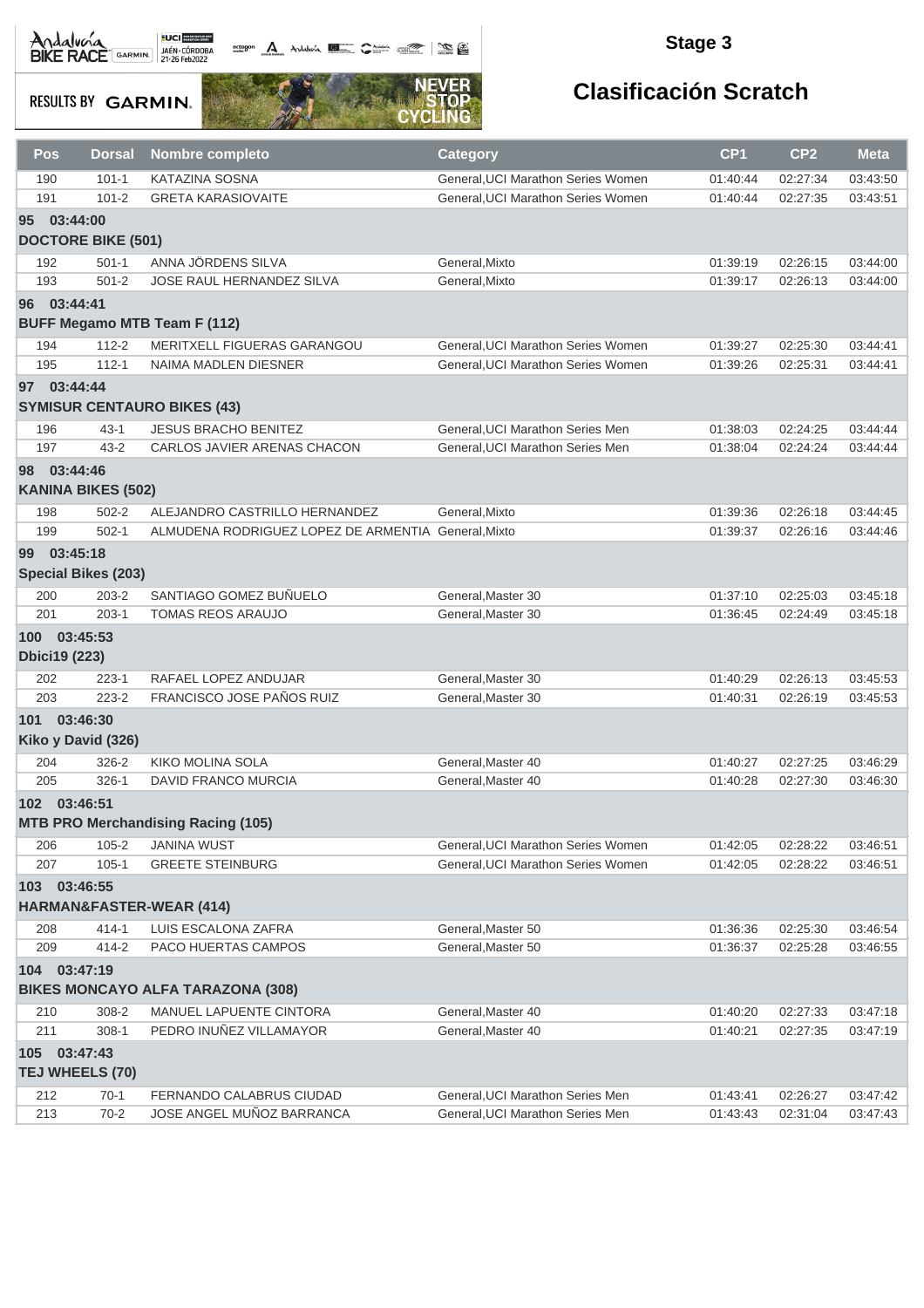## Stage 3

## Clasificación Scratch

| Pos | Dorsal | Nombre completo | Category | CP1 | CP2 | Meta |
|---|---|---|---|---|---|---|
| 190 | 101-1 | KATAZINA SOSNA | General,UCI Marathon Series Women | 01:40:44 | 02:27:34 | 03:43:50 |
| 191 | 101-2 | GRETA KARASIOVAITE | General,UCI Marathon Series Women | 01:40:44 | 02:27:35 | 03:43:51 |
| **95 03:44:00** | | | | | | |
| **DOCTORE BIKE (501)** | | | | | | |
| 192 | 501-1 | ANNA JÖRDENS SILVA | General,Mixto | 01:39:19 | 02:26:15 | 03:44:00 |
| 193 | 501-2 | JOSE RAUL HERNANDEZ SILVA | General,Mixto | 01:39:17 | 02:26:13 | 03:44:00 |
| **96 03:44:41** | | | | | | |
| **BUFF Megamo MTB Team F (112)** | | | | | | |
| 194 | 112-2 | MERITXELL FIGUERAS GARANGOU | General,UCI Marathon Series Women | 01:39:27 | 02:25:30 | 03:44:41 |
| 195 | 112-1 | NAIMA MADLEN DIESNER | General,UCI Marathon Series Women | 01:39:26 | 02:25:31 | 03:44:41 |
| **97 03:44:44** | | | | | | |
| **SYMISUR CENTAURO BIKES (43)** | | | | | | |
| 196 | 43-1 | JESUS BRACHO BENITEZ | General,UCI Marathon Series Men | 01:38:03 | 02:24:25 | 03:44:44 |
| 197 | 43-2 | CARLOS JAVIER ARENAS CHACON | General,UCI Marathon Series Men | 01:38:04 | 02:24:24 | 03:44:44 |
| **98 03:44:46** | | | | | | |
| **KANINA BIKES (502)** | | | | | | |
| 198 | 502-2 | ALEJANDRO CASTRILLO HERNANDEZ | General,Mixto | 01:39:36 | 02:26:18 | 03:44:45 |
| 199 | 502-1 | ALMUDENA RODRIGUEZ LOPEZ DE ARMENTIA | General,Mixto | 01:39:37 | 02:26:16 | 03:44:46 |
| **99 03:45:18** | | | | | | |
| **Special Bikes (203)** | | | | | | |
| 200 | 203-2 | SANTIAGO GOMEZ BUÑUELO | General,Master 30 | 01:37:10 | 02:25:03 | 03:45:18 |
| 201 | 203-1 | TOMAS REOS ARAUJO | General,Master 30 | 01:36:45 | 02:24:49 | 03:45:18 |
| **100 03:45:53** | | | | | | |
| **Dbici19 (223)** | | | | | | |
| 202 | 223-1 | RAFAEL LOPEZ ANDUJAR | General,Master 30 | 01:40:29 | 02:26:13 | 03:45:53 |
| 203 | 223-2 | FRANCISCO JOSE PAÑOS RUIZ | General,Master 30 | 01:40:31 | 02:26:19 | 03:45:53 |
| **101 03:46:30** | | | | | | |
| **Kiko y David (326)** | | | | | | |
| 204 | 326-2 | KIKO MOLINA SOLA | General,Master 40 | 01:40:27 | 02:27:25 | 03:46:29 |
| 205 | 326-1 | DAVID FRANCO MURCIA | General,Master 40 | 01:40:28 | 02:27:30 | 03:46:30 |
| **102 03:46:51** | | | | | | |
| **MTB PRO Merchandising Racing (105)** | | | | | | |
| 206 | 105-2 | JANINA WUST | General,UCI Marathon Series Women | 01:42:05 | 02:28:22 | 03:46:51 |
| 207 | 105-1 | GREETE STEINBURG | General,UCI Marathon Series Women | 01:42:05 | 02:28:22 | 03:46:51 |
| **103 03:46:55** | | | | | | |
| **HARMAN&FASTER-WEAR (414)** | | | | | | |
| 208 | 414-1 | LUIS ESCALONA ZAFRA | General,Master 50 | 01:36:36 | 02:25:30 | 03:46:54 |
| 209 | 414-2 | PACO HUERTAS CAMPOS | General,Master 50 | 01:36:37 | 02:25:28 | 03:46:55 |
| **104 03:47:19** | | | | | | |
| **BIKES MONCAYO ALFA TARAZONA (308)** | | | | | | |
| 210 | 308-2 | MANUEL LAPUENTE CINTORA | General,Master 40 | 01:40:20 | 02:27:33 | 03:47:18 |
| 211 | 308-1 | PEDRO INUÑEZ VILLAMAYOR | General,Master 40 | 01:40:21 | 02:27:35 | 03:47:19 |
| **105 03:47:43** | | | | | | |
| **TEJ WHEELS (70)** | | | | | | |
| 212 | 70-1 | FERNANDO CALABRUS CIUDAD | General,UCI Marathon Series Men | 01:43:41 | 02:26:27 | 03:47:42 |
| 213 | 70-2 | JOSE ANGEL MUÑOZ BARRANCA | General,UCI Marathon Series Men | 01:43:43 | 02:31:04 | 03:47:43 |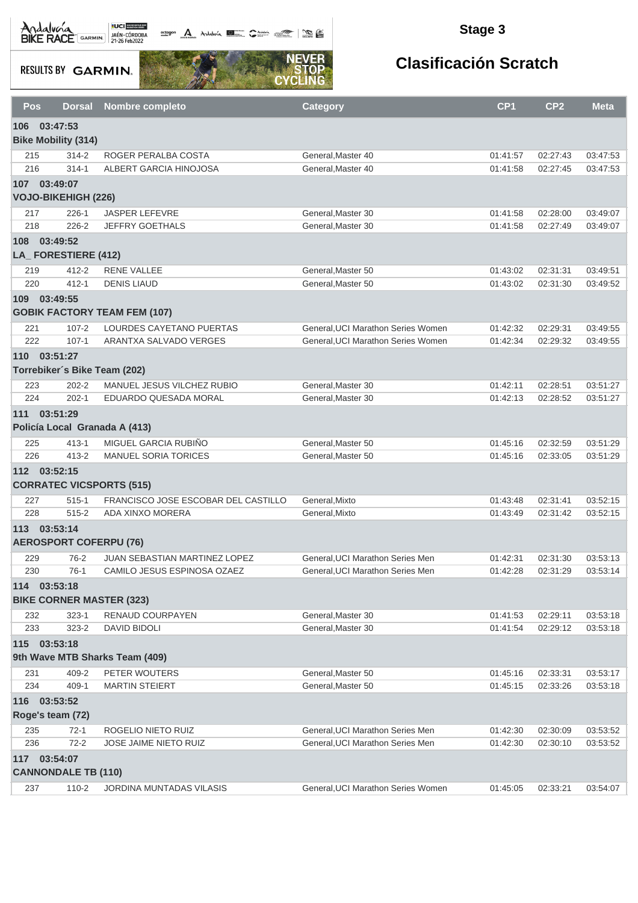# Stage 3

## Clasificación Scratch

| Pos | Dorsal | Nombre completo | Category | CP1 | CP2 | Meta |
|---|---|---|---|---|---|---|
| **106 03:47:53** | | | | | | |
| **Bike Mobility (314)** | | | | | | |
| 215 | 314-2 | ROGER PERALBA COSTA | General,Master 40 | 01:41:57 | 02:27:43 | 03:47:53 |
| 216 | 314-1 | ALBERT GARCIA HINOJOSA | General,Master 40 | 01:41:58 | 02:27:45 | 03:47:53 |
| **107 03:49:07** | | | | | | |
| **VOJO-BIKEHIGH (226)** | | | | | | |
| 217 | 226-1 | JASPER LEFEVRE | General,Master 30 | 01:41:58 | 02:28:00 | 03:49:07 |
| 218 | 226-2 | JEFFRY GOETHALS | General,Master 30 | 01:41:58 | 02:27:49 | 03:49:07 |
| **108 03:49:52** | | | | | | |
| **LA_ FORESTIERE (412)** | | | | | | |
| 219 | 412-2 | RENE VALLEE | General,Master 50 | 01:43:02 | 02:31:31 | 03:49:51 |
| 220 | 412-1 | DENIS LIAUD | General,Master 50 | 01:43:02 | 02:31:30 | 03:49:52 |
| **109 03:49:55** | | | | | | |
| **GOBIK FACTORY TEAM FEM (107)** | | | | | | |
| 221 | 107-2 | LOURDES CAYETANO PUERTAS | General,UCI Marathon Series Women | 01:42:32 | 02:29:31 | 03:49:55 |
| 222 | 107-1 | ARANTXA SALVADO VERGES | General,UCI Marathon Series Women | 01:42:34 | 02:29:32 | 03:49:55 |
| **110 03:51:27** | | | | | | |
| **Torrebiker´s Bike Team (202)** | | | | | | |
| 223 | 202-2 | MANUEL JESUS VILCHEZ RUBIO | General,Master 30 | 01:42:11 | 02:28:51 | 03:51:27 |
| 224 | 202-1 | EDUARDO QUESADA MORAL | General,Master 30 | 01:42:13 | 02:28:52 | 03:51:27 |
| **111 03:51:29** | | | | | | |
| **Policía Local Granada A (413)** | | | | | | |
| 225 | 413-1 | MIGUEL GARCIA RUBIÑO | General,Master 50 | 01:45:16 | 02:32:59 | 03:51:29 |
| 226 | 413-2 | MANUEL SORIA TORICES | General,Master 50 | 01:45:16 | 02:33:05 | 03:51:29 |
| **112 03:52:15** | | | | | | |
| **CORRATEC VICSPORTS (515)** | | | | | | |
| 227 | 515-1 | FRANCISCO JOSE ESCOBAR DEL CASTILLO | General,Mixto | 01:43:48 | 02:31:41 | 03:52:15 |
| 228 | 515-2 | ADA XINXO MORERA | General,Mixto | 01:43:49 | 02:31:42 | 03:52:15 |
| **113 03:53:14** | | | | | | |
| **AEROSPORT COFERPU (76)** | | | | | | |
| 229 | 76-2 | JUAN SEBASTIAN MARTINEZ LOPEZ | General,UCI Marathon Series Men | 01:42:31 | 02:31:30 | 03:53:13 |
| 230 | 76-1 | CAMILO JESUS ESPINOSA OZAEZ | General,UCI Marathon Series Men | 01:42:28 | 02:31:29 | 03:53:14 |
| **114 03:53:18** | | | | | | |
| **BIKE CORNER MASTER (323)** | | | | | | |
| 232 | 323-1 | RENAUD COURPAYEN | General,Master 30 | 01:41:53 | 02:29:11 | 03:53:18 |
| 233 | 323-2 | DAVID BIDOLI | General,Master 30 | 01:41:54 | 02:29:12 | 03:53:18 |
| **115 03:53:18** | | | | | | |
| **9th Wave MTB Sharks Team (409)** | | | | | | |
| 231 | 409-2 | PETER WOUTERS | General,Master 50 | 01:45:16 | 02:33:31 | 03:53:17 |
| 234 | 409-1 | MARTIN STEIERT | General,Master 50 | 01:45:15 | 02:33:26 | 03:53:18 |
| **116 03:53:52** | | | | | | |
| **Roge's team (72)** | | | | | | |
| 235 | 72-1 | ROGELIO NIETO RUIZ | General,UCI Marathon Series Men | 01:42:30 | 02:30:09 | 03:53:52 |
| 236 | 72-2 | JOSE JAIME NIETO RUIZ | General,UCI Marathon Series Men | 01:42:30 | 02:30:10 | 03:53:52 |
| **117 03:54:07** | | | | | | |
| **CANNONDALE TB (110)** | | | | | | |
| 237 | 110-2 | JORDINA MUNTADAS VILASIS | General,UCI Marathon Series Women | 01:45:05 | 02:33:21 | 03:54:07 |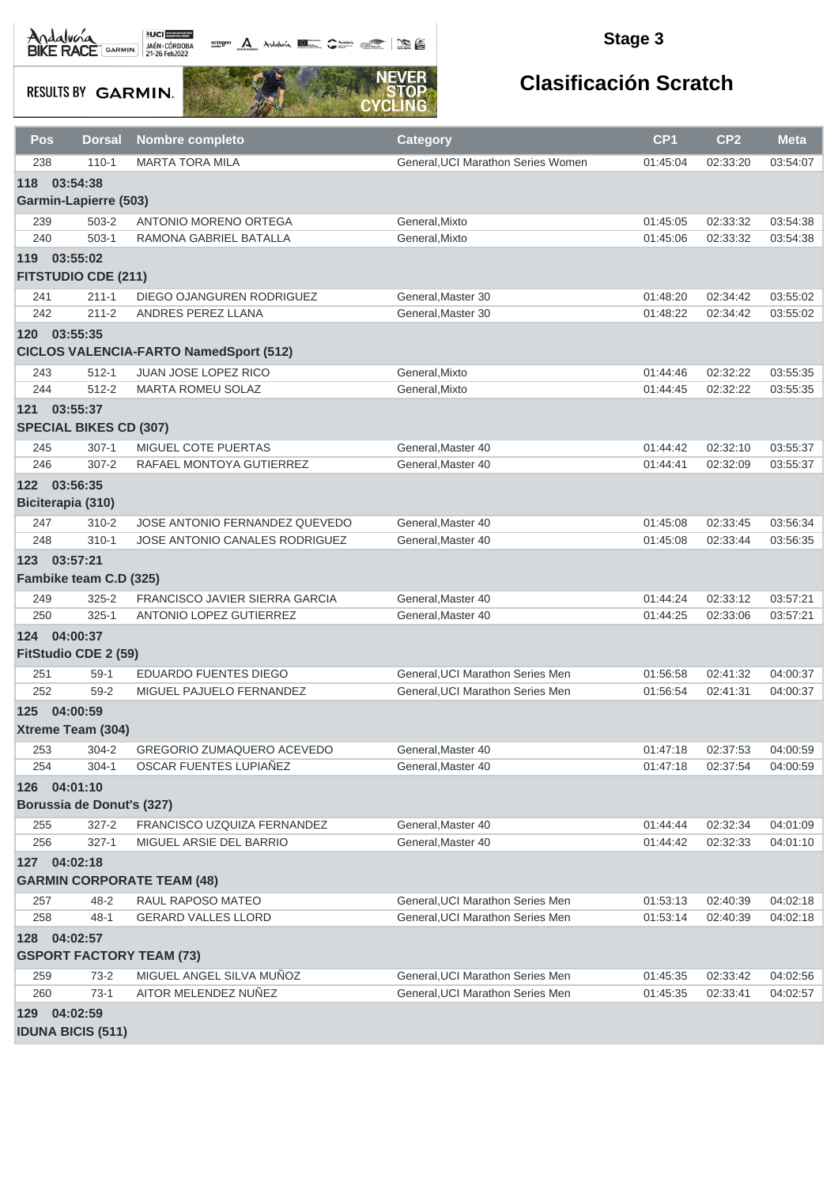## Stage 3

# Clasificación Scratch

| Pos | Dorsal | Nombre completo | Category | CP1 | CP2 | Meta |
|---|---|---|---|---|---|---|
| 238 | 110-1 | MARTA TORA MILA | General,UCI Marathon Series Women | 01:45:04 | 02:33:20 | 03:54:07 |
| **118 03:54:38** | | | | | | |
| **Garmin-Lapierre (503)** | | | | | | |
| 239 | 503-2 | ANTONIO MORENO ORTEGA | General,Mixto | 01:45:05 | 02:33:32 | 03:54:38 |
| 240 | 503-1 | RAMONA GABRIEL BATALLA | General,Mixto | 01:45:06 | 02:33:32 | 03:54:38 |
| **119 03:55:02** | | | | | | |
| **FITSTUDIO CDE (211)** | | | | | | |
| 241 | 211-1 | DIEGO OJANGUREN RODRIGUEZ | General,Master 30 | 01:48:20 | 02:34:42 | 03:55:02 |
| 242 | 211-2 | ANDRES PEREZ LLANA | General,Master 30 | 01:48:22 | 02:34:42 | 03:55:02 |
| **120 03:55:35** | | | | | | |
| **CICLOS VALENCIA-FARTO NamedSport (512)** | | | | | | |
| 243 | 512-1 | JUAN JOSE LOPEZ RICO | General,Mixto | 01:44:46 | 02:32:22 | 03:55:35 |
| 244 | 512-2 | MARTA ROMEU SOLAZ | General,Mixto | 01:44:45 | 02:32:22 | 03:55:35 |
| **121 03:55:37** | | | | | | |
| **SPECIAL BIKES CD (307)** | | | | | | |
| 245 | 307-1 | MIGUEL COTE PUERTAS | General,Master 40 | 01:44:42 | 02:32:10 | 03:55:37 |
| 246 | 307-2 | RAFAEL MONTOYA GUTIERREZ | General,Master 40 | 01:44:41 | 02:32:09 | 03:55:37 |
| **122 03:56:35** | | | | | | |
| **Biciterapia (310)** | | | | | | |
| 247 | 310-2 | JOSE ANTONIO FERNANDEZ QUEVEDO | General,Master 40 | 01:45:08 | 02:33:45 | 03:56:34 |
| 248 | 310-1 | JOSE ANTONIO CANALES RODRIGUEZ | General,Master 40 | 01:45:08 | 02:33:44 | 03:56:35 |
| **123 03:57:21** | | | | | | |
| **Fambike team C.D (325)** | | | | | | |
| 249 | 325-2 | FRANCISCO JAVIER SIERRA GARCIA | General,Master 40 | 01:44:24 | 02:33:12 | 03:57:21 |
| 250 | 325-1 | ANTONIO LOPEZ GUTIERREZ | General,Master 40 | 01:44:25 | 02:33:06 | 03:57:21 |
| **124 04:00:37** | | | | | | |
| **FitStudio CDE 2 (59)** | | | | | | |
| 251 | 59-1 | EDUARDO FUENTES DIEGO | General,UCI Marathon Series Men | 01:56:58 | 02:41:32 | 04:00:37 |
| 252 | 59-2 | MIGUEL PAJUELO FERNANDEZ | General,UCI Marathon Series Men | 01:56:54 | 02:41:31 | 04:00:37 |
| **125 04:00:59** | | | | | | |
| **Xtreme Team (304)** | | | | | | |
| 253 | 304-2 | GREGORIO ZUMAQUERO ACEVEDO | General,Master 40 | 01:47:18 | 02:37:53 | 04:00:59 |
| 254 | 304-1 | OSCAR FUENTES LUPIAÑEZ | General,Master 40 | 01:47:18 | 02:37:54 | 04:00:59 |
| **126 04:01:10** | | | | | | |
| **Borussia de Donut's (327)** | | | | | | |
| 255 | 327-2 | FRANCISCO UZQUIZA FERNANDEZ | General,Master 40 | 01:44:44 | 02:32:34 | 04:01:09 |
| 256 | 327-1 | MIGUEL ARSIE DEL BARRIO | General,Master 40 | 01:44:42 | 02:32:33 | 04:01:10 |
| **127 04:02:18** | | | | | | |
| **GARMIN CORPORATE TEAM (48)** | | | | | | |
| 257 | 48-2 | RAUL RAPOSO MATEO | General,UCI Marathon Series Men | 01:53:13 | 02:40:39 | 04:02:18 |
| 258 | 48-1 | GERARD VALLES LLORD | General,UCI Marathon Series Men | 01:53:14 | 02:40:39 | 04:02:18 |
| **128 04:02:57** | | | | | | |
| **GSPORT FACTORY TEAM (73)** | | | | | | |
| 259 | 73-2 | MIGUEL ANGEL SILVA MUÑOZ | General,UCI Marathon Series Men | 01:45:35 | 02:33:42 | 04:02:56 |
| 260 | 73-1 | AITOR MELENDEZ NUÑEZ | General,UCI Marathon Series Men | 01:45:35 | 02:33:41 | 04:02:57 |
| **129 04:02:59** | | | | | | |
| **IDUNA BICIS (511)** | | | | | | |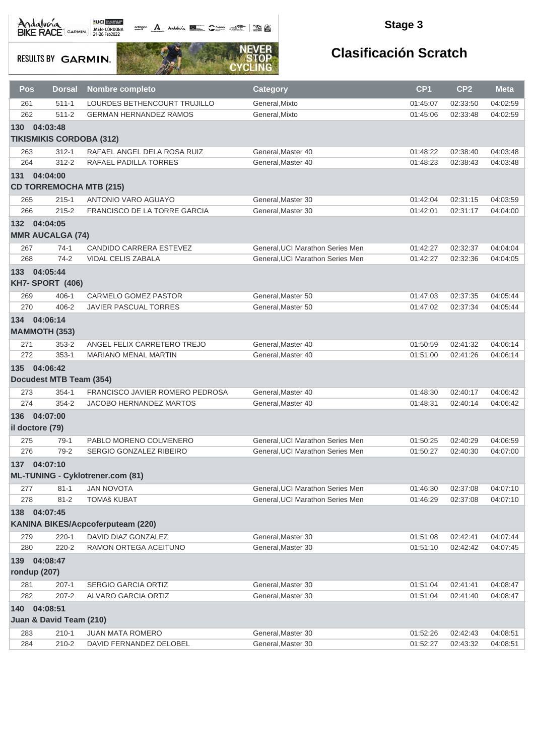## Stage 3

## Clasificación Scratch

| Pos | Dorsal | Nombre completo | Category | CP1 | CP2 | Meta |
|---|---|---|---|---|---|---|
| 261 | 511-1 | LOURDES BETHENCOURT TRUJILLO | General,Mixto | 01:45:07 | 02:33:50 | 04:02:59 |
| 262 | 511-2 | GERMAN HERNANDEZ RAMOS | General,Mixto | 01:45:06 | 02:33:48 | 04:02:59 |
| **130 04:03:48** | | | | | | |
| **TIKISMIKIS CORDOBA (312)** | | | | | | |
| 263 | 312-1 | RAFAEL ANGEL DELA ROSA RUIZ | General,Master 40 | 01:48:22 | 02:38:40 | 04:03:48 |
| 264 | 312-2 | RAFAEL PADILLA TORRES | General,Master 40 | 01:48:23 | 02:38:43 | 04:03:48 |
| **131 04:04:00** | | | | | | |
| **CD TORREMOCHA MTB (215)** | | | | | | |
| 265 | 215-1 | ANTONIO VARO AGUAYO | General,Master 30 | 01:42:04 | 02:31:15 | 04:03:59 |
| 266 | 215-2 | FRANCISCO DE LA TORRE GARCIA | General,Master 30 | 01:42:01 | 02:31:17 | 04:04:00 |
| **132 04:04:05** | | | | | | |
| **MMR AUCALGA (74)** | | | | | | |
| 267 | 74-1 | CANDIDO CARRERA ESTEVEZ | General,UCI Marathon Series Men | 01:42:27 | 02:32:37 | 04:04:04 |
| 268 | 74-2 | VIDAL CELIS ZABALA | General,UCI Marathon Series Men | 01:42:27 | 02:32:36 | 04:04:05 |
| **133 04:05:44** | | | | | | |
| **KH7- SPORT (406)** | | | | | | |
| 269 | 406-1 | CARMELO GOMEZ PASTOR | General,Master 50 | 01:47:03 | 02:37:35 | 04:05:44 |
| 270 | 406-2 | JAVIER PASCUAL TORRES | General,Master 50 | 01:47:02 | 02:37:34 | 04:05:44 |
| **134 04:06:14** | | | | | | |
| **MAMMOTH (353)** | | | | | | |
| 271 | 353-2 | ANGEL FELIX CARRETERO TREJO | General,Master 40 | 01:50:59 | 02:41:32 | 04:06:14 |
| 272 | 353-1 | MARIANO MENAL MARTIN | General,Master 40 | 01:51:00 | 02:41:26 | 04:06:14 |
| **135 04:06:42** | | | | | | |
| **Docudest MTB Team (354)** | | | | | | |
| 273 | 354-1 | FRANCISCO JAVIER ROMERO PEDROSA | General,Master 40 | 01:48:30 | 02:40:17 | 04:06:42 |
| 274 | 354-2 | JACOBO HERNANDEZ MARTOS | General,Master 40 | 01:48:31 | 02:40:14 | 04:06:42 |
| **136 04:07:00** | | | | | | |
| **il doctore (79)** | | | | | | |
| 275 | 79-1 | PABLO MORENO COLMENERO | General,UCI Marathon Series Men | 01:50:25 | 02:40:29 | 04:06:59 |
| 276 | 79-2 | SERGIO GONZALEZ RIBEIRO | General,UCI Marathon Series Men | 01:50:27 | 02:40:30 | 04:07:00 |
| **137 04:07:10** | | | | | | |
| **ML-TUNING - Cyklotrener.com (81)** | | | | | | |
| 277 | 81-1 | JAN NOVOTA | General,UCI Marathon Series Men | 01:46:30 | 02:37:08 | 04:07:10 |
| 278 | 81-2 | TOMAš KUBAT | General,UCI Marathon Series Men | 01:46:29 | 02:37:08 | 04:07:10 |
| **138 04:07:45** | | | | | | |
| **KANINA BIKES/Acpcoferputeam (220)** | | | | | | |
| 279 | 220-1 | DAVID DIAZ GONZALEZ | General,Master 30 | 01:51:08 | 02:42:41 | 04:07:44 |
| 280 | 220-2 | RAMON ORTEGA ACEITUNO | General,Master 30 | 01:51:10 | 02:42:42 | 04:07:45 |
| **139 04:08:47** | | | | | | |
| **rondup (207)** | | | | | | |
| 281 | 207-1 | SERGIO GARCIA ORTIZ | General,Master 30 | 01:51:04 | 02:41:41 | 04:08:47 |
| 282 | 207-2 | ALVARO GARCIA ORTIZ | General,Master 30 | 01:51:04 | 02:41:40 | 04:08:47 |
| **140 04:08:51** | | | | | | |
| **Juan & David Team (210)** | | | | | | |
| 283 | 210-1 | JUAN MATA ROMERO | General,Master 30 | 01:52:26 | 02:42:43 | 04:08:51 |
| 284 | 210-2 | DAVID FERNANDEZ DELOBEL | General,Master 30 | 01:52:27 | 02:43:32 | 04:08:51 |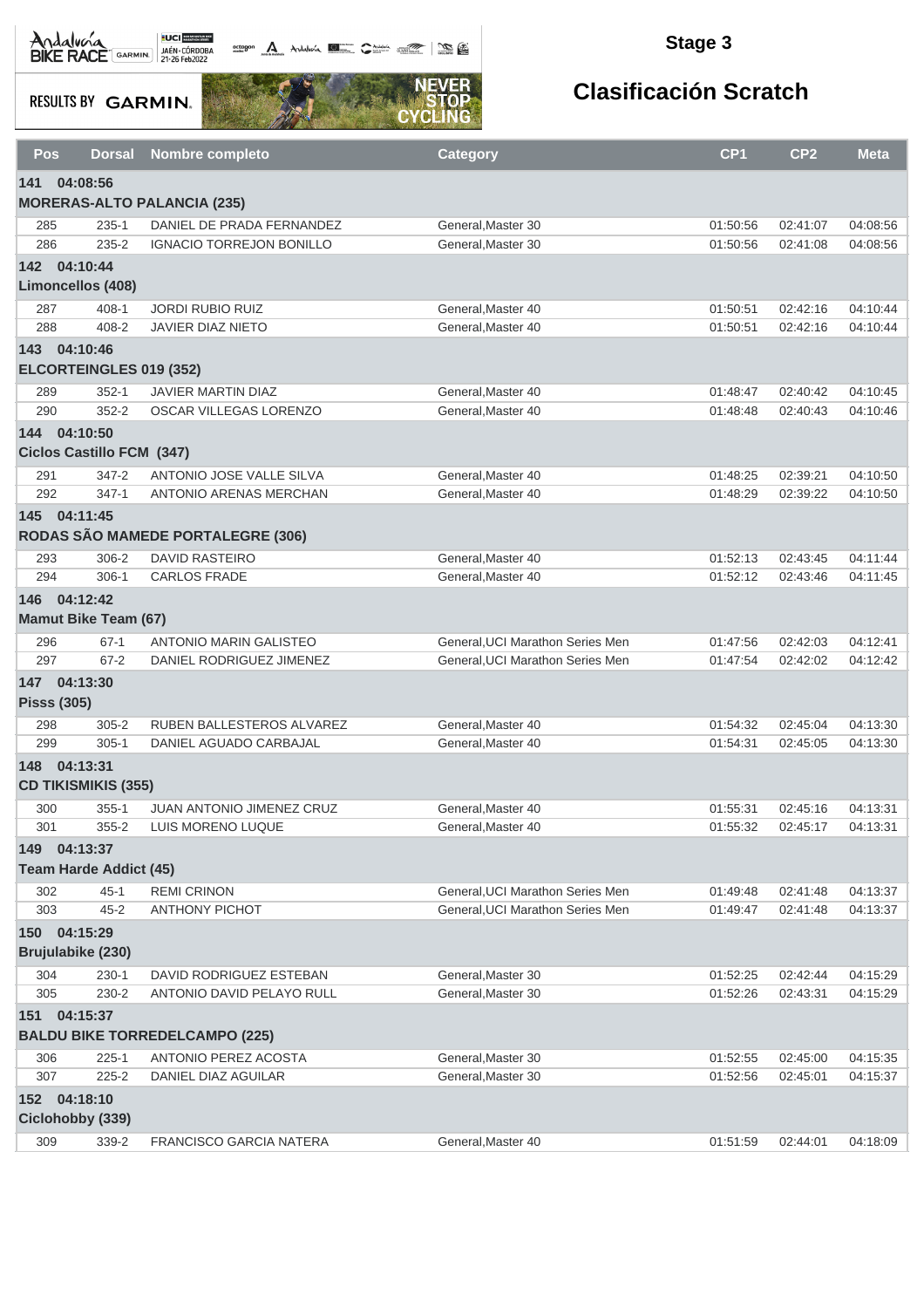# Stage 3

## Clasificación Scratch

| Pos | Dorsal | Nombre completo | Category | CP1 | CP2 | Meta |
|---|---|---|---|---|---|---|
| **141 04:08:56** | | | | | | |
| **MORERAS-ALTO PALANCIA (235)** | | | | | | |
| 285 | 235-1 | DANIEL DE PRADA FERNANDEZ | General,Master 30 | 01:50:56 | 02:41:07 | 04:08:56 |
| 286 | 235-2 | IGNACIO TORREJON BONILLO | General,Master 30 | 01:50:56 | 02:41:08 | 04:08:56 |
| **142 04:10:44** | | | | | | |
| **Limoncellos (408)** | | | | | | |
| 287 | 408-1 | JORDI RUBIO RUIZ | General,Master 40 | 01:50:51 | 02:42:16 | 04:10:44 |
| 288 | 408-2 | JAVIER DIAZ NIETO | General,Master 40 | 01:50:51 | 02:42:16 | 04:10:44 |
| **143 04:10:46** | | | | | | |
| **ELCORTEINGLES 019 (352)** | | | | | | |
| 289 | 352-1 | JAVIER MARTIN DIAZ | General,Master 40 | 01:48:47 | 02:40:42 | 04:10:45 |
| 290 | 352-2 | OSCAR VILLEGAS LORENZO | General,Master 40 | 01:48:48 | 02:40:43 | 04:10:46 |
| **144 04:10:50** | | | | | | |
| **Ciclos Castillo FCM (347)** | | | | | | |
| 291 | 347-2 | ANTONIO JOSE VALLE SILVA | General,Master 40 | 01:48:25 | 02:39:21 | 04:10:50 |
| 292 | 347-1 | ANTONIO ARENAS MERCHAN | General,Master 40 | 01:48:29 | 02:39:22 | 04:10:50 |
| **145 04:11:45** | | | | | | |
| **RODAS SÃO MAMEDE PORTALEGRE (306)** | | | | | | |
| 293 | 306-2 | DAVID RASTEIRO | General,Master 40 | 01:52:13 | 02:43:45 | 04:11:44 |
| 294 | 306-1 | CARLOS FRADE | General,Master 40 | 01:52:12 | 02:43:46 | 04:11:45 |
| **146 04:12:42** | | | | | | |
| **Mamut Bike Team (67)** | | | | | | |
| 296 | 67-1 | ANTONIO MARIN GALISTEO | General,UCI Marathon Series Men | 01:47:56 | 02:42:03 | 04:12:41 |
| 297 | 67-2 | DANIEL RODRIGUEZ JIMENEZ | General,UCI Marathon Series Men | 01:47:54 | 02:42:02 | 04:12:42 |
| **147 04:13:30** | | | | | | |
| **Pisss (305)** | | | | | | |
| 298 | 305-2 | RUBEN BALLESTEROS ALVAREZ | General,Master 40 | 01:54:32 | 02:45:04 | 04:13:30 |
| 299 | 305-1 | DANIEL AGUADO CARBAJAL | General,Master 40 | 01:54:31 | 02:45:05 | 04:13:30 |
| **148 04:13:31** | | | | | | |
| **CD TIKISMIKIS (355)** | | | | | | |
| 300 | 355-1 | JUAN ANTONIO JIMENEZ CRUZ | General,Master 40 | 01:55:31 | 02:45:16 | 04:13:31 |
| 301 | 355-2 | LUIS MORENO LUQUE | General,Master 40 | 01:55:32 | 02:45:17 | 04:13:31 |
| **149 04:13:37** | | | | | | |
| **Team Harde Addict (45)** | | | | | | |
| 302 | 45-1 | REMI CRINON | General,UCI Marathon Series Men | 01:49:48 | 02:41:48 | 04:13:37 |
| 303 | 45-2 | ANTHONY PICHOT | General,UCI Marathon Series Men | 01:49:47 | 02:41:48 | 04:13:37 |
| **150 04:15:29** | | | | | | |
| **Brujulabike (230)** | | | | | | |
| 304 | 230-1 | DAVID RODRIGUEZ ESTEBAN | General,Master 30 | 01:52:25 | 02:42:44 | 04:15:29 |
| 305 | 230-2 | ANTONIO DAVID PELAYO RULL | General,Master 30 | 01:52:26 | 02:43:31 | 04:15:29 |
| **151 04:15:37** | | | | | | |
| **BALDU BIKE TORREDELCAMPO (225)** | | | | | | |
| 306 | 225-1 | ANTONIO PEREZ ACOSTA | General,Master 30 | 01:52:55 | 02:45:00 | 04:15:35 |
| 307 | 225-2 | DANIEL DIAZ AGUILAR | General,Master 30 | 01:52:56 | 02:45:01 | 04:15:37 |
| **152 04:18:10** | | | | | | |
| **Ciclohobby (339)** | | | | | | |
| 309 | 339-2 | FRANCISCO GARCIA NATERA | General,Master 40 | 01:51:59 | 02:44:01 | 04:18:09 |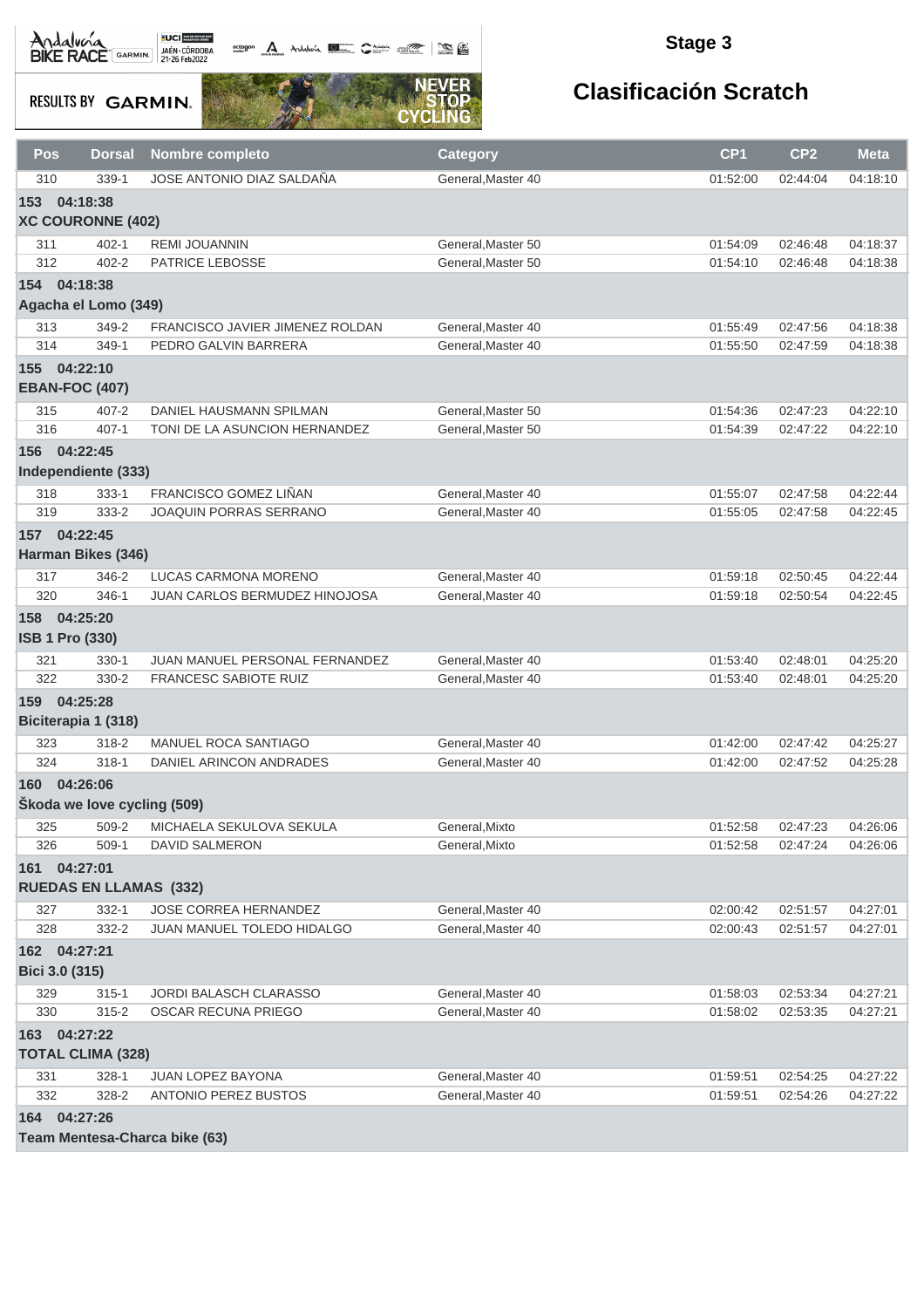## Stage 3

# Clasificación Scratch

| Pos | Dorsal | Nombre completo | Category | CP1 | CP2 | Meta |
|---|---|---|---|---|---|---|
| 310 | 339-1 | JOSE ANTONIO DIAZ SALDAÑA | General,Master 40 | 01:52:00 | 02:44:04 | 04:18:10 |
| **153 04:18:38** | | | | | | |
| **XC COURONNE (402)** | | | | | | |
| 311 | 402-1 | REMI JOUANNIN | General,Master 50 | 01:54:09 | 02:46:48 | 04:18:37 |
| 312 | 402-2 | PATRICE LEBOSSE | General,Master 50 | 01:54:10 | 02:46:48 | 04:18:38 |
| **154 04:18:38** | | | | | | |
| **Agacha el Lomo (349)** | | | | | | |
| 313 | 349-2 | FRANCISCO JAVIER JIMENEZ ROLDAN | General,Master 40 | 01:55:49 | 02:47:56 | 04:18:38 |
| 314 | 349-1 | PEDRO GALVIN BARRERA | General,Master 40 | 01:55:50 | 02:47:59 | 04:18:38 |
| **155 04:22:10** | | | | | | |
| **EBAN-FOC (407)** | | | | | | |
| 315 | 407-2 | DANIEL HAUSMANN SPILMAN | General,Master 50 | 01:54:36 | 02:47:23 | 04:22:10 |
| 316 | 407-1 | TONI DE LA ASUNCION HERNANDEZ | General,Master 50 | 01:54:39 | 02:47:22 | 04:22:10 |
| **156 04:22:45** | | | | | | |
| **Independiente (333)** | | | | | | |
| 318 | 333-1 | FRANCISCO GOMEZ LIÑAN | General,Master 40 | 01:55:07 | 02:47:58 | 04:22:44 |
| 319 | 333-2 | JOAQUIN PORRAS SERRANO | General,Master 40 | 01:55:05 | 02:47:58 | 04:22:45 |
| **157 04:22:45** | | | | | | |
| **Harman Bikes (346)** | | | | | | |
| 317 | 346-2 | LUCAS CARMONA MORENO | General,Master 40 | 01:59:18 | 02:50:45 | 04:22:44 |
| 320 | 346-1 | JUAN CARLOS BERMUDEZ HINOJOSA | General,Master 40 | 01:59:18 | 02:50:54 | 04:22:45 |
| **158 04:25:20** | | | | | | |
| **ISB 1 Pro (330)** | | | | | | |
| 321 | 330-1 | JUAN MANUEL PERSONAL FERNANDEZ | General,Master 40 | 01:53:40 | 02:48:01 | 04:25:20 |
| 322 | 330-2 | FRANCESC SABIOTE RUIZ | General,Master 40 | 01:53:40 | 02:48:01 | 04:25:20 |
| **159 04:25:28** | | | | | | |
| **Biciterapia 1 (318)** | | | | | | |
| 323 | 318-2 | MANUEL ROCA SANTIAGO | General,Master 40 | 01:42:00 | 02:47:42 | 04:25:27 |
| 324 | 318-1 | DANIEL ARINCON ANDRADES | General,Master 40 | 01:42:00 | 02:47:52 | 04:25:28 |
| **160 04:26:06** | | | | | | |
| **Škoda we love cycling (509)** | | | | | | |
| 325 | 509-2 | MICHAELA SEKULOVA SEKULA | General,Mixto | 01:52:58 | 02:47:23 | 04:26:06 |
| 326 | 509-1 | DAVID SALMERON | General,Mixto | 01:52:58 | 02:47:24 | 04:26:06 |
| **161 04:27:01** | | | | | | |
| **RUEDAS EN LLAMAS (332)** | | | | | | |
| 327 | 332-1 | JOSE CORREA HERNANDEZ | General,Master 40 | 02:00:42 | 02:51:57 | 04:27:01 |
| 328 | 332-2 | JUAN MANUEL TOLEDO HIDALGO | General,Master 40 | 02:00:43 | 02:51:57 | 04:27:01 |
| **162 04:27:21** | | | | | | |
| **Bici 3.0 (315)** | | | | | | |
| 329 | 315-1 | JORDI BALASCH CLARASSO | General,Master 40 | 01:58:03 | 02:53:34 | 04:27:21 |
| 330 | 315-2 | OSCAR RECUNA PRIEGO | General,Master 40 | 01:58:02 | 02:53:35 | 04:27:21 |
| **163 04:27:22** | | | | | | |
| **TOTAL CLIMA (328)** | | | | | | |
| 331 | 328-1 | JUAN LOPEZ BAYONA | General,Master 40 | 01:59:51 | 02:54:25 | 04:27:22 |
| 332 | 328-2 | ANTONIO PEREZ BUSTOS | General,Master 40 | 01:59:51 | 02:54:26 | 04:27:22 |
| **164 04:27:26** | | | | | | |
| **Team Mentesa-Charca bike (63)** | | | | | | |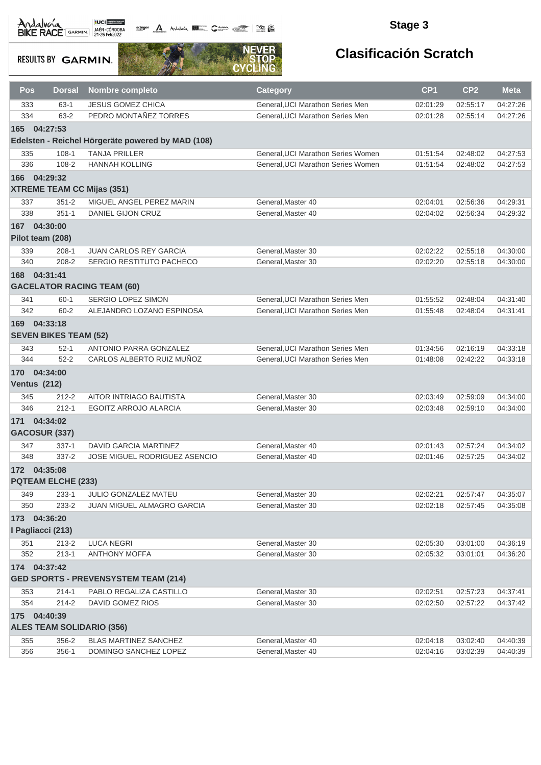## Stage 3

## Clasificación Scratch

| Pos | Dorsal | Nombre completo | Category | CP1 | CP2 | Meta |
|---|---|---|---|---|---|---|
| 333 | 63-1 | JESUS GOMEZ CHICA | General,UCI Marathon Series Men | 02:01:29 | 02:55:17 | 04:27:26 |
| 334 | 63-2 | PEDRO MONTAÑEZ TORRES | General,UCI Marathon Series Men | 02:01:28 | 02:55:14 | 04:27:26 |
| **165 04:27:53** | | | | | | |
| **Edelsten - Reichel Hörgeräte powered by MAD (108)** | | | | | | |
| 335 | 108-1 | TANJA PRILLER | General,UCI Marathon Series Women | 01:51:54 | 02:48:02 | 04:27:53 |
| 336 | 108-2 | HANNAH KOLLING | General,UCI Marathon Series Women | 01:51:54 | 02:48:02 | 04:27:53 |
| **166 04:29:32** | | | | | | |
| **XTREME TEAM CC Mijas (351)** | | | | | | |
| 337 | 351-2 | MIGUEL ANGEL PEREZ MARIN | General,Master 40 | 02:04:01 | 02:56:36 | 04:29:31 |
| 338 | 351-1 | DANIEL GIJON CRUZ | General,Master 40 | 02:04:02 | 02:56:34 | 04:29:32 |
| **167 04:30:00** | | | | | | |
| **Pilot team (208)** | | | | | | |
| 339 | 208-1 | JUAN CARLOS REY GARCIA | General,Master 30 | 02:02:22 | 02:55:18 | 04:30:00 |
| 340 | 208-2 | SERGIO RESTITUTO PACHECO | General,Master 30 | 02:02:20 | 02:55:18 | 04:30:00 |
| **168 04:31:41** | | | | | | |
| **GACELATOR RACING TEAM (60)** | | | | | | |
| 341 | 60-1 | SERGIO LOPEZ SIMON | General,UCI Marathon Series Men | 01:55:52 | 02:48:04 | 04:31:40 |
| 342 | 60-2 | ALEJANDRO LOZANO ESPINOSA | General,UCI Marathon Series Men | 01:55:48 | 02:48:04 | 04:31:41 |
| **169 04:33:18** | | | | | | |
| **SEVEN BIKES TEAM (52)** | | | | | | |
| 343 | 52-1 | ANTONIO PARRA GONZALEZ | General,UCI Marathon Series Men | 01:34:56 | 02:16:19 | 04:33:18 |
| 344 | 52-2 | CARLOS ALBERTO RUIZ MUÑOZ | General,UCI Marathon Series Men | 01:48:08 | 02:42:22 | 04:33:18 |
| **170 04:34:00** | | | | | | |
| **Ventus (212)** | | | | | | |
| 345 | 212-2 | AITOR INTRIAGO BAUTISTA | General,Master 30 | 02:03:49 | 02:59:09 | 04:34:00 |
| 346 | 212-1 | EGOITZ ARROJO ALARCIA | General,Master 30 | 02:03:48 | 02:59:10 | 04:34:00 |
| **171 04:34:02** | | | | | | |
| **GACOSUR (337)** | | | | | | |
| 347 | 337-1 | DAVID GARCIA MARTINEZ | General,Master 40 | 02:01:43 | 02:57:24 | 04:34:02 |
| 348 | 337-2 | JOSE MIGUEL RODRIGUEZ ASENCIO | General,Master 40 | 02:01:46 | 02:57:25 | 04:34:02 |
| **172 04:35:08** | | | | | | |
| **PQTEAM ELCHE (233)** | | | | | | |
| 349 | 233-1 | JULIO GONZALEZ MATEU | General,Master 30 | 02:02:21 | 02:57:47 | 04:35:07 |
| 350 | 233-2 | JUAN MIGUEL ALMAGRO GARCIA | General,Master 30 | 02:02:18 | 02:57:45 | 04:35:08 |
| **173 04:36:20** | | | | | | |
| **I Pagliacci (213)** | | | | | | |
| 351 | 213-2 | LUCA NEGRI | General,Master 30 | 02:05:30 | 03:01:00 | 04:36:19 |
| 352 | 213-1 | ANTHONY MOFFA | General,Master 30 | 02:05:32 | 03:01:01 | 04:36:20 |
| **174 04:37:42** | | | | | | |
| **GED SPORTS - PREVENSYSTEM TEAM (214)** | | | | | | |
| 353 | 214-1 | PABLO REGALIZA CASTILLO | General,Master 30 | 02:02:51 | 02:57:23 | 04:37:41 |
| 354 | 214-2 | DAVID GOMEZ RIOS | General,Master 30 | 02:02:50 | 02:57:22 | 04:37:42 |
| **175 04:40:39** | | | | | | |
| **ALES TEAM SOLIDARIO (356)** | | | | | | |
| 355 | 356-2 | BLAS MARTINEZ SANCHEZ | General,Master 40 | 02:04:18 | 03:02:40 | 04:40:39 |
| 356 | 356-1 | DOMINGO SANCHEZ LOPEZ | General,Master 40 | 02:04:16 | 03:02:39 | 04:40:39 |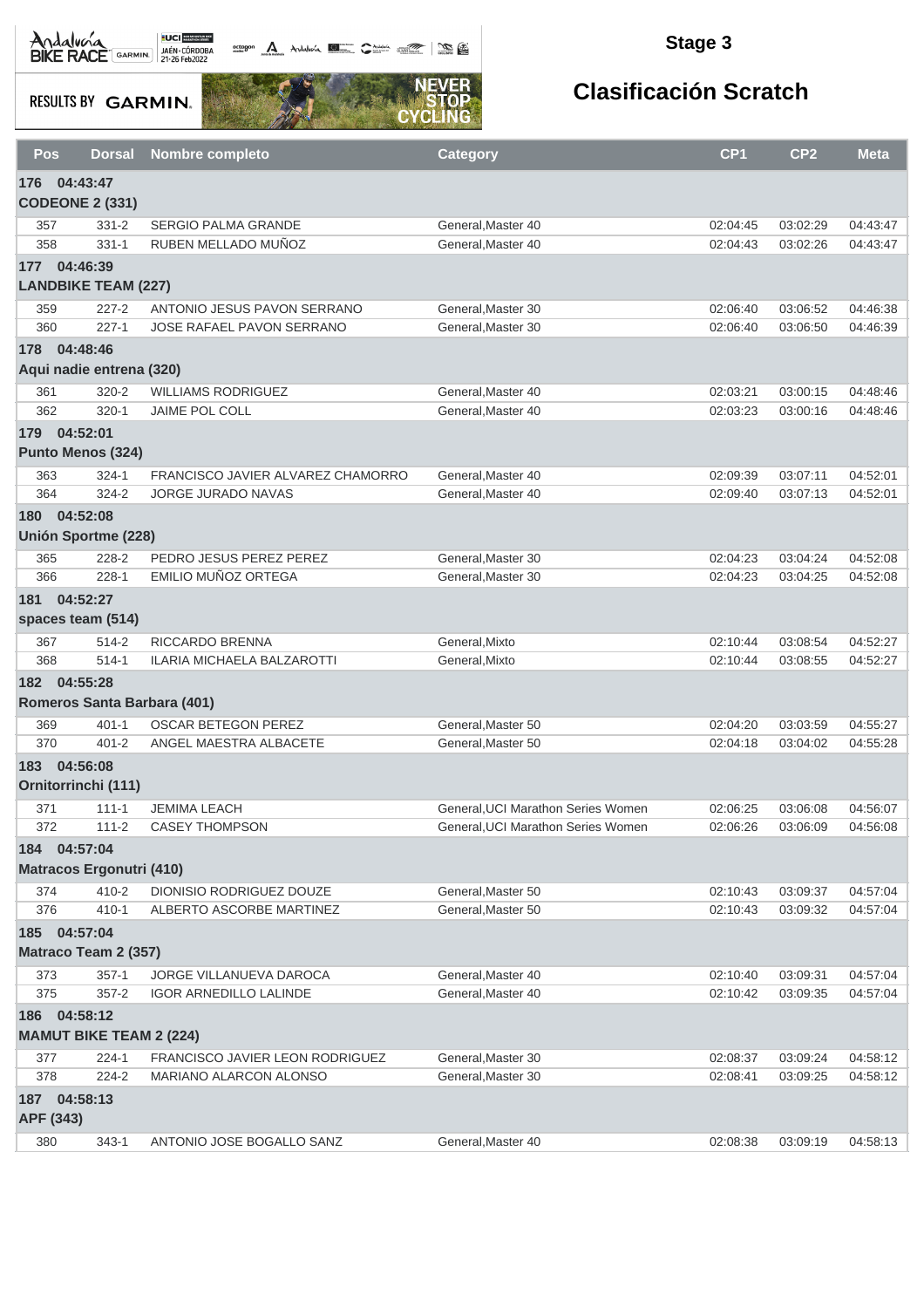## Stage 3

## Clasificación Scratch

| Pos | Dorsal | Nombre completo | Category | CP1 | CP2 | Meta |
|---|---|---|---|---|---|---|
| **176 04:43:47** | | | | | | |
| **CODEONE 2 (331)** | | | | | | |
| 357 | 331-2 | SERGIO PALMA GRANDE | General,Master 40 | 02:04:45 | 03:02:29 | 04:43:47 |
| 358 | 331-1 | RUBEN MELLADO MUÑOZ | General,Master 40 | 02:04:43 | 03:02:26 | 04:43:47 |
| **177 04:46:39** | | | | | | |
| **LANDBIKE TEAM (227)** | | | | | | |
| 359 | 227-2 | ANTONIO JESUS PAVON SERRANO | General,Master 30 | 02:06:40 | 03:06:52 | 04:46:38 |
| 360 | 227-1 | JOSE RAFAEL PAVON SERRANO | General,Master 30 | 02:06:40 | 03:06:50 | 04:46:39 |
| **178 04:48:46** | | | | | | |
| **Aqui nadie entrena (320)** | | | | | | |
| 361 | 320-2 | WILLIAMS RODRIGUEZ | General,Master 40 | 02:03:21 | 03:00:15 | 04:48:46 |
| 362 | 320-1 | JAIME POL COLL | General,Master 40 | 02:03:23 | 03:00:16 | 04:48:46 |
| **179 04:52:01** | | | | | | |
| **Punto Menos (324)** | | | | | | |
| 363 | 324-1 | FRANCISCO JAVIER ALVAREZ CHAMORRO | General,Master 40 | 02:09:39 | 03:07:11 | 04:52:01 |
| 364 | 324-2 | JORGE JURADO NAVAS | General,Master 40 | 02:09:40 | 03:07:13 | 04:52:01 |
| **180 04:52:08** | | | | | | |
| **Unión Sportme (228)** | | | | | | |
| 365 | 228-2 | PEDRO JESUS PEREZ PEREZ | General,Master 30 | 02:04:23 | 03:04:24 | 04:52:08 |
| 366 | 228-1 | EMILIO MUÑOZ ORTEGA | General,Master 30 | 02:04:23 | 03:04:25 | 04:52:08 |
| **181 04:52:27** | | | | | | |
| **spaces team (514)** | | | | | | |
| 367 | 514-2 | RICCARDO BRENNA | General,Mixto | 02:10:44 | 03:08:54 | 04:52:27 |
| 368 | 514-1 | ILARIA MICHAELA BALZAROTTI | General,Mixto | 02:10:44 | 03:08:55 | 04:52:27 |
| **182 04:55:28** | | | | | | |
| **Romeros Santa Barbara (401)** | | | | | | |
| 369 | 401-1 | OSCAR BETEGON PEREZ | General,Master 50 | 02:04:20 | 03:03:59 | 04:55:27 |
| 370 | 401-2 | ANGEL MAESTRA ALBACETE | General,Master 50 | 02:04:18 | 03:04:02 | 04:55:28 |
| **183 04:56:08** | | | | | | |
| **Ornitorrinchi (111)** | | | | | | |
| 371 | 111-1 | JEMIMA LEACH | General,UCI Marathon Series Women | 02:06:25 | 03:06:08 | 04:56:07 |
| 372 | 111-2 | CASEY THOMPSON | General,UCI Marathon Series Women | 02:06:26 | 03:06:09 | 04:56:08 |
| **184 04:57:04** | | | | | | |
| **Matracos Ergonutri (410)** | | | | | | |
| 374 | 410-2 | DIONISIO RODRIGUEZ DOUZE | General,Master 50 | 02:10:43 | 03:09:37 | 04:57:04 |
| 376 | 410-1 | ALBERTO ASCORBE MARTINEZ | General,Master 50 | 02:10:43 | 03:09:32 | 04:57:04 |
| **185 04:57:04** | | | | | | |
| **Matraco Team 2 (357)** | | | | | | |
| 373 | 357-1 | JORGE VILLANUEVA DAROCA | General,Master 40 | 02:10:40 | 03:09:31 | 04:57:04 |
| 375 | 357-2 | IGOR ARNEDILLO LALINDE | General,Master 40 | 02:10:42 | 03:09:35 | 04:57:04 |
| **186 04:58:12** | | | | | | |
| **MAMUT BIKE TEAM 2 (224)** | | | | | | |
| 377 | 224-1 | FRANCISCO JAVIER LEON RODRIGUEZ | General,Master 30 | 02:08:37 | 03:09:24 | 04:58:12 |
| 378 | 224-2 | MARIANO ALARCON ALONSO | General,Master 30 | 02:08:41 | 03:09:25 | 04:58:12 |
| **187 04:58:13** | | | | | | |
| **APF (343)** | | | | | | |
| 380 | 343-1 | ANTONIO JOSE BOGALLO SANZ | General,Master 40 | 02:08:38 | 03:09:19 | 04:58:13 |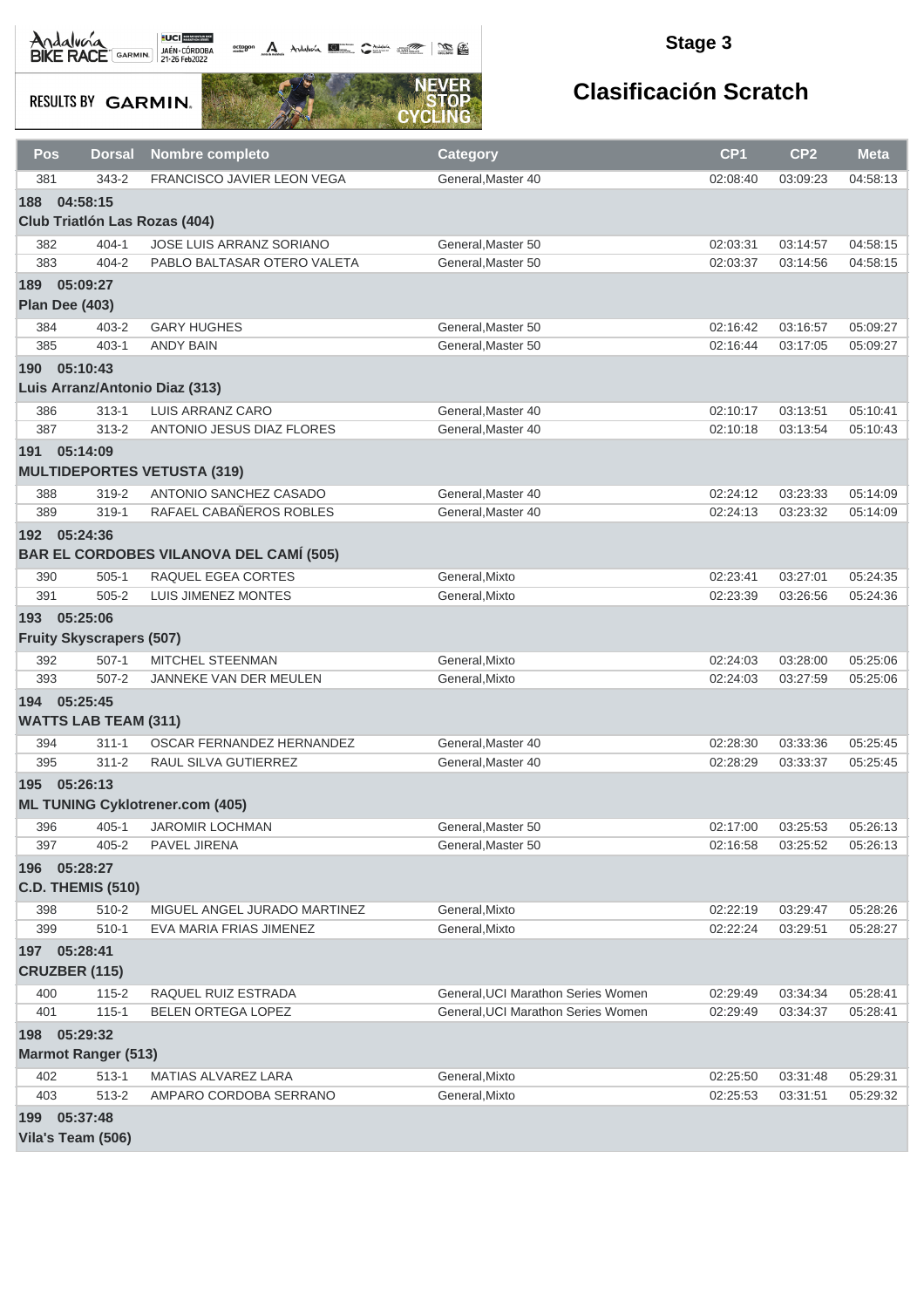## Stage 3

## Clasificación Scratch

| Pos | Dorsal | Nombre completo | Category | CP1 | CP2 | Meta |
|---|---|---|---|---|---|---|
| 381 | 343-2 | FRANCISCO JAVIER LEON VEGA | General,Master 40 | 02:08:40 | 03:09:23 | 04:58:13 |
| **188 04:58:15** | | | | | | |
| **Club Triatlón Las Rozas (404)** | | | | | | |
| 382 | 404-1 | JOSE LUIS ARRANZ SORIANO | General,Master 50 | 02:03:31 | 03:14:57 | 04:58:15 |
| 383 | 404-2 | PABLO BALTASAR OTERO VALETA | General,Master 50 | 02:03:37 | 03:14:56 | 04:58:15 |
| **189 05:09:27** | | | | | | |
| **Plan Dee (403)** | | | | | | |
| 384 | 403-2 | GARY HUGHES | General,Master 50 | 02:16:42 | 03:16:57 | 05:09:27 |
| 385 | 403-1 | ANDY BAIN | General,Master 50 | 02:16:44 | 03:17:05 | 05:09:27 |
| **190 05:10:43** | | | | | | |
| **Luis Arranz/Antonio Diaz (313)** | | | | | | |
| 386 | 313-1 | LUIS ARRANZ CARO | General,Master 40 | 02:10:17 | 03:13:51 | 05:10:41 |
| 387 | 313-2 | ANTONIO JESUS DIAZ FLORES | General,Master 40 | 02:10:18 | 03:13:54 | 05:10:43 |
| **191 05:14:09** | | | | | | |
| **MULTIDEPORTES VETUSTA (319)** | | | | | | |
| 388 | 319-2 | ANTONIO SANCHEZ CASADO | General,Master 40 | 02:24:12 | 03:23:33 | 05:14:09 |
| 389 | 319-1 | RAFAEL CABAÑEROS ROBLES | General,Master 40 | 02:24:13 | 03:23:32 | 05:14:09 |
| **192 05:24:36** | | | | | | |
| **BAR EL CORDOBES VILANOVA DEL CAMÍ (505)** | | | | | | |
| 390 | 505-1 | RAQUEL EGEA CORTES | General,Mixto | 02:23:41 | 03:27:01 | 05:24:35 |
| 391 | 505-2 | LUIS JIMENEZ MONTES | General,Mixto | 02:23:39 | 03:26:56 | 05:24:36 |
| **193 05:25:06** | | | | | | |
| **Fruity Skyscrapers (507)** | | | | | | |
| 392 | 507-1 | MITCHEL STEENMAN | General,Mixto | 02:24:03 | 03:28:00 | 05:25:06 |
| 393 | 507-2 | JANNEKE VAN DER MEULEN | General,Mixto | 02:24:03 | 03:27:59 | 05:25:06 |
| **194 05:25:45** | | | | | | |
| **WATTS LAB TEAM (311)** | | | | | | |
| 394 | 311-1 | OSCAR FERNANDEZ HERNANDEZ | General,Master 40 | 02:28:30 | 03:33:36 | 05:25:45 |
| 395 | 311-2 | RAUL SILVA GUTIERREZ | General,Master 40 | 02:28:29 | 03:33:37 | 05:25:45 |
| **195 05:26:13** | | | | | | |
| **ML TUNING Cyklotrener.com (405)** | | | | | | |
| 396 | 405-1 | JAROMIR LOCHMAN | General,Master 50 | 02:17:00 | 03:25:53 | 05:26:13 |
| 397 | 405-2 | PAVEL JIRENA | General,Master 50 | 02:16:58 | 03:25:52 | 05:26:13 |
| **196 05:28:27** | | | | | | |
| **C.D. THEMIS (510)** | | | | | | |
| 398 | 510-2 | MIGUEL ANGEL JURADO MARTINEZ | General,Mixto | 02:22:19 | 03:29:47 | 05:28:26 |
| 399 | 510-1 | EVA MARIA FRIAS JIMENEZ | General,Mixto | 02:22:24 | 03:29:51 | 05:28:27 |
| **197 05:28:41** | | | | | | |
| **CRUZBER (115)** | | | | | | |
| 400 | 115-2 | RAQUEL RUIZ ESTRADA | General,UCI Marathon Series Women | 02:29:49 | 03:34:34 | 05:28:41 |
| 401 | 115-1 | BELEN ORTEGA LOPEZ | General,UCI Marathon Series Women | 02:29:49 | 03:34:37 | 05:28:41 |
| **198 05:29:32** | | | | | | |
| **Marmot Ranger (513)** | | | | | | |
| 402 | 513-1 | MATIAS ALVAREZ LARA | General,Mixto | 02:25:50 | 03:31:48 | 05:29:31 |
| 403 | 513-2 | AMPARO CORDOBA SERRANO | General,Mixto | 02:25:53 | 03:31:51 | 05:29:32 |
| **199 05:37:48** | | | | | | |
| **Vila's Team (506)** | | | | | | |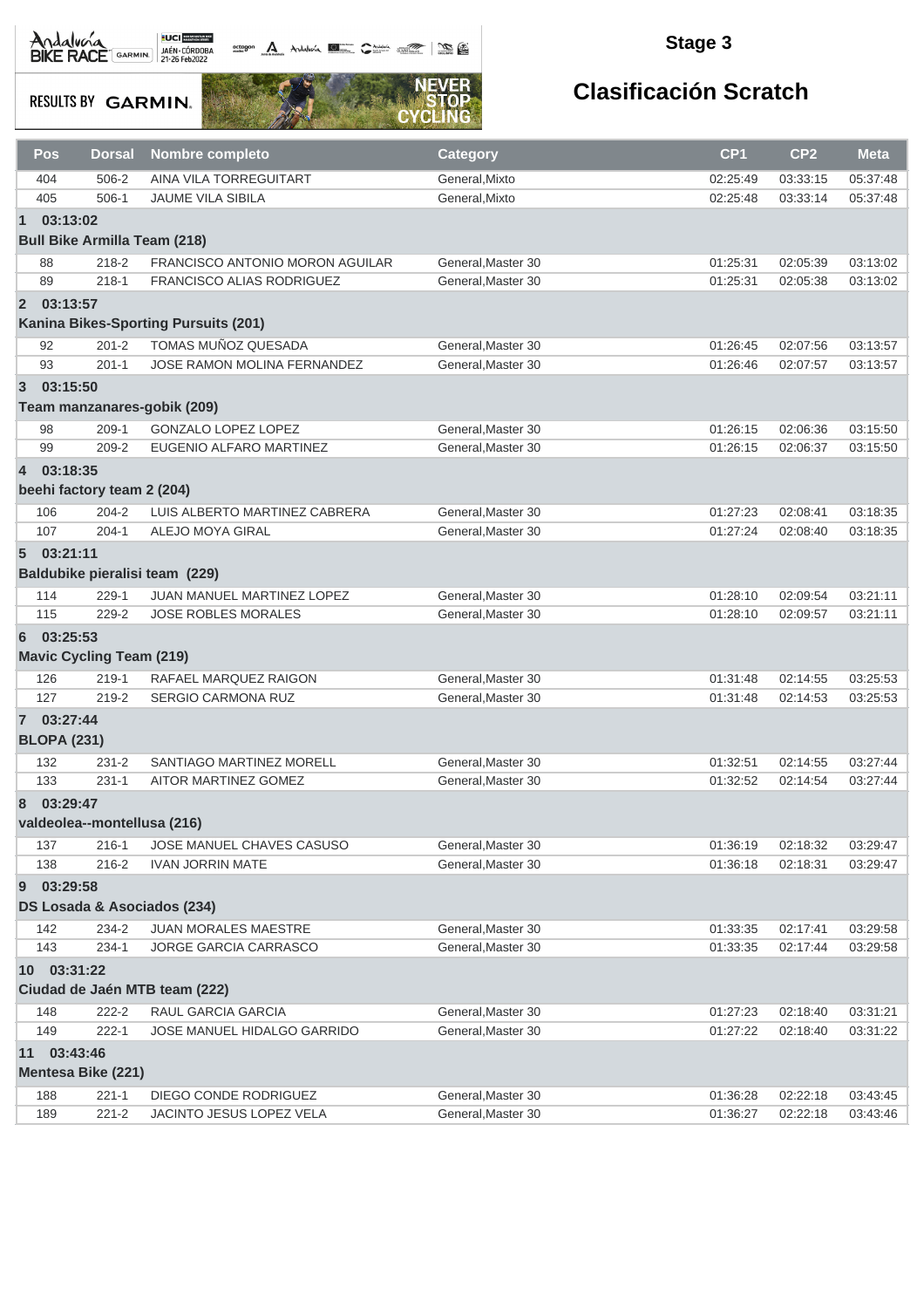## Stage 3

# Clasificación Scratch

| Pos | Dorsal | Nombre completo | Category | CP1 | CP2 | Meta |
|---|---|---|---|---|---|---|
| 404 | 506-2 | AINA VILA TORREGUITART | General,Mixto | 02:25:49 | 03:33:15 | 05:37:48 |
| 405 | 506-1 | JAUME VILA SIBILA | General,Mixto | 02:25:48 | 03:33:14 | 05:37:48 |
| **1 03:13:02** | | | | | | |
| **Bull Bike Armilla Team (218)** | | | | | | |
| 88 | 218-2 | FRANCISCO ANTONIO MORON AGUILAR | General,Master 30 | 01:25:31 | 02:05:39 | 03:13:02 |
| 89 | 218-1 | FRANCISCO ALIAS RODRIGUEZ | General,Master 30 | 01:25:31 | 02:05:38 | 03:13:02 |
| **2 03:13:57** | | | | | | |
| **Kanina Bikes-Sporting Pursuits (201)** | | | | | | |
| 92 | 201-2 | TOMAS MUÑOZ QUESADA | General,Master 30 | 01:26:45 | 02:07:56 | 03:13:57 |
| 93 | 201-1 | JOSE RAMON MOLINA FERNANDEZ | General,Master 30 | 01:26:46 | 02:07:57 | 03:13:57 |
| **3 03:15:50** | | | | | | |
| **Team manzanares-gobik (209)** | | | | | | |
| 98 | 209-1 | GONZALO LOPEZ LOPEZ | General,Master 30 | 01:26:15 | 02:06:36 | 03:15:50 |
| 99 | 209-2 | EUGENIO ALFARO MARTINEZ | General,Master 30 | 01:26:15 | 02:06:37 | 03:15:50 |
| **4 03:18:35** | | | | | | |
| **beehi factory team 2 (204)** | | | | | | |
| 106 | 204-2 | LUIS ALBERTO MARTINEZ CABRERA | General,Master 30 | 01:27:23 | 02:08:41 | 03:18:35 |
| 107 | 204-1 | ALEJO MOYA GIRAL | General,Master 30 | 01:27:24 | 02:08:40 | 03:18:35 |
| **5 03:21:11** | | | | | | |
| **Baldubike pieralisi team (229)** | | | | | | |
| 114 | 229-1 | JUAN MANUEL MARTINEZ LOPEZ | General,Master 30 | 01:28:10 | 02:09:54 | 03:21:11 |
| 115 | 229-2 | JOSE ROBLES MORALES | General,Master 30 | 01:28:10 | 02:09:57 | 03:21:11 |
| **6 03:25:53** | | | | | | |
| **Mavic Cycling Team (219)** | | | | | | |
| 126 | 219-1 | RAFAEL MARQUEZ RAIGON | General,Master 30 | 01:31:48 | 02:14:55 | 03:25:53 |
| 127 | 219-2 | SERGIO CARMONA RUZ | General,Master 30 | 01:31:48 | 02:14:53 | 03:25:53 |
| **7 03:27:44** | | | | | | |
| **BLOPA (231)** | | | | | | |
| 132 | 231-2 | SANTIAGO MARTINEZ MORELL | General,Master 30 | 01:32:51 | 02:14:55 | 03:27:44 |
| 133 | 231-1 | AITOR MARTINEZ GOMEZ | General,Master 30 | 01:32:52 | 02:14:54 | 03:27:44 |
| **8 03:29:47** | | | | | | |
| **valdeolea--montellusa (216)** | | | | | | |
| 137 | 216-1 | JOSE MANUEL CHAVES CASUSO | General,Master 30 | 01:36:19 | 02:18:32 | 03:29:47 |
| 138 | 216-2 | IVAN JORRIN MATE | General,Master 30 | 01:36:18 | 02:18:31 | 03:29:47 |
| **9 03:29:58** | | | | | | |
| **DS Losada & Asociados (234)** | | | | | | |
| 142 | 234-2 | JUAN MORALES MAESTRE | General,Master 30 | 01:33:35 | 02:17:41 | 03:29:58 |
| 143 | 234-1 | JORGE GARCIA CARRASCO | General,Master 30 | 01:33:35 | 02:17:44 | 03:29:58 |
| **10 03:31:22** | | | | | | |
| **Ciudad de Jaén MTB team (222)** | | | | | | |
| 148 | 222-2 | RAUL GARCIA GARCIA | General,Master 30 | 01:27:23 | 02:18:40 | 03:31:21 |
| 149 | 222-1 | JOSE MANUEL HIDALGO GARRIDO | General,Master 30 | 01:27:22 | 02:18:40 | 03:31:22 |
| **11 03:43:46** | | | | | | |
| **Mentesa Bike (221)** | | | | | | |
| 188 | 221-1 | DIEGO CONDE RODRIGUEZ | General,Master 30 | 01:36:28 | 02:22:18 | 03:43:45 |
| 189 | 221-2 | JACINTO JESUS LOPEZ VELA | General,Master 30 | 01:36:27 | 02:22:18 | 03:43:46 |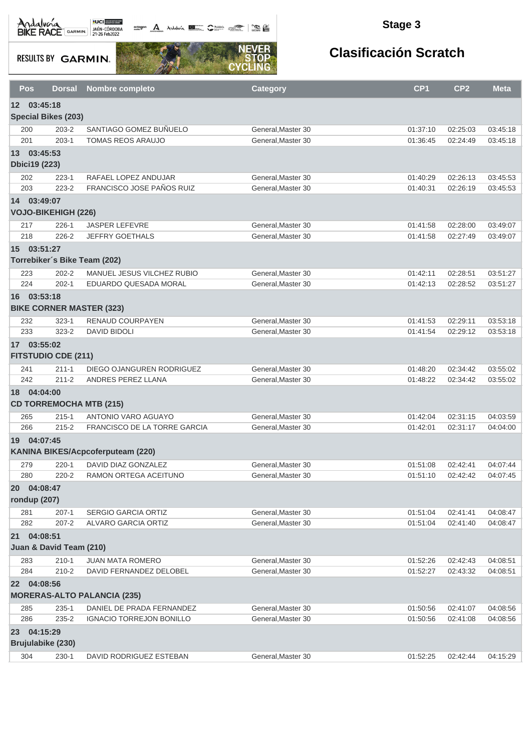## Stage 3

# Clasificación Scratch

RESULTS BY GARMIN

| Pos | Dorsal | Nombre completo | Category | CP1 | CP2 | Meta |
|---|---|---|---|---|---|---|
| **12 03:45:18** | | | | | | |
| **Special Bikes (203)** | | | | | | |
| 200 | 203-2 | SANTIAGO GOMEZ BUÑUELO | General,Master 30 | 01:37:10 | 02:25:03 | 03:45:18 |
| 201 | 203-1 | TOMAS REOS ARAUJO | General,Master 30 | 01:36:45 | 02:24:49 | 03:45:18 |
| **13 03:45:53** | | | | | | |
| **Dbici19 (223)** | | | | | | |
| 202 | 223-1 | RAFAEL LOPEZ ANDUJAR | General,Master 30 | 01:40:29 | 02:26:13 | 03:45:53 |
| 203 | 223-2 | FRANCISCO JOSE PAÑOS RUIZ | General,Master 30 | 01:40:31 | 02:26:19 | 03:45:53 |
| **14 03:49:07** | | | | | | |
| **VOJO-BIKEHIGH (226)** | | | | | | |
| 217 | 226-1 | JASPER LEFEVRE | General,Master 30 | 01:41:58 | 02:28:00 | 03:49:07 |
| 218 | 226-2 | JEFFRY GOETHALS | General,Master 30 | 01:41:58 | 02:27:49 | 03:49:07 |
| **15 03:51:27** | | | | | | |
| **Torrebiker´s Bike Team (202)** | | | | | | |
| 223 | 202-2 | MANUEL JESUS VILCHEZ RUBIO | General,Master 30 | 01:42:11 | 02:28:51 | 03:51:27 |
| 224 | 202-1 | EDUARDO QUESADA MORAL | General,Master 30 | 01:42:13 | 02:28:52 | 03:51:27 |
| **16 03:53:18** | | | | | | |
| **BIKE CORNER MASTER (323)** | | | | | | |
| 232 | 323-1 | RENAUD COURPAYEN | General,Master 30 | 01:41:53 | 02:29:11 | 03:53:18 |
| 233 | 323-2 | DAVID BIDOLI | General,Master 30 | 01:41:54 | 02:29:12 | 03:53:18 |
| **17 03:55:02** | | | | | | |
| **FITSTUDIO CDE (211)** | | | | | | |
| 241 | 211-1 | DIEGO OJANGUREN RODRIGUEZ | General,Master 30 | 01:48:20 | 02:34:42 | 03:55:02 |
| 242 | 211-2 | ANDRES PEREZ LLANA | General,Master 30 | 01:48:22 | 02:34:42 | 03:55:02 |
| **18 04:04:00** | | | | | | |
| **CD TORREMOCHA MTB (215)** | | | | | | |
| 265 | 215-1 | ANTONIO VARO AGUAYO | General,Master 30 | 01:42:04 | 02:31:15 | 04:03:59 |
| 266 | 215-2 | FRANCISCO DE LA TORRE GARCIA | General,Master 30 | 01:42:01 | 02:31:17 | 04:04:00 |
| **19 04:07:45** | | | | | | |
| **KANINA BIKES/Acpcoferputeam (220)** | | | | | | |
| 279 | 220-1 | DAVID DIAZ GONZALEZ | General,Master 30 | 01:51:08 | 02:42:41 | 04:07:44 |
| 280 | 220-2 | RAMON ORTEGA ACEITUNO | General,Master 30 | 01:51:10 | 02:42:42 | 04:07:45 |
| **20 04:08:47** | | | | | | |
| **rondup (207)** | | | | | | |
| 281 | 207-1 | SERGIO GARCIA ORTIZ | General,Master 30 | 01:51:04 | 02:41:41 | 04:08:47 |
| 282 | 207-2 | ALVARO GARCIA ORTIZ | General,Master 30 | 01:51:04 | 02:41:40 | 04:08:47 |
| **21 04:08:51** | | | | | | |
| **Juan & David Team (210)** | | | | | | |
| 283 | 210-1 | JUAN MATA ROMERO | General,Master 30 | 01:52:26 | 02:42:43 | 04:08:51 |
| 284 | 210-2 | DAVID FERNANDEZ DELOBEL | General,Master 30 | 01:52:27 | 02:43:32 | 04:08:51 |
| **22 04:08:56** | | | | | | |
| **MORERAS-ALTO PALANCIA (235)** | | | | | | |
| 285 | 235-1 | DANIEL DE PRADA FERNANDEZ | General,Master 30 | 01:50:56 | 02:41:07 | 04:08:56 |
| 286 | 235-2 | IGNACIO TORREJON BONILLO | General,Master 30 | 01:50:56 | 02:41:08 | 04:08:56 |
| **23 04:15:29** | | | | | | |
| **Brujulabike (230)** | | | | | | |
| 304 | 230-1 | DAVID RODRIGUEZ ESTEBAN | General,Master 30 | 01:52:25 | 02:42:44 | 04:15:29 |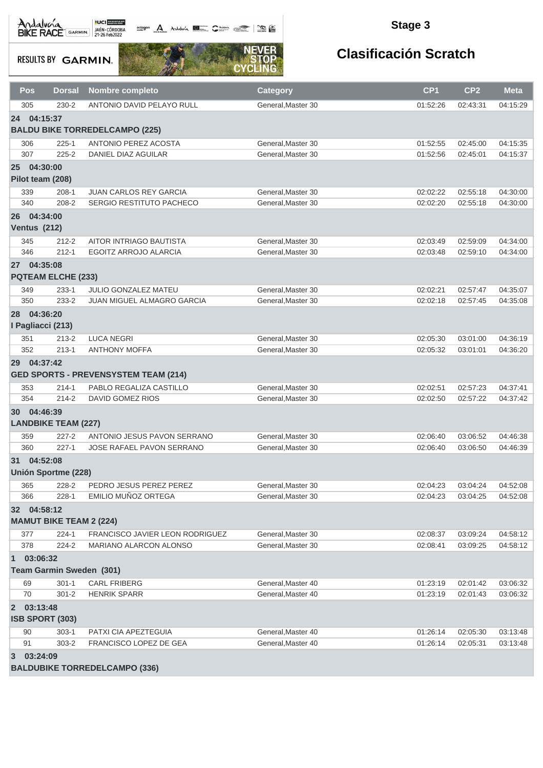Stage 3

# Clasificación Scratch

| Pos | Dorsal | Nombre completo | Category | CP1 | CP2 | Meta |
|---|---|---|---|---|---|---|
| 305 | 230-2 | ANTONIO DAVID PELAYO RULL | General,Master 30 | 01:52:26 | 02:43:31 | 04:15:29 |
| **24 04:15:37** | | | | | | |
| **BALDU BIKE TORREDELCAMPO (225)** | | | | | | |
| 306 | 225-1 | ANTONIO PEREZ ACOSTA | General,Master 30 | 01:52:55 | 02:45:00 | 04:15:35 |
| 307 | 225-2 | DANIEL DIAZ AGUILAR | General,Master 30 | 01:52:56 | 02:45:01 | 04:15:37 |
| **25 04:30:00** | | | | | | |
| **Pilot team (208)** | | | | | | |
| 339 | 208-1 | JUAN CARLOS REY GARCIA | General,Master 30 | 02:02:22 | 02:55:18 | 04:30:00 |
| 340 | 208-2 | SERGIO RESTITUTO PACHECO | General,Master 30 | 02:02:20 | 02:55:18 | 04:30:00 |
| **26 04:34:00** | | | | | | |
| **Ventus (212)** | | | | | | |
| 345 | 212-2 | AITOR INTRIAGO BAUTISTA | General,Master 30 | 02:03:49 | 02:59:09 | 04:34:00 |
| 346 | 212-1 | EGOITZ ARROJO ALARCIA | General,Master 30 | 02:03:48 | 02:59:10 | 04:34:00 |
| **27 04:35:08** | | | | | | |
| **PQTEAM ELCHE (233)** | | | | | | |
| 349 | 233-1 | JULIO GONZALEZ MATEU | General,Master 30 | 02:02:21 | 02:57:47 | 04:35:07 |
| 350 | 233-2 | JUAN MIGUEL ALMAGRO GARCIA | General,Master 30 | 02:02:18 | 02:57:45 | 04:35:08 |
| **28 04:36:20** | | | | | | |
| **I Pagliacci (213)** | | | | | | |
| 351 | 213-2 | LUCA NEGRI | General,Master 30 | 02:05:30 | 03:01:00 | 04:36:19 |
| 352 | 213-1 | ANTHONY MOFFA | General,Master 30 | 02:05:32 | 03:01:01 | 04:36:20 |
| **29 04:37:42** | | | | | | |
| **GED SPORTS - PREVENSYSTEM TEAM (214)** | | | | | | |
| 353 | 214-1 | PABLO REGALIZA CASTILLO | General,Master 30 | 02:02:51 | 02:57:23 | 04:37:41 |
| 354 | 214-2 | DAVID GOMEZ RIOS | General,Master 30 | 02:02:50 | 02:57:22 | 04:37:42 |
| **30 04:46:39** | | | | | | |
| **LANDBIKE TEAM (227)** | | | | | | |
| 359 | 227-2 | ANTONIO JESUS PAVON SERRANO | General,Master 30 | 02:06:40 | 03:06:52 | 04:46:38 |
| 360 | 227-1 | JOSE RAFAEL PAVON SERRANO | General,Master 30 | 02:06:40 | 03:06:50 | 04:46:39 |
| **31 04:52:08** | | | | | | |
| **Unión Sportme (228)** | | | | | | |
| 365 | 228-2 | PEDRO JESUS PEREZ PEREZ | General,Master 30 | 02:04:23 | 03:04:24 | 04:52:08 |
| 366 | 228-1 | EMILIO MUÑOZ ORTEGA | General,Master 30 | 02:04:23 | 03:04:25 | 04:52:08 |
| **32 04:58:12** | | | | | | |
| **MAMUT BIKE TEAM 2 (224)** | | | | | | |
| 377 | 224-1 | FRANCISCO JAVIER LEON RODRIGUEZ | General,Master 30 | 02:08:37 | 03:09:24 | 04:58:12 |
| 378 | 224-2 | MARIANO ALARCON ALONSO | General,Master 30 | 02:08:41 | 03:09:25 | 04:58:12 |
| **1 03:06:32** | | | | | | |
| **Team Garmin Sweden (301)** | | | | | | |
| 69 | 301-1 | CARL FRIBERG | General,Master 40 | 01:23:19 | 02:01:42 | 03:06:32 |
| 70 | 301-2 | HENRIK SPARR | General,Master 40 | 01:23:19 | 02:01:43 | 03:06:32 |
| **2 03:13:48** | | | | | | |
| **ISB SPORT (303)** | | | | | | |
| 90 | 303-1 | PATXI CIA APEZTEGUIA | General,Master 40 | 01:26:14 | 02:05:30 | 03:13:48 |
| 91 | 303-2 | FRANCISCO LOPEZ DE GEA | General,Master 40 | 01:26:14 | 02:05:31 | 03:13:48 |
| **3 03:24:09** | | | | | | |
| **BALDUBIKE TORREDELCAMPO (336)** | | | | | | |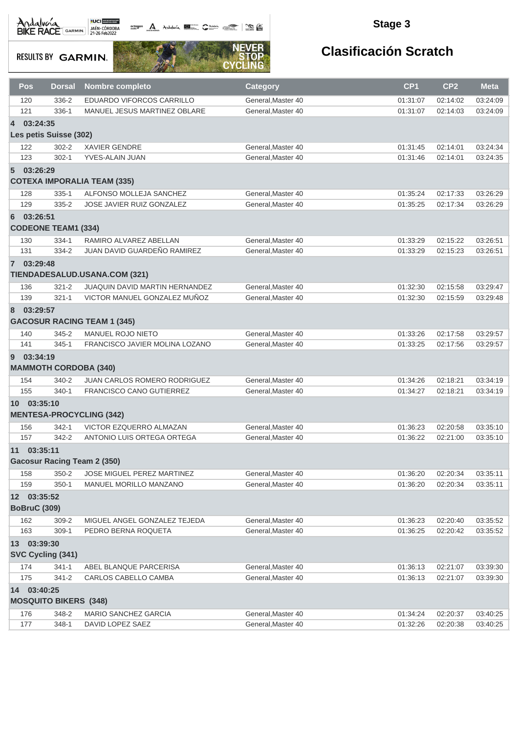## Stage 3

# Clasificación Scratch

| Pos | Dorsal | Nombre completo | Category | CP1 | CP2 | Meta |
|---|---|---|---|---|---|---|
| 120 | 336-2 | EDUARDO VIFORCOS CARRILLO | General,Master 40 | 01:31:07 | 02:14:02 | 03:24:09 |
| 121 | 336-1 | MANUEL JESUS MARTINEZ OBLARE | General,Master 40 | 01:31:07 | 02:14:03 | 03:24:09 |
| **4 03:24:35** | | | | | | |
| **Les petis Suisse (302)** | | | | | | |
| 122 | 302-2 | XAVIER GENDRE | General,Master 40 | 01:31:45 | 02:14:01 | 03:24:34 |
| 123 | 302-1 | YVES-ALAIN JUAN | General,Master 40 | 01:31:46 | 02:14:01 | 03:24:35 |
| **5 03:26:29** | | | | | | |
| **COTEXA IMPORALIA TEAM (335)** | | | | | | |
| 128 | 335-1 | ALFONSO MOLLEJA SANCHEZ | General,Master 40 | 01:35:24 | 02:17:33 | 03:26:29 |
| 129 | 335-2 | JOSE JAVIER RUIZ GONZALEZ | General,Master 40 | 01:35:25 | 02:17:34 | 03:26:29 |
| **6 03:26:51** | | | | | | |
| **CODEONE TEAM1 (334)** | | | | | | |
| 130 | 334-1 | RAMIRO ALVAREZ ABELLAN | General,Master 40 | 01:33:29 | 02:15:22 | 03:26:51 |
| 131 | 334-2 | JUAN DAVID GUARDEÑO RAMIREZ | General,Master 40 | 01:33:29 | 02:15:23 | 03:26:51 |
| **7 03:29:48** | | | | | | |
| **TIENDADESALUD.USANA.COM (321)** | | | | | | |
| 136 | 321-2 | JUAQUIN DAVID MARTIN HERNANDEZ | General,Master 40 | 01:32:30 | 02:15:58 | 03:29:47 |
| 139 | 321-1 | VICTOR MANUEL GONZALEZ MUÑOZ | General,Master 40 | 01:32:30 | 02:15:59 | 03:29:48 |
| **8 03:29:57** | | | | | | |
| **GACOSUR RACING TEAM 1 (345)** | | | | | | |
| 140 | 345-2 | MANUEL ROJO NIETO | General,Master 40 | 01:33:26 | 02:17:58 | 03:29:57 |
| 141 | 345-1 | FRANCISCO JAVIER MOLINA LOZANO | General,Master 40 | 01:33:25 | 02:17:56 | 03:29:57 |
| **9 03:34:19** | | | | | | |
| **MAMMOTH CORDOBA (340)** | | | | | | |
| 154 | 340-2 | JUAN CARLOS ROMERO RODRIGUEZ | General,Master 40 | 01:34:26 | 02:18:21 | 03:34:19 |
| 155 | 340-1 | FRANCISCO CANO GUTIERREZ | General,Master 40 | 01:34:27 | 02:18:21 | 03:34:19 |
| **10 03:35:10** | | | | | | |
| **MENTESA-PROCYCLING (342)** | | | | | | |
| 156 | 342-1 | VICTOR EZQUERRO ALMAZAN | General,Master 40 | 01:36:23 | 02:20:58 | 03:35:10 |
| 157 | 342-2 | ANTONIO LUIS ORTEGA ORTEGA | General,Master 40 | 01:36:22 | 02:21:00 | 03:35:10 |
| **11 03:35:11** | | | | | | |
| **Gacosur Racing Team 2 (350)** | | | | | | |
| 158 | 350-2 | JOSE MIGUEL PEREZ MARTINEZ | General,Master 40 | 01:36:20 | 02:20:34 | 03:35:11 |
| 159 | 350-1 | MANUEL MORILLO MANZANO | General,Master 40 | 01:36:20 | 02:20:34 | 03:35:11 |
| **12 03:35:52** | | | | | | |
| **BoBruC (309)** | | | | | | |
| 162 | 309-2 | MIGUEL ANGEL GONZALEZ TEJEDA | General,Master 40 | 01:36:23 | 02:20:40 | 03:35:52 |
| 163 | 309-1 | PEDRO BERNA ROQUETA | General,Master 40 | 01:36:25 | 02:20:42 | 03:35:52 |
| **13 03:39:30** | | | | | | |
| **SVC Cycling (341)** | | | | | | |
| 174 | 341-1 | ABEL BLANQUE PARCERISA | General,Master 40 | 01:36:13 | 02:21:07 | 03:39:30 |
| 175 | 341-2 | CARLOS CABELLO CAMBA | General,Master 40 | 01:36:13 | 02:21:07 | 03:39:30 |
| **14 03:40:25** | | | | | | |
| **MOSQUITO BIKERS (348)** | | | | | | |
| 176 | 348-2 | MARIO SANCHEZ GARCIA | General,Master 40 | 01:34:24 | 02:20:37 | 03:40:25 |
| 177 | 348-1 | DAVID LOPEZ SAEZ | General,Master 40 | 01:32:26 | 02:20:38 | 03:40:25 |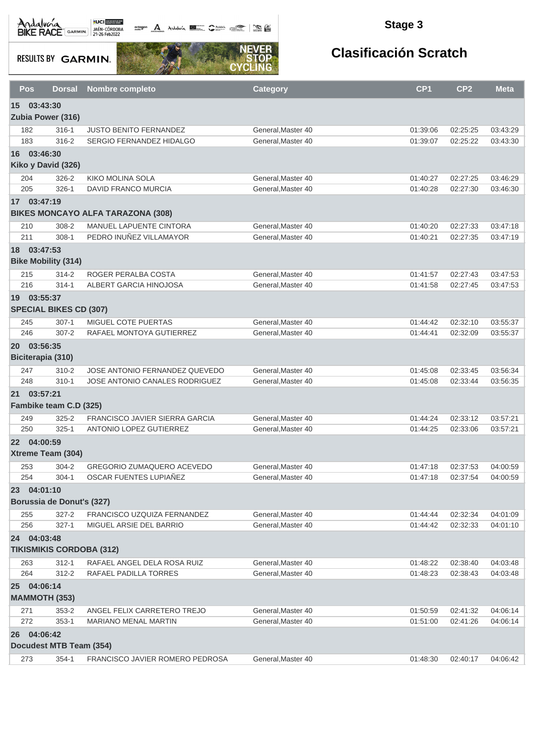## Stage 3

## Clasificación Scratch

| Pos | Dorsal | Nombre completo | Category | CP1 | CP2 | Meta |
|---|---|---|---|---|---|---|
| **15 03:43:30** | | | | | | |
| **Zubia Power (316)** | | | | | | |
| 182 | 316-1 | JUSTO BENITO FERNANDEZ | General,Master 40 | 01:39:06 | 02:25:25 | 03:43:29 |
| 183 | 316-2 | SERGIO FERNANDEZ HIDALGO | General,Master 40 | 01:39:07 | 02:25:22 | 03:43:30 |
| **16 03:46:30** | | | | | | |
| **Kiko y David (326)** | | | | | | |
| 204 | 326-2 | KIKO MOLINA SOLA | General,Master 40 | 01:40:27 | 02:27:25 | 03:46:29 |
| 205 | 326-1 | DAVID FRANCO MURCIA | General,Master 40 | 01:40:28 | 02:27:30 | 03:46:30 |
| **17 03:47:19** | | | | | | |
| **BIKES MONCAYO ALFA TARAZONA (308)** | | | | | | |
| 210 | 308-2 | MANUEL LAPUENTE CINTORA | General,Master 40 | 01:40:20 | 02:27:33 | 03:47:18 |
| 211 | 308-1 | PEDRO INUÑEZ VILLAMAYOR | General,Master 40 | 01:40:21 | 02:27:35 | 03:47:19 |
| **18 03:47:53** | | | | | | |
| **Bike Mobility (314)** | | | | | | |
| 215 | 314-2 | ROGER PERALBA COSTA | General,Master 40 | 01:41:57 | 02:27:43 | 03:47:53 |
| 216 | 314-1 | ALBERT GARCIA HINOJOSA | General,Master 40 | 01:41:58 | 02:27:45 | 03:47:53 |
| **19 03:55:37** | | | | | | |
| **SPECIAL BIKES CD (307)** | | | | | | |
| 245 | 307-1 | MIGUEL COTE PUERTAS | General,Master 40 | 01:44:42 | 02:32:10 | 03:55:37 |
| 246 | 307-2 | RAFAEL MONTOYA GUTIERREZ | General,Master 40 | 01:44:41 | 02:32:09 | 03:55:37 |
| **20 03:56:35** | | | | | | |
| **Biciterapia (310)** | | | | | | |
| 247 | 310-2 | JOSE ANTONIO FERNANDEZ QUEVEDO | General,Master 40 | 01:45:08 | 02:33:45 | 03:56:34 |
| 248 | 310-1 | JOSE ANTONIO CANALES RODRIGUEZ | General,Master 40 | 01:45:08 | 02:33:44 | 03:56:35 |
| **21 03:57:21** | | | | | | |
| **Fambike team C.D (325)** | | | | | | |
| 249 | 325-2 | FRANCISCO JAVIER SIERRA GARCIA | General,Master 40 | 01:44:24 | 02:33:12 | 03:57:21 |
| 250 | 325-1 | ANTONIO LOPEZ GUTIERREZ | General,Master 40 | 01:44:25 | 02:33:06 | 03:57:21 |
| **22 04:00:59** | | | | | | |
| **Xtreme Team (304)** | | | | | | |
| 253 | 304-2 | GREGORIO ZUMAQUERO ACEVEDO | General,Master 40 | 01:47:18 | 02:37:53 | 04:00:59 |
| 254 | 304-1 | OSCAR FUENTES LUPIAÑEZ | General,Master 40 | 01:47:18 | 02:37:54 | 04:00:59 |
| **23 04:01:10** | | | | | | |
| **Borussia de Donut's (327)** | | | | | | |
| 255 | 327-2 | FRANCISCO UZQUIZA FERNANDEZ | General,Master 40 | 01:44:44 | 02:32:34 | 04:01:09 |
| 256 | 327-1 | MIGUEL ARSIE DEL BARRIO | General,Master 40 | 01:44:42 | 02:32:33 | 04:01:10 |
| **24 04:03:48** | | | | | | |
| **TIKISMIKIS CORDOBA (312)** | | | | | | |
| 263 | 312-1 | RAFAEL ANGEL DELA ROSA RUIZ | General,Master 40 | 01:48:22 | 02:38:40 | 04:03:48 |
| 264 | 312-2 | RAFAEL PADILLA TORRES | General,Master 40 | 01:48:23 | 02:38:43 | 04:03:48 |
| **25 04:06:14** | | | | | | |
| **MAMMOTH (353)** | | | | | | |
| 271 | 353-2 | ANGEL FELIX CARRETERO TREJO | General,Master 40 | 01:50:59 | 02:41:32 | 04:06:14 |
| 272 | 353-1 | MARIANO MENAL MARTIN | General,Master 40 | 01:51:00 | 02:41:26 | 04:06:14 |
| **26 04:06:42** | | | | | | |
| **Docudest MTB Team (354)** | | | | | | |
| 273 | 354-1 | FRANCISCO JAVIER ROMERO PEDROSA | General,Master 40 | 01:48:30 | 02:40:17 | 04:06:42 |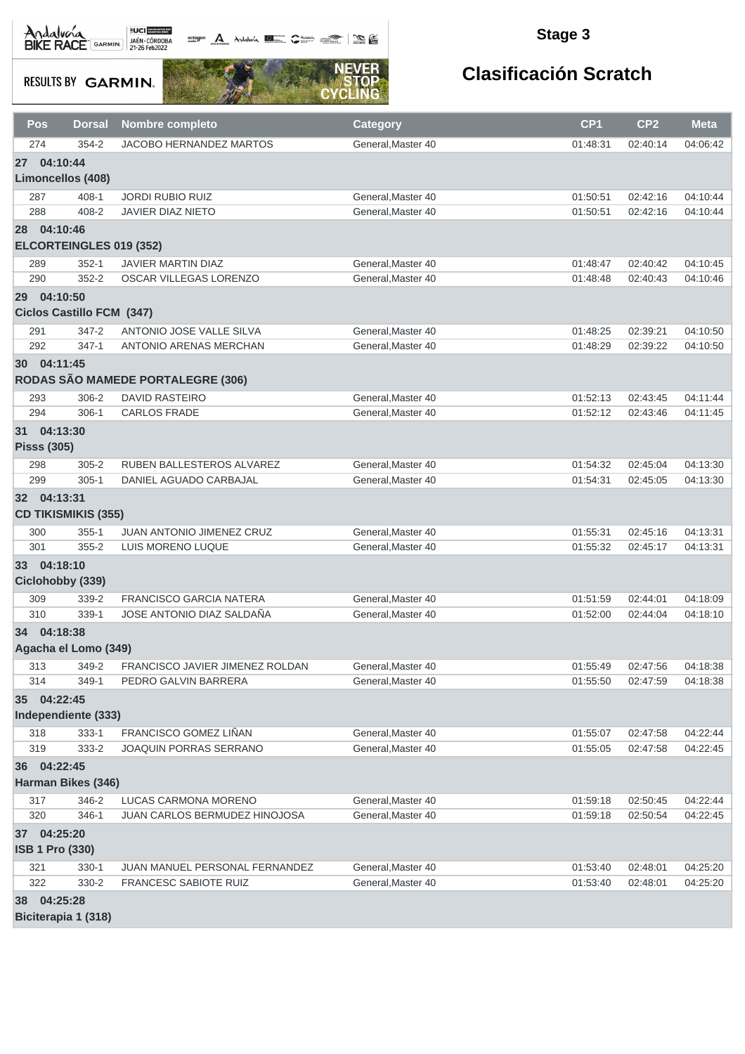## Stage 3

# Clasificación Scratch

| Pos | Dorsal | Nombre completo | Category | CP1 | CP2 | Meta |
|---|---|---|---|---|---|---|
| 274 | 354-2 | JACOBO HERNANDEZ MARTOS | General,Master 40 | 01:48:31 | 02:40:14 | 04:06:42 |
| **27 04:10:44** | | | | | | |
| **Limoncellos (408)** | | | | | | |
| 287 | 408-1 | JORDI RUBIO RUIZ | General,Master 40 | 01:50:51 | 02:42:16 | 04:10:44 |
| 288 | 408-2 | JAVIER DIAZ NIETO | General,Master 40 | 01:50:51 | 02:42:16 | 04:10:44 |
| **28 04:10:46** | | | | | | |
| **ELCORTEINGLES 019 (352)** | | | | | | |
| 289 | 352-1 | JAVIER MARTIN DIAZ | General,Master 40 | 01:48:47 | 02:40:42 | 04:10:45 |
| 290 | 352-2 | OSCAR VILLEGAS LORENZO | General,Master 40 | 01:48:48 | 02:40:43 | 04:10:46 |
| **29 04:10:50** | | | | | | |
| **Ciclos Castillo FCM (347)** | | | | | | |
| 291 | 347-2 | ANTONIO JOSE VALLE SILVA | General,Master 40 | 01:48:25 | 02:39:21 | 04:10:50 |
| 292 | 347-1 | ANTONIO ARENAS MERCHAN | General,Master 40 | 01:48:29 | 02:39:22 | 04:10:50 |
| **30 04:11:45** | | | | | | |
| **RODAS SÃO MAMEDE PORTALEGRE (306)** | | | | | | |
| 293 | 306-2 | DAVID RASTEIRO | General,Master 40 | 01:52:13 | 02:43:45 | 04:11:44 |
| 294 | 306-1 | CARLOS FRADE | General,Master 40 | 01:52:12 | 02:43:46 | 04:11:45 |
| **31 04:13:30** | | | | | | |
| **Pisss (305)** | | | | | | |
| 298 | 305-2 | RUBEN BALLESTEROS ALVAREZ | General,Master 40 | 01:54:32 | 02:45:04 | 04:13:30 |
| 299 | 305-1 | DANIEL AGUADO CARBAJAL | General,Master 40 | 01:54:31 | 02:45:05 | 04:13:30 |
| **32 04:13:31** | | | | | | |
| **CD TIKISMIKIS (355)** | | | | | | |
| 300 | 355-1 | JUAN ANTONIO JIMENEZ CRUZ | General,Master 40 | 01:55:31 | 02:45:16 | 04:13:31 |
| 301 | 355-2 | LUIS MORENO LUQUE | General,Master 40 | 01:55:32 | 02:45:17 | 04:13:31 |
| **33 04:18:10** | | | | | | |
| **Ciclohobby (339)** | | | | | | |
| 309 | 339-2 | FRANCISCO GARCIA NATERA | General,Master 40 | 01:51:59 | 02:44:01 | 04:18:09 |
| 310 | 339-1 | JOSE ANTONIO DIAZ SALDAÑA | General,Master 40 | 01:52:00 | 02:44:04 | 04:18:10 |
| **34 04:18:38** | | | | | | |
| **Agacha el Lomo (349)** | | | | | | |
| 313 | 349-2 | FRANCISCO JAVIER JIMENEZ ROLDAN | General,Master 40 | 01:55:49 | 02:47:56 | 04:18:38 |
| 314 | 349-1 | PEDRO GALVIN BARRERA | General,Master 40 | 01:55:50 | 02:47:59 | 04:18:38 |
| **35 04:22:45** | | | | | | |
| **Independiente (333)** | | | | | | |
| 318 | 333-1 | FRANCISCO GOMEZ LIÑAN | General,Master 40 | 01:55:07 | 02:47:58 | 04:22:44 |
| 319 | 333-2 | JOAQUIN PORRAS SERRANO | General,Master 40 | 01:55:05 | 02:47:58 | 04:22:45 |
| **36 04:22:45** | | | | | | |
| **Harman Bikes (346)** | | | | | | |
| 317 | 346-2 | LUCAS CARMONA MORENO | General,Master 40 | 01:59:18 | 02:50:45 | 04:22:44 |
| 320 | 346-1 | JUAN CARLOS BERMUDEZ HINOJOSA | General,Master 40 | 01:59:18 | 02:50:54 | 04:22:45 |
| **37 04:25:20** | | | | | | |
| **ISB 1 Pro (330)** | | | | | | |
| 321 | 330-1 | JUAN MANUEL PERSONAL FERNANDEZ | General,Master 40 | 01:53:40 | 02:48:01 | 04:25:20 |
| 322 | 330-2 | FRANCESC SABIOTE RUIZ | General,Master 40 | 01:53:40 | 02:48:01 | 04:25:20 |
| **38 04:25:28** | | | | | | |
| **Biciterapia 1 (318)** | | | | | | |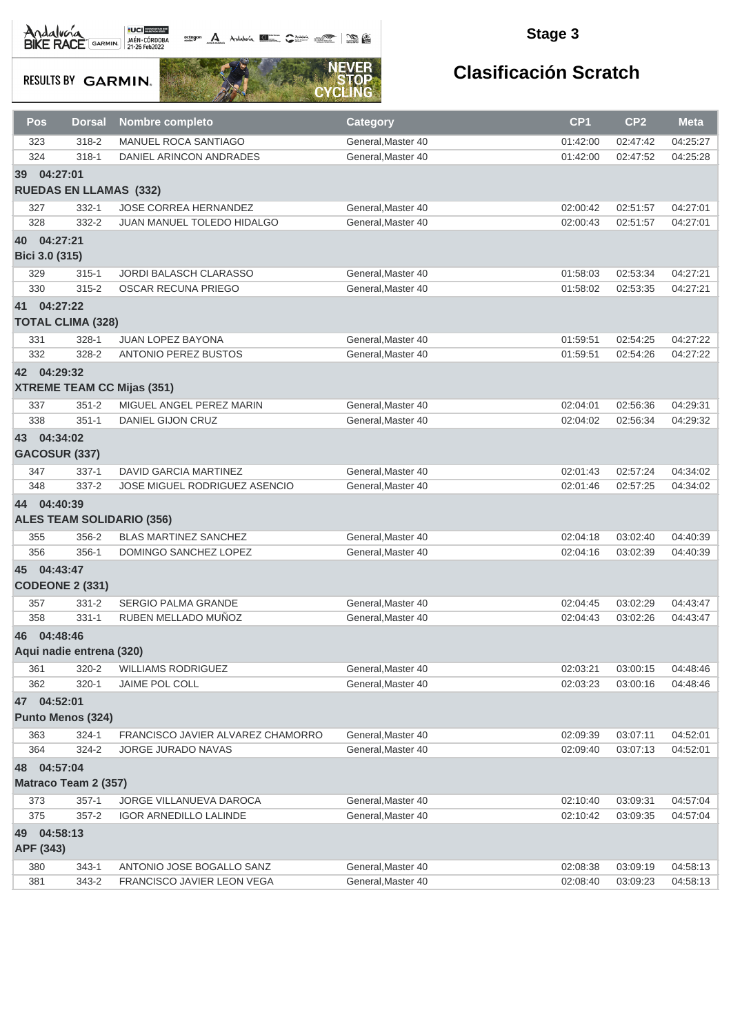## Stage 3

## Clasificación Scratch

| Pos | Dorsal | Nombre completo | Category | CP1 | CP2 | Meta |
|---|---|---|---|---|---|---|
| 323 | 318-2 | MANUEL ROCA SANTIAGO | General,Master 40 | 01:42:00 | 02:47:42 | 04:25:27 |
| 324 | 318-1 | DANIEL ARINCON ANDRADES | General,Master 40 | 01:42:00 | 02:47:52 | 04:25:28 |
| **39 04:27:01** | | | | | | |
| **RUEDAS EN LLAMAS (332)** | | | | | | |
| 327 | 332-1 | JOSE CORREA HERNANDEZ | General,Master 40 | 02:00:42 | 02:51:57 | 04:27:01 |
| 328 | 332-2 | JUAN MANUEL TOLEDO HIDALGO | General,Master 40 | 02:00:43 | 02:51:57 | 04:27:01 |
| **40 04:27:21** | | | | | | |
| **Bici 3.0 (315)** | | | | | | |
| 329 | 315-1 | JORDI BALASCH CLARASSO | General,Master 40 | 01:58:03 | 02:53:34 | 04:27:21 |
| 330 | 315-2 | OSCAR RECUNA PRIEGO | General,Master 40 | 01:58:02 | 02:53:35 | 04:27:21 |
| **41 04:27:22** | | | | | | |
| **TOTAL CLIMA (328)** | | | | | | |
| 331 | 328-1 | JUAN LOPEZ BAYONA | General,Master 40 | 01:59:51 | 02:54:25 | 04:27:22 |
| 332 | 328-2 | ANTONIO PEREZ BUSTOS | General,Master 40 | 01:59:51 | 02:54:26 | 04:27:22 |
| **42 04:29:32** | | | | | | |
| **XTREME TEAM CC Mijas (351)** | | | | | | |
| 337 | 351-2 | MIGUEL ANGEL PEREZ MARIN | General,Master 40 | 02:04:01 | 02:56:36 | 04:29:31 |
| 338 | 351-1 | DANIEL GIJON CRUZ | General,Master 40 | 02:04:02 | 02:56:34 | 04:29:32 |
| **43 04:34:02** | | | | | | |
| **GACOSUR (337)** | | | | | | |
| 347 | 337-1 | DAVID GARCIA MARTINEZ | General,Master 40 | 02:01:43 | 02:57:24 | 04:34:02 |
| 348 | 337-2 | JOSE MIGUEL RODRIGUEZ ASENCIO | General,Master 40 | 02:01:46 | 02:57:25 | 04:34:02 |
| **44 04:40:39** | | | | | | |
| **ALES TEAM SOLIDARIO (356)** | | | | | | |
| 355 | 356-2 | BLAS MARTINEZ SANCHEZ | General,Master 40 | 02:04:18 | 03:02:40 | 04:40:39 |
| 356 | 356-1 | DOMINGO SANCHEZ LOPEZ | General,Master 40 | 02:04:16 | 03:02:39 | 04:40:39 |
| **45 04:43:47** | | | | | | |
| **CODEONE 2 (331)** | | | | | | |
| 357 | 331-2 | SERGIO PALMA GRANDE | General,Master 40 | 02:04:45 | 03:02:29 | 04:43:47 |
| 358 | 331-1 | RUBEN MELLADO MUÑOZ | General,Master 40 | 02:04:43 | 03:02:26 | 04:43:47 |
| **46 04:48:46** | | | | | | |
| **Aqui nadie entrena (320)** | | | | | | |
| 361 | 320-2 | WILLIAMS RODRIGUEZ | General,Master 40 | 02:03:21 | 03:00:15 | 04:48:46 |
| 362 | 320-1 | JAIME POL COLL | General,Master 40 | 02:03:23 | 03:00:16 | 04:48:46 |
| **47 04:52:01** | | | | | | |
| **Punto Menos (324)** | | | | | | |
| 363 | 324-1 | FRANCISCO JAVIER ALVAREZ CHAMORRO | General,Master 40 | 02:09:39 | 03:07:11 | 04:52:01 |
| 364 | 324-2 | JORGE JURADO NAVAS | General,Master 40 | 02:09:40 | 03:07:13 | 04:52:01 |
| **48 04:57:04** | | | | | | |
| **Matraco Team 2 (357)** | | | | | | |
| 373 | 357-1 | JORGE VILLANUEVA DAROCA | General,Master 40 | 02:10:40 | 03:09:31 | 04:57:04 |
| 375 | 357-2 | IGOR ARNEDILLO LALINDE | General,Master 40 | 02:10:42 | 03:09:35 | 04:57:04 |
| **49 04:58:13** | | | | | | |
| **APF (343)** | | | | | | |
| 380 | 343-1 | ANTONIO JOSE BOGALLO SANZ | General,Master 40 | 02:08:38 | 03:09:19 | 04:58:13 |
| 381 | 343-2 | FRANCISCO JAVIER LEON VEGA | General,Master 40 | 02:08:40 | 03:09:23 | 04:58:13 |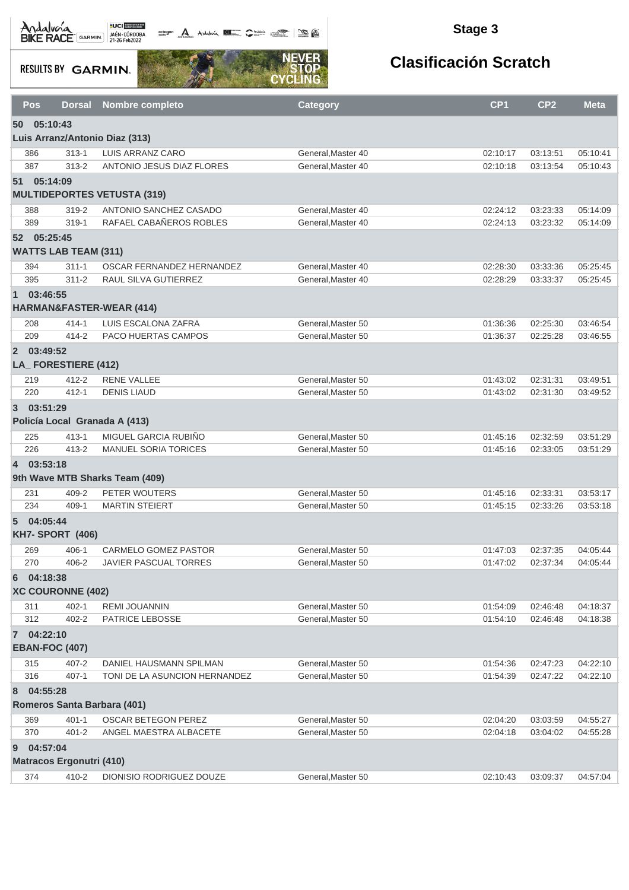## Stage 3

# Clasificación Scratch

| Pos | Dorsal | Nombre completo | Category | CP1 | CP2 | Meta |
|---|---|---|---|---|---|---|
| **50 05:10:43** | | | | | | |
| **Luis Arranz/Antonio Diaz (313)** | | | | | | |
| 386 | 313-1 | LUIS ARRANZ CARO | General,Master 40 | 02:10:17 | 03:13:51 | 05:10:41 |
| 387 | 313-2 | ANTONIO JESUS DIAZ FLORES | General,Master 40 | 02:10:18 | 03:13:54 | 05:10:43 |
| **51 05:14:09** | | | | | | |
| **MULTIDEPORTES VETUSTA (319)** | | | | | | |
| 388 | 319-2 | ANTONIO SANCHEZ CASADO | General,Master 40 | 02:24:12 | 03:23:33 | 05:14:09 |
| 389 | 319-1 | RAFAEL CABAÑEROS ROBLES | General,Master 40 | 02:24:13 | 03:23:32 | 05:14:09 |
| **52 05:25:45** | | | | | | |
| **WATTS LAB TEAM (311)** | | | | | | |
| 394 | 311-1 | OSCAR FERNANDEZ HERNANDEZ | General,Master 40 | 02:28:30 | 03:33:36 | 05:25:45 |
| 395 | 311-2 | RAUL SILVA GUTIERREZ | General,Master 40 | 02:28:29 | 03:33:37 | 05:25:45 |
| **1 03:46:55** | | | | | | |
| **HARMAN&FASTER-WEAR (414)** | | | | | | |
| 208 | 414-1 | LUIS ESCALONA ZAFRA | General,Master 50 | 01:36:36 | 02:25:30 | 03:46:54 |
| 209 | 414-2 | PACO HUERTAS CAMPOS | General,Master 50 | 01:36:37 | 02:25:28 | 03:46:55 |
| **2 03:49:52** | | | | | | |
| **LA_ FORESTIERE (412)** | | | | | | |
| 219 | 412-2 | RENE VALLEE | General,Master 50 | 01:43:02 | 02:31:31 | 03:49:51 |
| 220 | 412-1 | DENIS LIAUD | General,Master 50 | 01:43:02 | 02:31:30 | 03:49:52 |
| **3 03:51:29** | | | | | | |
| **Policía Local Granada A (413)** | | | | | | |
| 225 | 413-1 | MIGUEL GARCIA RUBIÑO | General,Master 50 | 01:45:16 | 02:32:59 | 03:51:29 |
| 226 | 413-2 | MANUEL SORIA TORICES | General,Master 50 | 01:45:16 | 02:33:05 | 03:51:29 |
| **4 03:53:18** | | | | | | |
| **9th Wave MTB Sharks Team (409)** | | | | | | |
| 231 | 409-2 | PETER WOUTERS | General,Master 50 | 01:45:16 | 02:33:31 | 03:53:17 |
| 234 | 409-1 | MARTIN STEIERT | General,Master 50 | 01:45:15 | 02:33:26 | 03:53:18 |
| **5 04:05:44** | | | | | | |
| **KH7- SPORT (406)** | | | | | | |
| 269 | 406-1 | CARMELO GOMEZ PASTOR | General,Master 50 | 01:47:03 | 02:37:35 | 04:05:44 |
| 270 | 406-2 | JAVIER PASCUAL TORRES | General,Master 50 | 01:47:02 | 02:37:34 | 04:05:44 |
| **6 04:18:38** | | | | | | |
| **XC COURONNE (402)** | | | | | | |
| 311 | 402-1 | REMI JOUANNIN | General,Master 50 | 01:54:09 | 02:46:48 | 04:18:37 |
| 312 | 402-2 | PATRICE LEBOSSE | General,Master 50 | 01:54:10 | 02:46:48 | 04:18:38 |
| **7 04:22:10** | | | | | | |
| **EBAN-FOC (407)** | | | | | | |
| 315 | 407-2 | DANIEL HAUSMANN SPILMAN | General,Master 50 | 01:54:36 | 02:47:23 | 04:22:10 |
| 316 | 407-1 | TONI DE LA ASUNCION HERNANDEZ | General,Master 50 | 01:54:39 | 02:47:22 | 04:22:10 |
| **8 04:55:28** | | | | | | |
| **Romeros Santa Barbara (401)** | | | | | | |
| 369 | 401-1 | OSCAR BETEGON PEREZ | General,Master 50 | 02:04:20 | 03:03:59 | 04:55:27 |
| 370 | 401-2 | ANGEL MAESTRA ALBACETE | General,Master 50 | 02:04:18 | 03:04:02 | 04:55:28 |
| **9 04:57:04** | | | | | | |
| **Matracos Ergonutri (410)** | | | | | | |
| 374 | 410-2 | DIONISIO RODRIGUEZ DOUZE | General,Master 50 | 02:10:43 | 03:09:37 | 04:57:04 |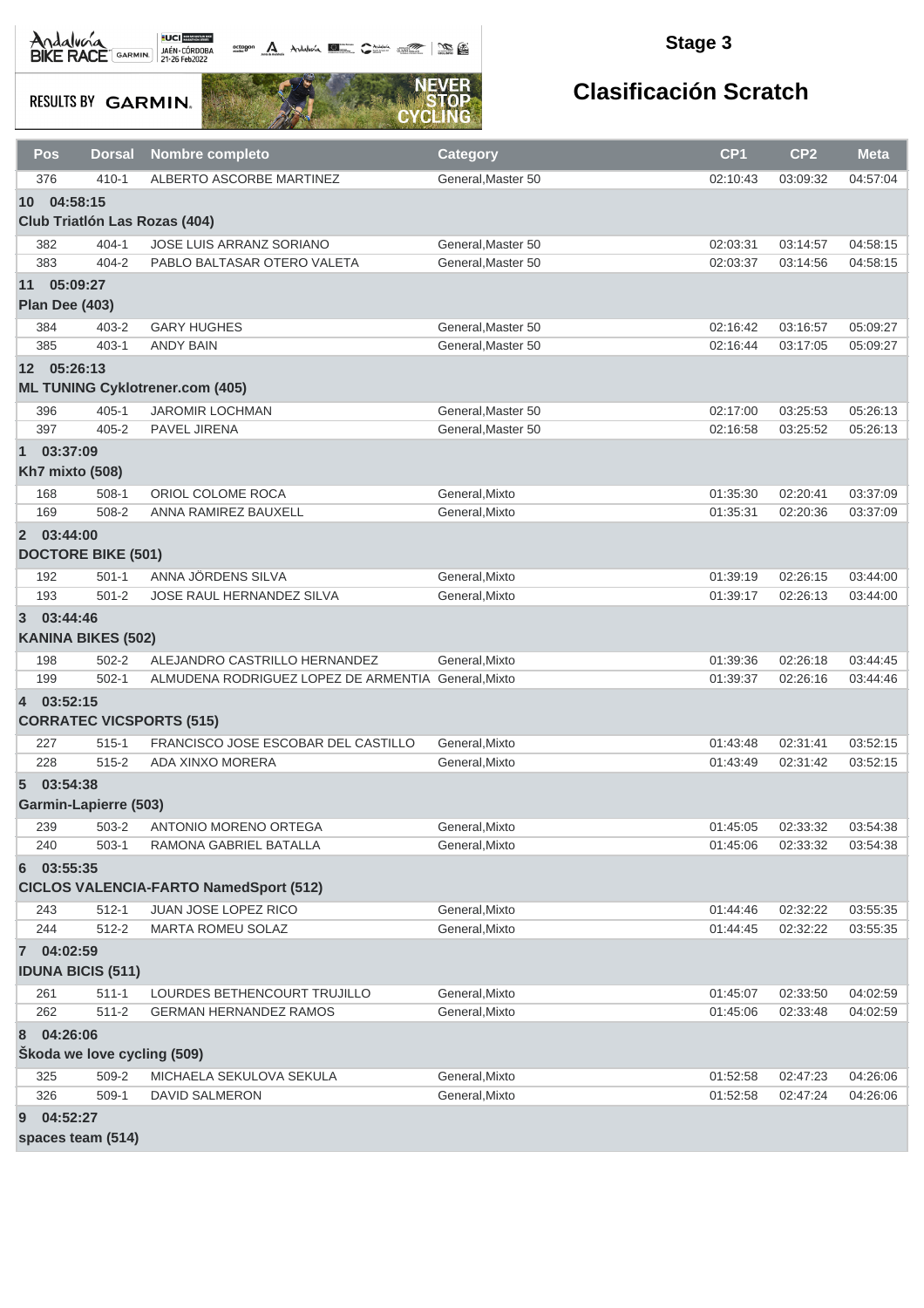Stage 3

# Clasificación Scratch

| Pos | Dorsal | Nombre completo | Category | CP1 | CP2 | Meta |
|---|---|---|---|---|---|---|
| 376 | 410-1 | ALBERTO ASCORBE MARTINEZ | General,Master 50 | 02:10:43 | 03:09:32 | 04:57:04 |
| **10 04:58:15** | | | | | | |
| **Club Triatlón Las Rozas (404)** | | | | | | |
| 382 | 404-1 | JOSE LUIS ARRANZ SORIANO | General,Master 50 | 02:03:31 | 03:14:57 | 04:58:15 |
| 383 | 404-2 | PABLO BALTASAR OTERO VALETA | General,Master 50 | 02:03:37 | 03:14:56 | 04:58:15 |
| **11 05:09:27** | | | | | | |
| **Plan Dee (403)** | | | | | | |
| 384 | 403-2 | GARY HUGHES | General,Master 50 | 02:16:42 | 03:16:57 | 05:09:27 |
| 385 | 403-1 | ANDY BAIN | General,Master 50 | 02:16:44 | 03:17:05 | 05:09:27 |
| **12 05:26:13** | | | | | | |
| **ML TUNING Cyklotrener.com (405)** | | | | | | |
| 396 | 405-1 | JAROMIR LOCHMAN | General,Master 50 | 02:17:00 | 03:25:53 | 05:26:13 |
| 397 | 405-2 | PAVEL JIRENA | General,Master 50 | 02:16:58 | 03:25:52 | 05:26:13 |
| **1 03:37:09** | | | | | | |
| **Kh7 mixto (508)** | | | | | | |
| 168 | 508-1 | ORIOL COLOME ROCA | General,Mixto | 01:35:30 | 02:20:41 | 03:37:09 |
| 169 | 508-2 | ANNA RAMIREZ BAUXELL | General,Mixto | 01:35:31 | 02:20:36 | 03:37:09 |
| **2 03:44:00** | | | | | | |
| **DOCTORE BIKE (501)** | | | | | | |
| 192 | 501-1 | ANNA JÖRDENS SILVA | General,Mixto | 01:39:19 | 02:26:15 | 03:44:00 |
| 193 | 501-2 | JOSE RAUL HERNANDEZ SILVA | General,Mixto | 01:39:17 | 02:26:13 | 03:44:00 |
| **3 03:44:46** | | | | | | |
| **KANINA BIKES (502)** | | | | | | |
| 198 | 502-2 | ALEJANDRO CASTRILLO HERNANDEZ | General,Mixto | 01:39:36 | 02:26:18 | 03:44:45 |
| 199 | 502-1 | ALMUDENA RODRIGUEZ LOPEZ DE ARMENTIA | General,Mixto | 01:39:37 | 02:26:16 | 03:44:46 |
| **4 03:52:15** | | | | | | |
| **CORRATEC VICSPORTS (515)** | | | | | | |
| 227 | 515-1 | FRANCISCO JOSE ESCOBAR DEL CASTILLO | General,Mixto | 01:43:48 | 02:31:41 | 03:52:15 |
| 228 | 515-2 | ADA XINXO MORERA | General,Mixto | 01:43:49 | 02:31:42 | 03:52:15 |
| **5 03:54:38** | | | | | | |
| **Garmin-Lapierre (503)** | | | | | | |
| 239 | 503-2 | ANTONIO MORENO ORTEGA | General,Mixto | 01:45:05 | 02:33:32 | 03:54:38 |
| 240 | 503-1 | RAMONA GABRIEL BATALLA | General,Mixto | 01:45:06 | 02:33:32 | 03:54:38 |
| **6 03:55:35** | | | | | | |
| **CICLOS VALENCIA-FARTO NamedSport (512)** | | | | | | |
| 243 | 512-1 | JUAN JOSE LOPEZ RICO | General,Mixto | 01:44:46 | 02:32:22 | 03:55:35 |
| 244 | 512-2 | MARTA ROMEU SOLAZ | General,Mixto | 01:44:45 | 02:32:22 | 03:55:35 |
| **7 04:02:59** | | | | | | |
| **IDUNA BICIS (511)** | | | | | | |
| 261 | 511-1 | LOURDES BETHENCOURT TRUJILLO | General,Mixto | 01:45:07 | 02:33:50 | 04:02:59 |
| 262 | 511-2 | GERMAN HERNANDEZ RAMOS | General,Mixto | 01:45:06 | 02:33:48 | 04:02:59 |
| **8 04:26:06** | | | | | | |
| **Škoda we love cycling (509)** | | | | | | |
| 325 | 509-2 | MICHAELA SEKULOVA SEKULA | General,Mixto | 01:52:58 | 02:47:23 | 04:26:06 |
| 326 | 509-1 | DAVID SALMERON | General,Mixto | 01:52:58 | 02:47:24 | 04:26:06 |
| **9 04:52:27** | | | | | | |
| **spaces team (514)** | | | | | | |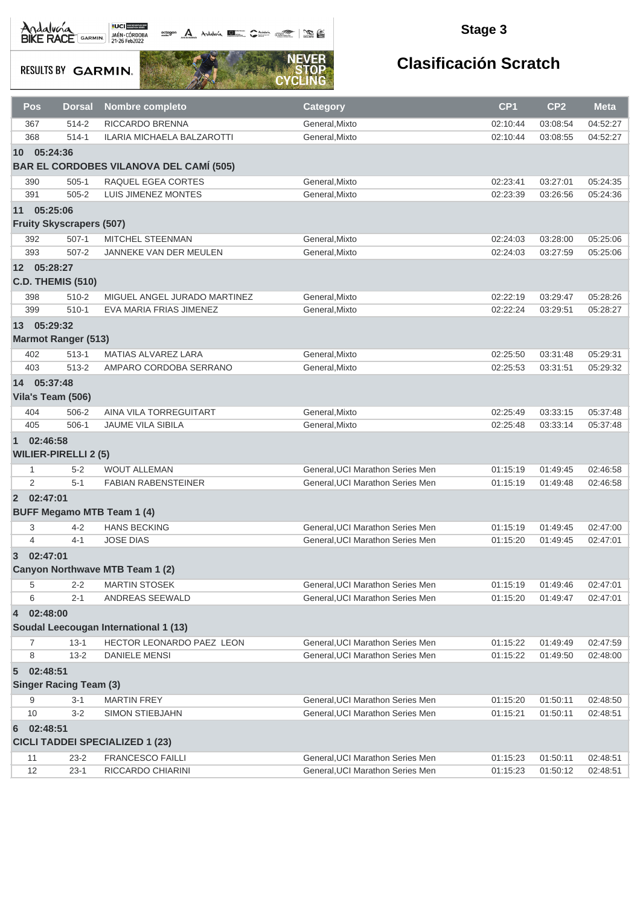## Stage 3

## Clasificación Scratch

| Pos | Dorsal | Nombre completo | Category | CP1 | CP2 | Meta |
|---|---|---|---|---|---|---|
| 367 | 514-2 | RICCARDO BRENNA | General,Mixto | 02:10:44 | 03:08:54 | 04:52:27 |
| 368 | 514-1 | ILARIA MICHAELA BALZAROTTI | General,Mixto | 02:10:44 | 03:08:55 | 04:52:27 |
| **10 05:24:36** | | | | | | |
| **BAR EL CORDOBES VILANOVA DEL CAMÍ (505)** | | | | | | |
| 390 | 505-1 | RAQUEL EGEA CORTES | General,Mixto | 02:23:41 | 03:27:01 | 05:24:35 |
| 391 | 505-2 | LUIS JIMENEZ MONTES | General,Mixto | 02:23:39 | 03:26:56 | 05:24:36 |
| **11 05:25:06** | | | | | | |
| **Fruity Skyscrapers (507)** | | | | | | |
| 392 | 507-1 | MITCHEL STEENMAN | General,Mixto | 02:24:03 | 03:28:00 | 05:25:06 |
| 393 | 507-2 | JANNEKE VAN DER MEULEN | General,Mixto | 02:24:03 | 03:27:59 | 05:25:06 |
| **12 05:28:27** | | | | | | |
| **C.D. THEMIS (510)** | | | | | | |
| 398 | 510-2 | MIGUEL ANGEL JURADO MARTINEZ | General,Mixto | 02:22:19 | 03:29:47 | 05:28:26 |
| 399 | 510-1 | EVA MARIA FRIAS JIMENEZ | General,Mixto | 02:22:24 | 03:29:51 | 05:28:27 |
| **13 05:29:32** | | | | | | |
| **Marmot Ranger (513)** | | | | | | |
| 402 | 513-1 | MATIAS ALVAREZ LARA | General,Mixto | 02:25:50 | 03:31:48 | 05:29:31 |
| 403 | 513-2 | AMPARO CORDOBA SERRANO | General,Mixto | 02:25:53 | 03:31:51 | 05:29:32 |
| **14 05:37:48** | | | | | | |
| **Vila's Team (506)** | | | | | | |
| 404 | 506-2 | AINA VILA TORREGUITART | General,Mixto | 02:25:49 | 03:33:15 | 05:37:48 |
| 405 | 506-1 | JAUME VILA SIBILA | General,Mixto | 02:25:48 | 03:33:14 | 05:37:48 |
| **1 02:46:58** | | | | | | |
| **WILIER-PIRELLI 2 (5)** | | | | | | |
| 1 | 5-2 | WOUT ALLEMAN | General,UCI Marathon Series Men | 01:15:19 | 01:49:45 | 02:46:58 |
| 2 | 5-1 | FABIAN RABENSTEINER | General,UCI Marathon Series Men | 01:15:19 | 01:49:48 | 02:46:58 |
| **2 02:47:01** | | | | | | |
| **BUFF Megamo MTB Team 1 (4)** | | | | | | |
| 3 | 4-2 | HANS BECKING | General,UCI Marathon Series Men | 01:15:19 | 01:49:45 | 02:47:00 |
| 4 | 4-1 | JOSE DIAS | General,UCI Marathon Series Men | 01:15:20 | 01:49:45 | 02:47:01 |
| **3 02:47:01** | | | | | | |
| **Canyon Northwave MTB Team 1 (2)** | | | | | | |
| 5 | 2-2 | MARTIN STOSEK | General,UCI Marathon Series Men | 01:15:19 | 01:49:46 | 02:47:01 |
| 6 | 2-1 | ANDREAS SEEWALD | General,UCI Marathon Series Men | 01:15:20 | 01:49:47 | 02:47:01 |
| **4 02:48:00** | | | | | | |
| **Soudal Leecougan International 1 (13)** | | | | | | |
| 7 | 13-1 | HECTOR LEONARDO PAEZ LEON | General,UCI Marathon Series Men | 01:15:22 | 01:49:49 | 02:47:59 |
| 8 | 13-2 | DANIELE MENSI | General,UCI Marathon Series Men | 01:15:22 | 01:49:50 | 02:48:00 |
| **5 02:48:51** | | | | | | |
| **Singer Racing Team (3)** | | | | | | |
| 9 | 3-1 | MARTIN FREY | General,UCI Marathon Series Men | 01:15:20 | 01:50:11 | 02:48:50 |
| 10 | 3-2 | SIMON STIEBJAHN | General,UCI Marathon Series Men | 01:15:21 | 01:50:11 | 02:48:51 |
| **6 02:48:51** | | | | | | |
| **CICLI TADDEI SPECIALIZED 1 (23)** | | | | | | |
| 11 | 23-2 | FRANCESCO FAILLI | General,UCI Marathon Series Men | 01:15:23 | 01:50:11 | 02:48:51 |
| 12 | 23-1 | RICCARDO CHIARINI | General,UCI Marathon Series Men | 01:15:23 | 01:50:12 | 02:48:51 |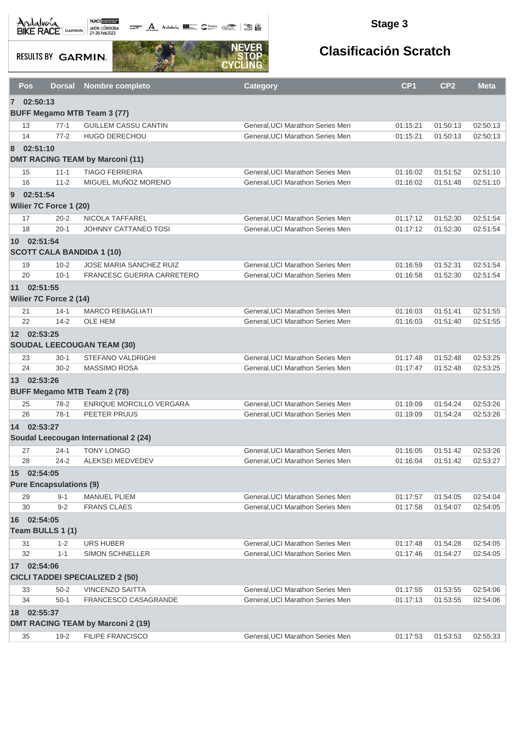## Stage 3

# Clasificación Scratch

| Pos | Dorsal | Nombre completo | Category | CP1 | CP2 | Meta |
|---|---|---|---|---|---|---|
| **7 02:50:13** | | | | | | |
| **BUFF Megamo MTB Team 3 (77)** | | | | | | |
| 13 | 77-1 | GUILLEM CASSU CANTIN | General,UCI Marathon Series Men | 01:15:21 | 01:50:13 | 02:50:13 |
| 14 | 77-2 | HUGO DERECHOU | General,UCI Marathon Series Men | 01:15:21 | 01:50:13 | 02:50:13 |
| **8 02:51:10** | | | | | | |
| **DMT RACING TEAM by Marconi (11)** | | | | | | |
| 15 | 11-1 | TIAGO FERREIRA | General,UCI Marathon Series Men | 01:16:02 | 01:51:52 | 02:51:10 |
| 16 | 11-2 | MIGUEL MUÑOZ MORENO | General,UCI Marathon Series Men | 01:16:02 | 01:51:48 | 02:51:10 |
| **9 02:51:54** | | | | | | |
| **Wilier 7C Force 1 (20)** | | | | | | |
| 17 | 20-2 | NICOLA TAFFAREL | General,UCI Marathon Series Men | 01:17:12 | 01:52:30 | 02:51:54 |
| 18 | 20-1 | JOHNNY CATTANEO TOSI | General,UCI Marathon Series Men | 01:17:12 | 01:52:30 | 02:51:54 |
| **10 02:51:54** | | | | | | |
| **SCOTT CALA BANDIDA 1 (10)** | | | | | | |
| 19 | 10-2 | JOSE MARIA SANCHEZ RUIZ | General,UCI Marathon Series Men | 01:16:59 | 01:52:31 | 02:51:54 |
| 20 | 10-1 | FRANCESC GUERRA CARRETERO | General,UCI Marathon Series Men | 01:16:58 | 01:52:30 | 02:51:54 |
| **11 02:51:55** | | | | | | |
| **Wilier 7C Force 2 (14)** | | | | | | |
| 21 | 14-1 | MARCO REBAGLIATI | General,UCI Marathon Series Men | 01:16:03 | 01:51:41 | 02:51:55 |
| 22 | 14-2 | OLE HEM | General,UCI Marathon Series Men | 01:16:03 | 01:51:40 | 02:51:55 |
| **12 02:53:25** | | | | | | |
| **SOUDAL LEECOUGAN TEAM (30)** | | | | | | |
| 23 | 30-1 | STEFANO VALDRIGHI | General,UCI Marathon Series Men | 01:17:48 | 01:52:48 | 02:53:25 |
| 24 | 30-2 | MASSIMO ROSA | General,UCI Marathon Series Men | 01:17:47 | 01:52:48 | 02:53:25 |
| **13 02:53:26** | | | | | | |
| **BUFF Megamo MTB Team 2 (78)** | | | | | | |
| 25 | 78-2 | ENRIQUE MORCILLO VERGARA | General,UCI Marathon Series Men | 01:19:09 | 01:54:24 | 02:53:26 |
| 26 | 78-1 | PEETER PRUUS | General,UCI Marathon Series Men | 01:19:09 | 01:54:24 | 02:53:26 |
| **14 02:53:27** | | | | | | |
| **Soudal Leecougan International 2 (24)** | | | | | | |
| 27 | 24-1 | TONY LONGO | General,UCI Marathon Series Men | 01:16:05 | 01:51:42 | 02:53:26 |
| 28 | 24-2 | ALEKSEI MEDVEDEV | General,UCI Marathon Series Men | 01:16:04 | 01:51:42 | 02:53:27 |
| **15 02:54:05** | | | | | | |
| **Pure Encapsulations (9)** | | | | | | |
| 29 | 9-1 | MANUEL PLIEM | General,UCI Marathon Series Men | 01:17:57 | 01:54:05 | 02:54:04 |
| 30 | 9-2 | FRANS CLAES | General,UCI Marathon Series Men | 01:17:58 | 01:54:07 | 02:54:05 |
| **16 02:54:05** | | | | | | |
| **Team BULLS 1 (1)** | | | | | | |
| 31 | 1-2 | URS HUBER | General,UCI Marathon Series Men | 01:17:48 | 01:54:28 | 02:54:05 |
| 32 | 1-1 | SIMON SCHNELLER | General,UCI Marathon Series Men | 01:17:46 | 01:54:27 | 02:54:05 |
| **17 02:54:06** | | | | | | |
| **CICLI TADDEI SPECIALIZED 2 (50)** | | | | | | |
| 33 | 50-2 | VINCENZO SAITTA | General,UCI Marathon Series Men | 01:17:55 | 01:53:55 | 02:54:06 |
| 34 | 50-1 | FRANCESCO CASAGRANDE | General,UCI Marathon Series Men | 01:17:13 | 01:53:55 | 02:54:06 |
| **18 02:55:37** | | | | | | |
| **DMT RACING TEAM by Marconi 2 (19)** | | | | | | |
| 35 | 19-2 | FILIPE FRANCISCO | General,UCI Marathon Series Men | 01:17:53 | 01:53:53 | 02:55:33 |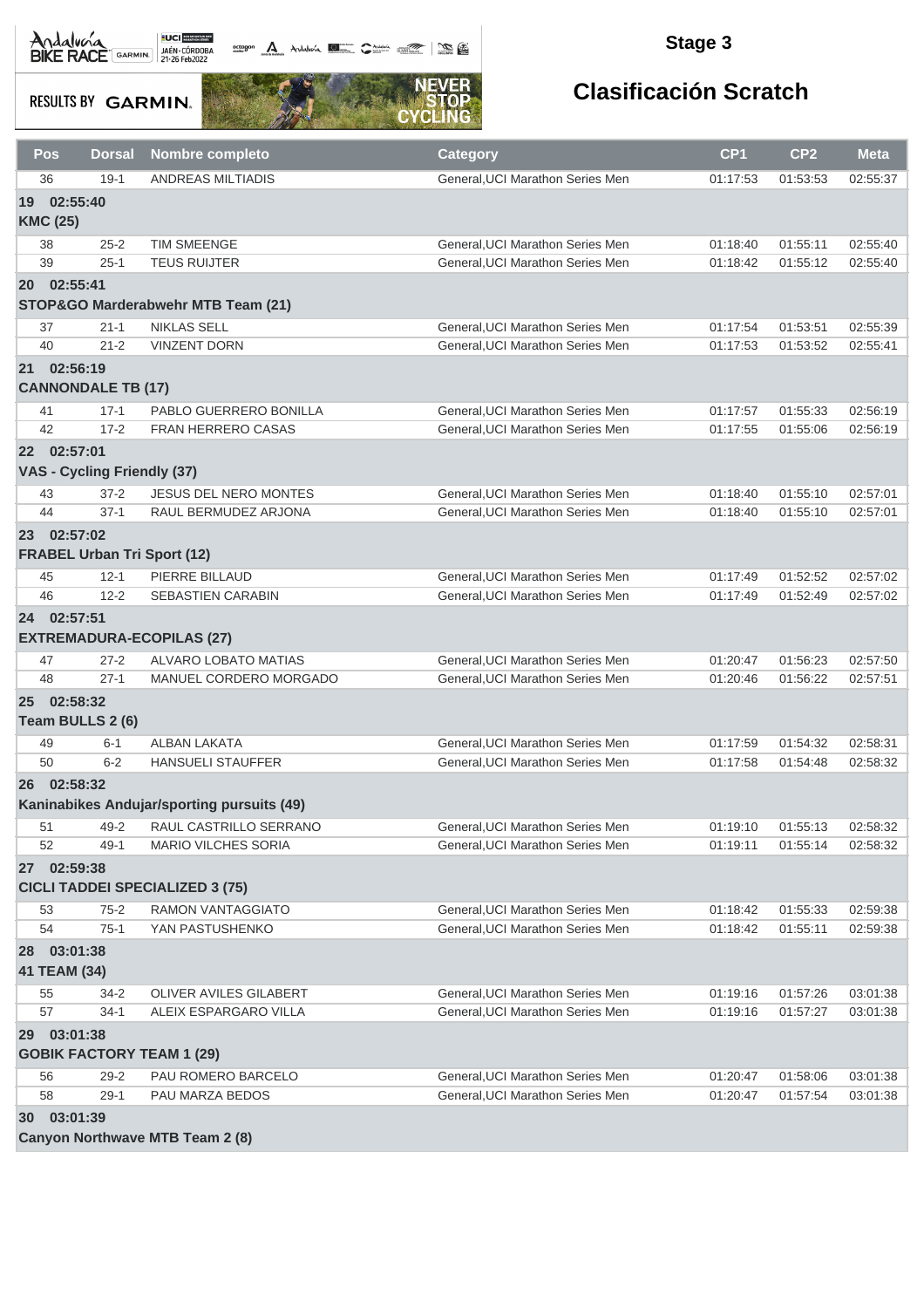## Stage 3

## Clasificación Scratch

| Pos | Dorsal | Nombre completo | Category | CP1 | CP2 | Meta |
|---|---|---|---|---|---|---|
| 36 | 19-1 | ANDREAS MILTIADIS | General,UCI Marathon Series Men | 01:17:53 | 01:53:53 | 02:55:37 |
| **19 02:55:40** | | | | | | |
| **KMC (25)** | | | | | | |
| 38 | 25-2 | TIM SMEENGE | General,UCI Marathon Series Men | 01:18:40 | 01:55:11 | 02:55:40 |
| 39 | 25-1 | TEUS RUIJTER | General,UCI Marathon Series Men | 01:18:42 | 01:55:12 | 02:55:40 |
| **20 02:55:41** | | | | | | |
| **STOP&GO Marderabwehr MTB Team (21)** | | | | | | |
| 37 | 21-1 | NIKLAS SELL | General,UCI Marathon Series Men | 01:17:54 | 01:53:51 | 02:55:39 |
| 40 | 21-2 | VINZENT DORN | General,UCI Marathon Series Men | 01:17:53 | 01:53:52 | 02:55:41 |
| **21 02:56:19** | | | | | | |
| **CANNONDALE TB (17)** | | | | | | |
| 41 | 17-1 | PABLO GUERRERO BONILLA | General,UCI Marathon Series Men | 01:17:57 | 01:55:33 | 02:56:19 |
| 42 | 17-2 | FRAN HERRERO CASAS | General,UCI Marathon Series Men | 01:17:55 | 01:55:06 | 02:56:19 |
| **22 02:57:01** | | | | | | |
| **VAS - Cycling Friendly (37)** | | | | | | |
| 43 | 37-2 | JESUS DEL NERO MONTES | General,UCI Marathon Series Men | 01:18:40 | 01:55:10 | 02:57:01 |
| 44 | 37-1 | RAUL BERMUDEZ ARJONA | General,UCI Marathon Series Men | 01:18:40 | 01:55:10 | 02:57:01 |
| **23 02:57:02** | | | | | | |
| **FRABEL Urban Tri Sport (12)** | | | | | | |
| 45 | 12-1 | PIERRE BILLAUD | General,UCI Marathon Series Men | 01:17:49 | 01:52:52 | 02:57:02 |
| 46 | 12-2 | SEBASTIEN CARABIN | General,UCI Marathon Series Men | 01:17:49 | 01:52:49 | 02:57:02 |
| **24 02:57:51** | | | | | | |
| **EXTREMADURA-ECOPILAS (27)** | | | | | | |
| 47 | 27-2 | ALVARO LOBATO MATIAS | General,UCI Marathon Series Men | 01:20:47 | 01:56:23 | 02:57:50 |
| 48 | 27-1 | MANUEL CORDERO MORGADO | General,UCI Marathon Series Men | 01:20:46 | 01:56:22 | 02:57:51 |
| **25 02:58:32** | | | | | | |
| **Team BULLS 2 (6)** | | | | | | |
| 49 | 6-1 | ALBAN LAKATA | General,UCI Marathon Series Men | 01:17:59 | 01:54:32 | 02:58:31 |
| 50 | 6-2 | HANSUELI STAUFFER | General,UCI Marathon Series Men | 01:17:58 | 01:54:48 | 02:58:32 |
| **26 02:58:32** | | | | | | |
| **Kaninabikes Andujar/sporting pursuits (49)** | | | | | | |
| 51 | 49-2 | RAUL CASTRILLO SERRANO | General,UCI Marathon Series Men | 01:19:10 | 01:55:13 | 02:58:32 |
| 52 | 49-1 | MARIO VILCHES SORIA | General,UCI Marathon Series Men | 01:19:11 | 01:55:14 | 02:58:32 |
| **27 02:59:38** | | | | | | |
| **CICLI TADDEI SPECIALIZED 3 (75)** | | | | | | |
| 53 | 75-2 | RAMON VANTAGGIATO | General,UCI Marathon Series Men | 01:18:42 | 01:55:33 | 02:59:38 |
| 54 | 75-1 | YAN PASTUSHENKO | General,UCI Marathon Series Men | 01:18:42 | 01:55:11 | 02:59:38 |
| **28 03:01:38** | | | | | | |
| **41 TEAM (34)** | | | | | | |
| 55 | 34-2 | OLIVER AVILES GILABERT | General,UCI Marathon Series Men | 01:19:16 | 01:57:26 | 03:01:38 |
| 57 | 34-1 | ALEIX ESPARGARO VILLA | General,UCI Marathon Series Men | 01:19:16 | 01:57:27 | 03:01:38 |
| **29 03:01:38** | | | | | | |
| **GOBIK FACTORY TEAM 1 (29)** | | | | | | |
| 56 | 29-2 | PAU ROMERO BARCELO | General,UCI Marathon Series Men | 01:20:47 | 01:58:06 | 03:01:38 |
| 58 | 29-1 | PAU MARZA BEDOS | General,UCI Marathon Series Men | 01:20:47 | 01:57:54 | 03:01:38 |
| **30 03:01:39** | | | | | | |
| **Canyon Northwave MTB Team 2 (8)** | | | | | | |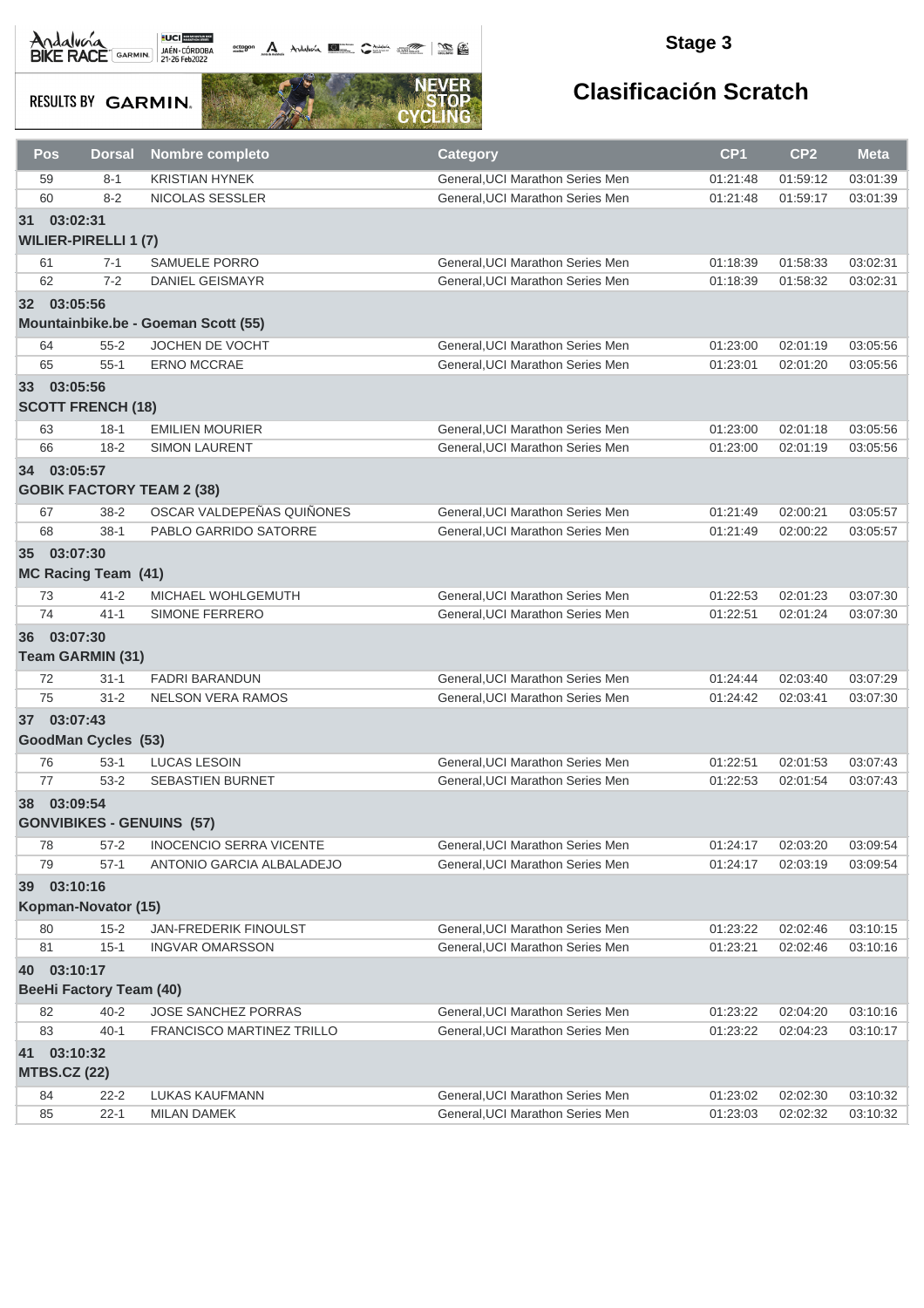## Stage 3

## Clasificación Scratch

| Pos | Dorsal | Nombre completo | Category | CP1 | CP2 | Meta |
|---|---|---|---|---|---|---|
| 59 | 8-1 | KRISTIAN HYNEK | General,UCI Marathon Series Men | 01:21:48 | 01:59:12 | 03:01:39 |
| 60 | 8-2 | NICOLAS SESSLER | General,UCI Marathon Series Men | 01:21:48 | 01:59:17 | 03:01:39 |
| **31 03:02:31** | | | | | | |
| **WILIER-PIRELLI 1 (7)** | | | | | | |
| 61 | 7-1 | SAMUELE PORRO | General,UCI Marathon Series Men | 01:18:39 | 01:58:33 | 03:02:31 |
| 62 | 7-2 | DANIEL GEISMAYR | General,UCI Marathon Series Men | 01:18:39 | 01:58:32 | 03:02:31 |
| **32 03:05:56** | | | | | | |
| **Mountainbike.be - Goeman Scott (55)** | | | | | | |
| 64 | 55-2 | JOCHEN DE VOCHT | General,UCI Marathon Series Men | 01:23:00 | 02:01:19 | 03:05:56 |
| 65 | 55-1 | ERNO MCCRAE | General,UCI Marathon Series Men | 01:23:01 | 02:01:20 | 03:05:56 |
| **33 03:05:56** | | | | | | |
| **SCOTT FRENCH (18)** | | | | | | |
| 63 | 18-1 | EMILIEN MOURIER | General,UCI Marathon Series Men | 01:23:00 | 02:01:18 | 03:05:56 |
| 66 | 18-2 | SIMON LAURENT | General,UCI Marathon Series Men | 01:23:00 | 02:01:19 | 03:05:56 |
| **34 03:05:57** | | | | | | |
| **GOBIK FACTORY TEAM 2 (38)** | | | | | | |
| 67 | 38-2 | OSCAR VALDEPEÑAS QUIÑONES | General,UCI Marathon Series Men | 01:21:49 | 02:00:21 | 03:05:57 |
| 68 | 38-1 | PABLO GARRIDO SATORRE | General,UCI Marathon Series Men | 01:21:49 | 02:00:22 | 03:05:57 |
| **35 03:07:30** | | | | | | |
| **MC Racing Team (41)** | | | | | | |
| 73 | 41-2 | MICHAEL WOHLGEMUTH | General,UCI Marathon Series Men | 01:22:53 | 02:01:23 | 03:07:30 |
| 74 | 41-1 | SIMONE FERRERO | General,UCI Marathon Series Men | 01:22:51 | 02:01:24 | 03:07:30 |
| **36 03:07:30** | | | | | | |
| **Team GARMIN (31)** | | | | | | |
| 72 | 31-1 | FADRI BARANDUN | General,UCI Marathon Series Men | 01:24:44 | 02:03:40 | 03:07:29 |
| 75 | 31-2 | NELSON VERA RAMOS | General,UCI Marathon Series Men | 01:24:42 | 02:03:41 | 03:07:30 |
| **37 03:07:43** | | | | | | |
| **GoodMan Cycles (53)** | | | | | | |
| 76 | 53-1 | LUCAS LESOIN | General,UCI Marathon Series Men | 01:22:51 | 02:01:53 | 03:07:43 |
| 77 | 53-2 | SEBASTIEN BURNET | General,UCI Marathon Series Men | 01:22:53 | 02:01:54 | 03:07:43 |
| **38 03:09:54** | | | | | | |
| **GONVIBIKES - GENUINS (57)** | | | | | | |
| 78 | 57-2 | INOCENCIO SERRA VICENTE | General,UCI Marathon Series Men | 01:24:17 | 02:03:20 | 03:09:54 |
| 79 | 57-1 | ANTONIO GARCIA ALBALADEJO | General,UCI Marathon Series Men | 01:24:17 | 02:03:19 | 03:09:54 |
| **39 03:10:16** | | | | | | |
| **Kopman-Novator (15)** | | | | | | |
| 80 | 15-2 | JAN-FREDERIK FINOULST | General,UCI Marathon Series Men | 01:23:22 | 02:02:46 | 03:10:15 |
| 81 | 15-1 | INGVAR OMARSSON | General,UCI Marathon Series Men | 01:23:21 | 02:02:46 | 03:10:16 |
| **40 03:10:17** | | | | | | |
| **BeeHi Factory Team (40)** | | | | | | |
| 82 | 40-2 | JOSE SANCHEZ PORRAS | General,UCI Marathon Series Men | 01:23:22 | 02:04:20 | 03:10:16 |
| 83 | 40-1 | FRANCISCO MARTINEZ TRILLO | General,UCI Marathon Series Men | 01:23:22 | 02:04:23 | 03:10:17 |
| **41 03:10:32** | | | | | | |
| **MTBS.CZ (22)** | | | | | | |
| 84 | 22-2 | LUKAS KAUFMANN | General,UCI Marathon Series Men | 01:23:02 | 02:02:30 | 03:10:32 |
| 85 | 22-1 | MILAN DAMEK | General,UCI Marathon Series Men | 01:23:03 | 02:02:32 | 03:10:32 |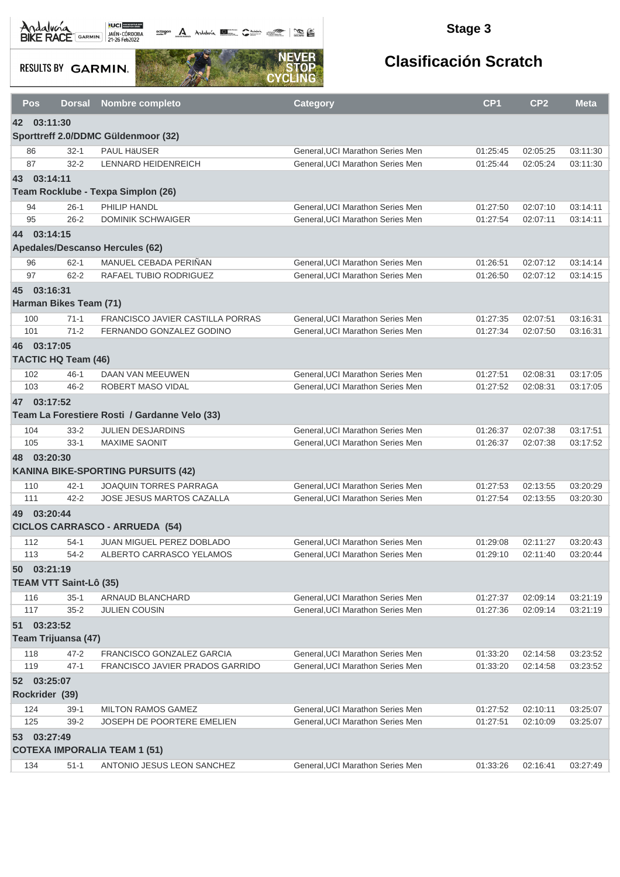## Stage 3

## Clasificación Scratch

| Pos | Dorsal | Nombre completo | Category | CP1 | CP2 | Meta |
|---|---|---|---|---|---|---|
| **42 03:11:30** | | | | | | |
| **Sporttreff 2.0/DDMC Güldenmoor (32)** | | | | | | |
| 86 | 32-1 | PAUL HäUSER | General,UCI Marathon Series Men | 01:25:45 | 02:05:25 | 03:11:30 |
| 87 | 32-2 | LENNARD HEIDENREICH | General,UCI Marathon Series Men | 01:25:44 | 02:05:24 | 03:11:30 |
| **43 03:14:11** | | | | | | |
| **Team Rocklube - Texpa Simplon (26)** | | | | | | |
| 94 | 26-1 | PHILIP HANDL | General,UCI Marathon Series Men | 01:27:50 | 02:07:10 | 03:14:11 |
| 95 | 26-2 | DOMINIK SCHWAIGER | General,UCI Marathon Series Men | 01:27:54 | 02:07:11 | 03:14:11 |
| **44 03:14:15** | | | | | | |
| **Apedales/Descanso Hercules (62)** | | | | | | |
| 96 | 62-1 | MANUEL CEBADA PERIÑAN | General,UCI Marathon Series Men | 01:26:51 | 02:07:12 | 03:14:14 |
| 97 | 62-2 | RAFAEL TUBIO RODRIGUEZ | General,UCI Marathon Series Men | 01:26:50 | 02:07:12 | 03:14:15 |
| **45 03:16:31** | | | | | | |
| **Harman Bikes Team (71)** | | | | | | |
| 100 | 71-1 | FRANCISCO JAVIER CASTILLA PORRAS | General,UCI Marathon Series Men | 01:27:35 | 02:07:51 | 03:16:31 |
| 101 | 71-2 | FERNANDO GONZALEZ GODINO | General,UCI Marathon Series Men | 01:27:34 | 02:07:50 | 03:16:31 |
| **46 03:17:05** | | | | | | |
| **TACTIC HQ Team (46)** | | | | | | |
| 102 | 46-1 | DAAN VAN MEEUWEN | General,UCI Marathon Series Men | 01:27:51 | 02:08:31 | 03:17:05 |
| 103 | 46-2 | ROBERT MASO VIDAL | General,UCI Marathon Series Men | 01:27:52 | 02:08:31 | 03:17:05 |
| **47 03:17:52** | | | | | | |
| **Team La Forestiere Rosti / Gardanne Velo (33)** | | | | | | |
| 104 | 33-2 | JULIEN DESJARDINS | General,UCI Marathon Series Men | 01:26:37 | 02:07:38 | 03:17:51 |
| 105 | 33-1 | MAXIME SAONIT | General,UCI Marathon Series Men | 01:26:37 | 02:07:38 | 03:17:52 |
| **48 03:20:30** | | | | | | |
| **KANINA BIKE-SPORTING PURSUITS (42)** | | | | | | |
| 110 | 42-1 | JOAQUIN TORRES PARRAGA | General,UCI Marathon Series Men | 01:27:53 | 02:13:55 | 03:20:29 |
| 111 | 42-2 | JOSE JESUS MARTOS CAZALLA | General,UCI Marathon Series Men | 01:27:54 | 02:13:55 | 03:20:30 |
| **49 03:20:44** | | | | | | |
| **CICLOS CARRASCO - ARRUEDA (54)** | | | | | | |
| 112 | 54-1 | JUAN MIGUEL PEREZ DOBLADO | General,UCI Marathon Series Men | 01:29:08 | 02:11:27 | 03:20:43 |
| 113 | 54-2 | ALBERTO CARRASCO YELAMOS | General,UCI Marathon Series Men | 01:29:10 | 02:11:40 | 03:20:44 |
| **50 03:21:19** | | | | | | |
| **TEAM VTT Saint-Lô (35)** | | | | | | |
| 116 | 35-1 | ARNAUD BLANCHARD | General,UCI Marathon Series Men | 01:27:37 | 02:09:14 | 03:21:19 |
| 117 | 35-2 | JULIEN COUSIN | General,UCI Marathon Series Men | 01:27:36 | 02:09:14 | 03:21:19 |
| **51 03:23:52** | | | | | | |
| **Team Trijuansa (47)** | | | | | | |
| 118 | 47-2 | FRANCISCO GONZALEZ GARCIA | General,UCI Marathon Series Men | 01:33:20 | 02:14:58 | 03:23:52 |
| 119 | 47-1 | FRANCISCO JAVIER PRADOS GARRIDO | General,UCI Marathon Series Men | 01:33:20 | 02:14:58 | 03:23:52 |
| **52 03:25:07** | | | | | | |
| **Rockrider (39)** | | | | | | |
| 124 | 39-1 | MILTON RAMOS GAMEZ | General,UCI Marathon Series Men | 01:27:52 | 02:10:11 | 03:25:07 |
| 125 | 39-2 | JOSEPH DE POORTERE EMELIEN | General,UCI Marathon Series Men | 01:27:51 | 02:10:09 | 03:25:07 |
| **53 03:27:49** | | | | | | |
| **COTEXA IMPORALIA TEAM 1 (51)** | | | | | | |
| 134 | 51-1 | ANTONIO JESUS LEON SANCHEZ | General,UCI Marathon Series Men | 01:33:26 | 02:16:41 | 03:27:49 |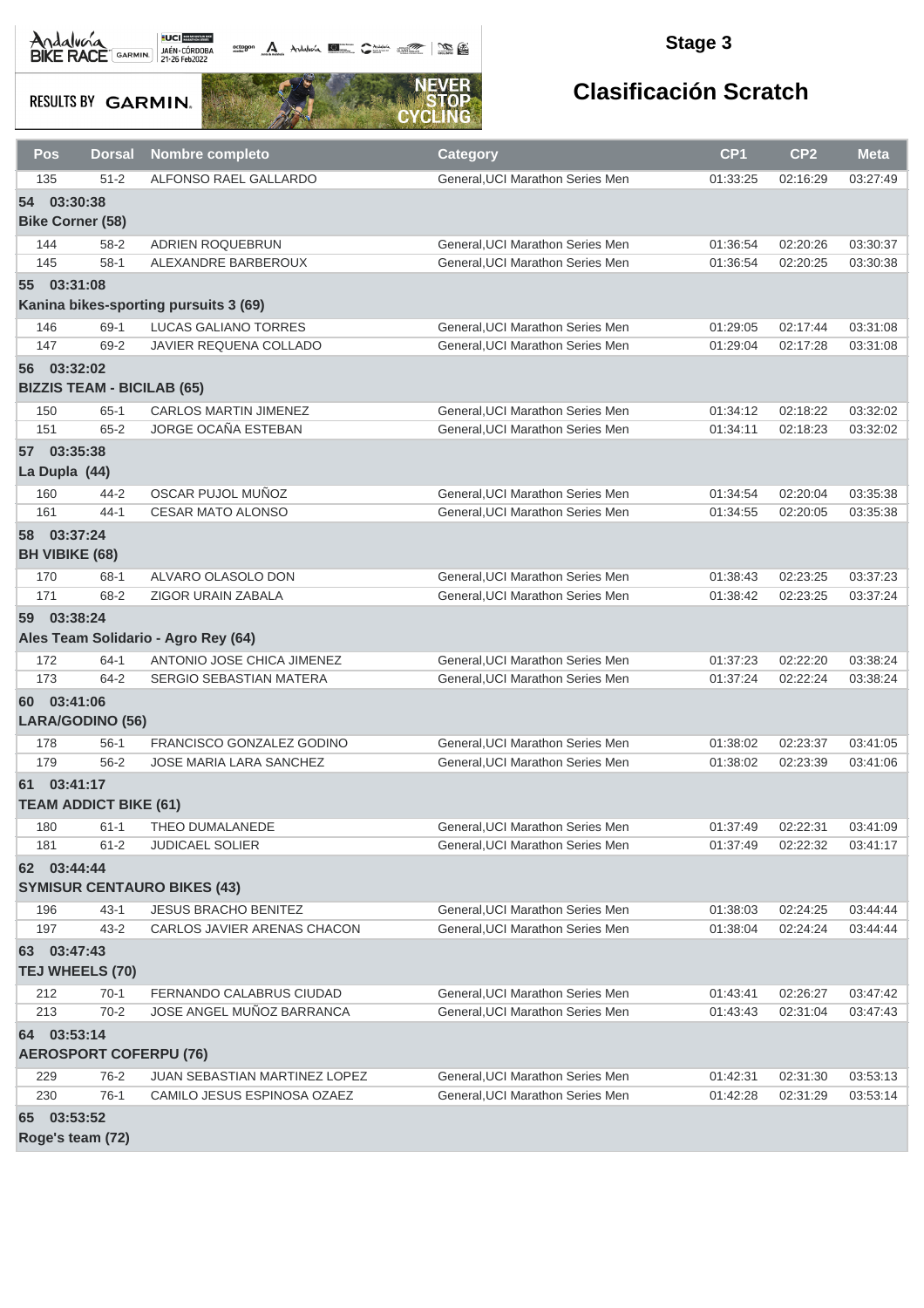## Stage 3

# Clasificación Scratch

| Pos | Dorsal | Nombre completo | Category | CP1 | CP2 | Meta |
|---|---|---|---|---|---|---|
| 135 | 51-2 | ALFONSO RAEL GALLARDO | General,UCI Marathon Series Men | 01:33:25 | 02:16:29 | 03:27:49 |
| **54 03:30:38** | | | | | | |
| **Bike Corner (58)** | | | | | | |
| 144 | 58-2 | ADRIEN ROQUEBRUN | General,UCI Marathon Series Men | 01:36:54 | 02:20:26 | 03:30:37 |
| 145 | 58-1 | ALEXANDRE BARBEROUX | General,UCI Marathon Series Men | 01:36:54 | 02:20:25 | 03:30:38 |
| **55 03:31:08** | | | | | | |
| **Kanina bikes-sporting pursuits 3 (69)** | | | | | | |
| 146 | 69-1 | LUCAS GALIANO TORRES | General,UCI Marathon Series Men | 01:29:05 | 02:17:44 | 03:31:08 |
| 147 | 69-2 | JAVIER REQUENA COLLADO | General,UCI Marathon Series Men | 01:29:04 | 02:17:28 | 03:31:08 |
| **56 03:32:02** | | | | | | |
| **BIZZIS TEAM - BICILAB (65)** | | | | | | |
| 150 | 65-1 | CARLOS MARTIN JIMENEZ | General,UCI Marathon Series Men | 01:34:12 | 02:18:22 | 03:32:02 |
| 151 | 65-2 | JORGE OCAÑA ESTEBAN | General,UCI Marathon Series Men | 01:34:11 | 02:18:23 | 03:32:02 |
| **57 03:35:38** | | | | | | |
| **La Dupla (44)** | | | | | | |
| 160 | 44-2 | OSCAR PUJOL MUÑOZ | General,UCI Marathon Series Men | 01:34:54 | 02:20:04 | 03:35:38 |
| 161 | 44-1 | CESAR MATO ALONSO | General,UCI Marathon Series Men | 01:34:55 | 02:20:05 | 03:35:38 |
| **58 03:37:24** | | | | | | |
| **BH VIBIKE (68)** | | | | | | |
| 170 | 68-1 | ALVARO OLASOLO DON | General,UCI Marathon Series Men | 01:38:43 | 02:23:25 | 03:37:23 |
| 171 | 68-2 | ZIGOR URAIN ZABALA | General,UCI Marathon Series Men | 01:38:42 | 02:23:25 | 03:37:24 |
| **59 03:38:24** | | | | | | |
| **Ales Team Solidario - Agro Rey (64)** | | | | | | |
| 172 | 64-1 | ANTONIO JOSE CHICA JIMENEZ | General,UCI Marathon Series Men | 01:37:23 | 02:22:20 | 03:38:24 |
| 173 | 64-2 | SERGIO SEBASTIAN MATERA | General,UCI Marathon Series Men | 01:37:24 | 02:22:24 | 03:38:24 |
| **60 03:41:06** | | | | | | |
| **LARA/GODINO (56)** | | | | | | |
| 178 | 56-1 | FRANCISCO GONZALEZ GODINO | General,UCI Marathon Series Men | 01:38:02 | 02:23:37 | 03:41:05 |
| 179 | 56-2 | JOSE MARIA LARA SANCHEZ | General,UCI Marathon Series Men | 01:38:02 | 02:23:39 | 03:41:06 |
| **61 03:41:17** | | | | | | |
| **TEAM ADDICT BIKE (61)** | | | | | | |
| 180 | 61-1 | THEO DUMALANEDE | General,UCI Marathon Series Men | 01:37:49 | 02:22:31 | 03:41:09 |
| 181 | 61-2 | JUDICAEL SOLIER | General,UCI Marathon Series Men | 01:37:49 | 02:22:32 | 03:41:17 |
| **62 03:44:44** | | | | | | |
| **SYMISUR CENTAURO BIKES (43)** | | | | | | |
| 196 | 43-1 | JESUS BRACHO BENITEZ | General,UCI Marathon Series Men | 01:38:03 | 02:24:25 | 03:44:44 |
| 197 | 43-2 | CARLOS JAVIER ARENAS CHACON | General,UCI Marathon Series Men | 01:38:04 | 02:24:24 | 03:44:44 |
| **63 03:47:43** | | | | | | |
| **TEJ WHEELS (70)** | | | | | | |
| 212 | 70-1 | FERNANDO CALABRUS CIUDAD | General,UCI Marathon Series Men | 01:43:41 | 02:26:27 | 03:47:42 |
| 213 | 70-2 | JOSE ANGEL MUÑOZ BARRANCA | General,UCI Marathon Series Men | 01:43:43 | 02:31:04 | 03:47:43 |
| **64 03:53:14** | | | | | | |
| **AEROSPORT COFERPU (76)** | | | | | | |
| 229 | 76-2 | JUAN SEBASTIAN MARTINEZ LOPEZ | General,UCI Marathon Series Men | 01:42:31 | 02:31:30 | 03:53:13 |
| 230 | 76-1 | CAMILO JESUS ESPINOSA OZAEZ | General,UCI Marathon Series Men | 01:42:28 | 02:31:29 | 03:53:14 |
| **65 03:53:52** | | | | | | |
| **Roge's team (72)** | | | | | | |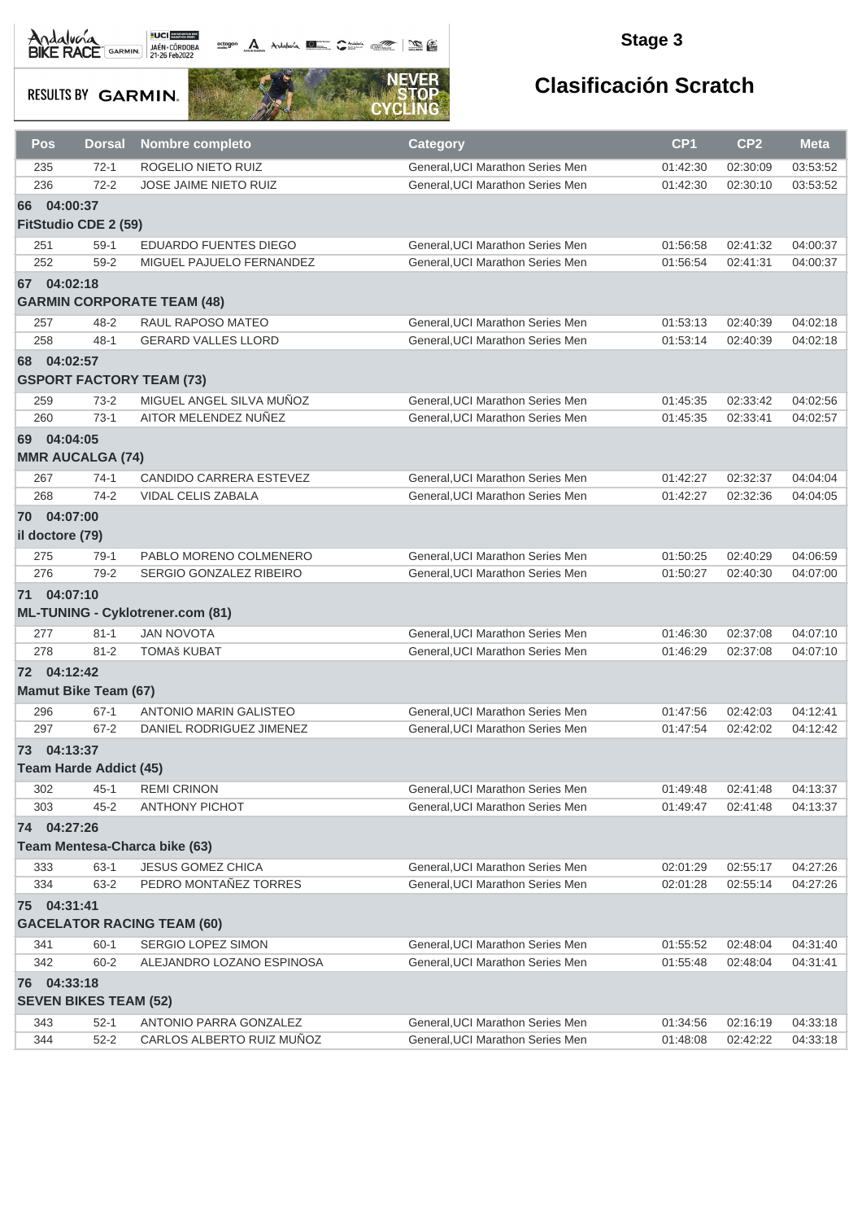## Stage 3

## Clasificación Scratch

| Pos | Dorsal | Nombre completo | Category | CP1 | CP2 | Meta |
|---|---|---|---|---|---|---|
| 235 | 72-1 | ROGELIO NIETO RUIZ | General,UCI Marathon Series Men | 01:42:30 | 02:30:09 | 03:53:52 |
| 236 | 72-2 | JOSE JAIME NIETO RUIZ | General,UCI Marathon Series Men | 01:42:30 | 02:30:10 | 03:53:52 |
| **66 04:00:37** | | | | | | |
| **FitStudio CDE 2 (59)** | | | | | | |
| 251 | 59-1 | EDUARDO FUENTES DIEGO | General,UCI Marathon Series Men | 01:56:58 | 02:41:32 | 04:00:37 |
| 252 | 59-2 | MIGUEL PAJUELO FERNANDEZ | General,UCI Marathon Series Men | 01:56:54 | 02:41:31 | 04:00:37 |
| **67 04:02:18** | | | | | | |
| **GARMIN CORPORATE TEAM (48)** | | | | | | |
| 257 | 48-2 | RAUL RAPOSO MATEO | General,UCI Marathon Series Men | 01:53:13 | 02:40:39 | 04:02:18 |
| 258 | 48-1 | GERARD VALLES LLORD | General,UCI Marathon Series Men | 01:53:14 | 02:40:39 | 04:02:18 |
| **68 04:02:57** | | | | | | |
| **GSPORT FACTORY TEAM (73)** | | | | | | |
| 259 | 73-2 | MIGUEL ANGEL SILVA MUÑOZ | General,UCI Marathon Series Men | 01:45:35 | 02:33:42 | 04:02:56 |
| 260 | 73-1 | AITOR MELENDEZ NUÑEZ | General,UCI Marathon Series Men | 01:45:35 | 02:33:41 | 04:02:57 |
| **69 04:04:05** | | | | | | |
| **MMR AUCALGA (74)** | | | | | | |
| 267 | 74-1 | CANDIDO CARRERA ESTEVEZ | General,UCI Marathon Series Men | 01:42:27 | 02:32:37 | 04:04:04 |
| 268 | 74-2 | VIDAL CELIS ZABALA | General,UCI Marathon Series Men | 01:42:27 | 02:32:36 | 04:04:05 |
| **70 04:07:00** | | | | | | |
| **il doctore (79)** | | | | | | |
| 275 | 79-1 | PABLO MORENO COLMENERO | General,UCI Marathon Series Men | 01:50:25 | 02:40:29 | 04:06:59 |
| 276 | 79-2 | SERGIO GONZALEZ RIBEIRO | General,UCI Marathon Series Men | 01:50:27 | 02:40:30 | 04:07:00 |
| **71 04:07:10** | | | | | | |
| **ML-TUNING - Cyklotrener.com (81)** | | | | | | |
| 277 | 81-1 | JAN NOVOTA | General,UCI Marathon Series Men | 01:46:30 | 02:37:08 | 04:07:10 |
| 278 | 81-2 | TOMAš KUBAT | General,UCI Marathon Series Men | 01:46:29 | 02:37:08 | 04:07:10 |
| **72 04:12:42** | | | | | | |
| **Mamut Bike Team (67)** | | | | | | |
| 296 | 67-1 | ANTONIO MARIN GALISTEO | General,UCI Marathon Series Men | 01:47:56 | 02:42:03 | 04:12:41 |
| 297 | 67-2 | DANIEL RODRIGUEZ JIMENEZ | General,UCI Marathon Series Men | 01:47:54 | 02:42:02 | 04:12:42 |
| **73 04:13:37** | | | | | | |
| **Team Harde Addict (45)** | | | | | | |
| 302 | 45-1 | REMI CRINON | General,UCI Marathon Series Men | 01:49:48 | 02:41:48 | 04:13:37 |
| 303 | 45-2 | ANTHONY PICHOT | General,UCI Marathon Series Men | 01:49:47 | 02:41:48 | 04:13:37 |
| **74 04:27:26** | | | | | | |
| **Team Mentesa-Charca bike (63)** | | | | | | |
| 333 | 63-1 | JESUS GOMEZ CHICA | General,UCI Marathon Series Men | 02:01:29 | 02:55:17 | 04:27:26 |
| 334 | 63-2 | PEDRO MONTAÑEZ TORRES | General,UCI Marathon Series Men | 02:01:28 | 02:55:14 | 04:27:26 |
| **75 04:31:41** | | | | | | |
| **GACELATOR RACING TEAM (60)** | | | | | | |
| 341 | 60-1 | SERGIO LOPEZ SIMON | General,UCI Marathon Series Men | 01:55:52 | 02:48:04 | 04:31:40 |
| 342 | 60-2 | ALEJANDRO LOZANO ESPINOSA | General,UCI Marathon Series Men | 01:55:48 | 02:48:04 | 04:31:41 |
| **76 04:33:18** | | | | | | |
| **SEVEN BIKES TEAM (52)** | | | | | | |
| 343 | 52-1 | ANTONIO PARRA GONZALEZ | General,UCI Marathon Series Men | 01:34:56 | 02:16:19 | 04:33:18 |
| 344 | 52-2 | CARLOS ALBERTO RUIZ MUÑOZ | General,UCI Marathon Series Men | 01:48:08 | 02:42:22 | 04:33:18 |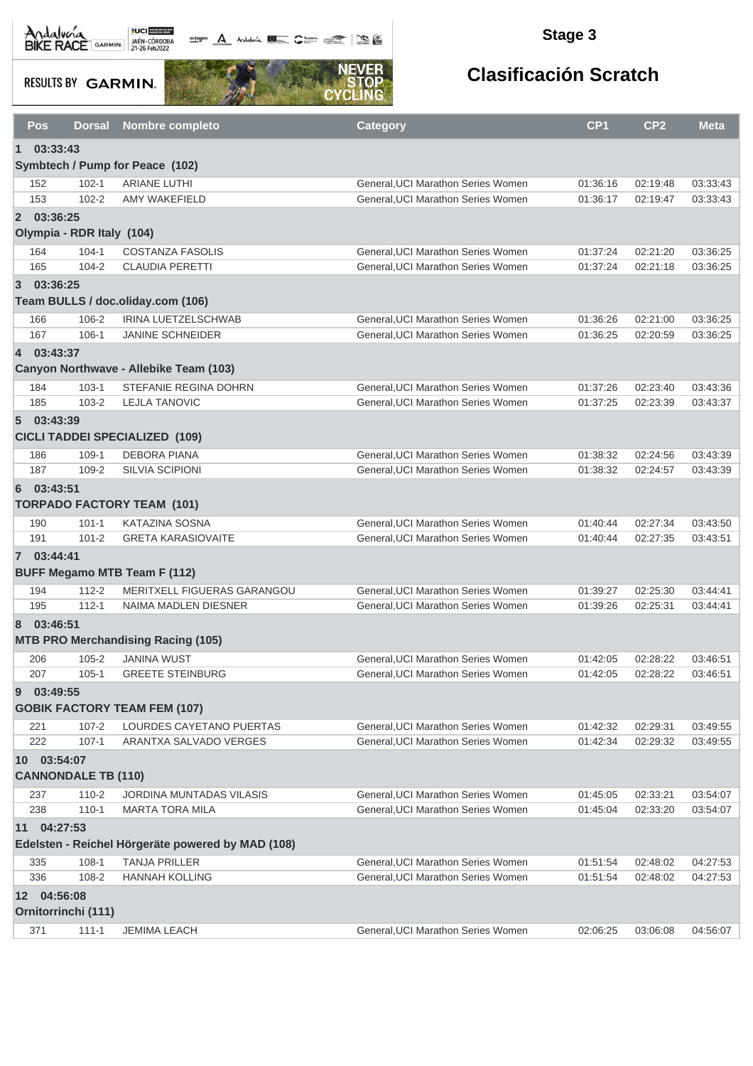# Stage 3

## Clasificación Scratch

| Pos | Dorsal | Nombre completo | Category | CP1 | CP2 | Meta |
|---|---|---|---|---|---|---|
| **1 03:33:43** | | | | | | |
| **Symbtech / Pump for Peace (102)** | | | | | | |
| 152 | 102-1 | ARIANE LUTHI | General,UCI Marathon Series Women | 01:36:16 | 02:19:48 | 03:33:43 |
| 153 | 102-2 | AMY WAKEFIELD | General,UCI Marathon Series Women | 01:36:17 | 02:19:47 | 03:33:43 |
| **2 03:36:25** | | | | | | |
| **Olympia - RDR Italy (104)** | | | | | | |
| 164 | 104-1 | COSTANZA FASOLIS | General,UCI Marathon Series Women | 01:37:24 | 02:21:20 | 03:36:25 |
| 165 | 104-2 | CLAUDIA PERETTI | General,UCI Marathon Series Women | 01:37:24 | 02:21:18 | 03:36:25 |
| **3 03:36:25** | | | | | | |
| **Team BULLS / doc.oliday.com (106)** | | | | | | |
| 166 | 106-2 | IRINA LUETZELSCHWAB | General,UCI Marathon Series Women | 01:36:26 | 02:21:00 | 03:36:25 |
| 167 | 106-1 | JANINE SCHNEIDER | General,UCI Marathon Series Women | 01:36:25 | 02:20:59 | 03:36:25 |
| **4 03:43:37** | | | | | | |
| **Canyon Northwave - Allebike Team (103)** | | | | | | |
| 184 | 103-1 | STEFANIE REGINA DOHRN | General,UCI Marathon Series Women | 01:37:26 | 02:23:40 | 03:43:36 |
| 185 | 103-2 | LEJLA TANOVIC | General,UCI Marathon Series Women | 01:37:25 | 02:23:39 | 03:43:37 |
| **5 03:43:39** | | | | | | |
| **CICLI TADDEI SPECIALIZED (109)** | | | | | | |
| 186 | 109-1 | DEBORA PIANA | General,UCI Marathon Series Women | 01:38:32 | 02:24:56 | 03:43:39 |
| 187 | 109-2 | SILVIA SCIPIONI | General,UCI Marathon Series Women | 01:38:32 | 02:24:57 | 03:43:39 |
| **6 03:43:51** | | | | | | |
| **TORPADO FACTORY TEAM (101)** | | | | | | |
| 190 | 101-1 | KATAZINA SOSNA | General,UCI Marathon Series Women | 01:40:44 | 02:27:34 | 03:43:50 |
| 191 | 101-2 | GRETA KARASIOVAITE | General,UCI Marathon Series Women | 01:40:44 | 02:27:35 | 03:43:51 |
| **7 03:44:41** | | | | | | |
| **BUFF Megamo MTB Team F (112)** | | | | | | |
| 194 | 112-2 | MERITXELL FIGUERAS GARANGOU | General,UCI Marathon Series Women | 01:39:27 | 02:25:30 | 03:44:41 |
| 195 | 112-1 | NAIMA MADLEN DIESNER | General,UCI Marathon Series Women | 01:39:26 | 02:25:31 | 03:44:41 |
| **8 03:46:51** | | | | | | |
| **MTB PRO Merchandising Racing (105)** | | | | | | |
| 206 | 105-2 | JANINA WUST | General,UCI Marathon Series Women | 01:42:05 | 02:28:22 | 03:46:51 |
| 207 | 105-1 | GREETE STEINBURG | General,UCI Marathon Series Women | 01:42:05 | 02:28:22 | 03:46:51 |
| **9 03:49:55** | | | | | | |
| **GOBIK FACTORY TEAM FEM (107)** | | | | | | |
| 221 | 107-2 | LOURDES CAYETANO PUERTAS | General,UCI Marathon Series Women | 01:42:32 | 02:29:31 | 03:49:55 |
| 222 | 107-1 | ARANTXA SALVADO VERGES | General,UCI Marathon Series Women | 01:42:34 | 02:29:32 | 03:49:55 |
| **10 03:54:07** | | | | | | |
| **CANNONDALE TB (110)** | | | | | | |
| 237 | 110-2 | JORDINA MUNTADAS VILASIS | General,UCI Marathon Series Women | 01:45:05 | 02:33:21 | 03:54:07 |
| 238 | 110-1 | MARTA TORA MILA | General,UCI Marathon Series Women | 01:45:04 | 02:33:20 | 03:54:07 |
| **11 04:27:53** | | | | | | |
| **Edelsten - Reichel Hörgeräte powered by MAD (108)** | | | | | | |
| 335 | 108-1 | TANJA PRILLER | General,UCI Marathon Series Women | 01:51:54 | 02:48:02 | 04:27:53 |
| 336 | 108-2 | HANNAH KOLLING | General,UCI Marathon Series Women | 01:51:54 | 02:48:02 | 04:27:53 |
| **12 04:56:08** | | | | | | |
| **Ornitorrinchi (111)** | | | | | | |
| 371 | 111-1 | JEMIMA LEACH | General,UCI Marathon Series Women | 02:06:25 | 03:06:08 | 04:56:07 |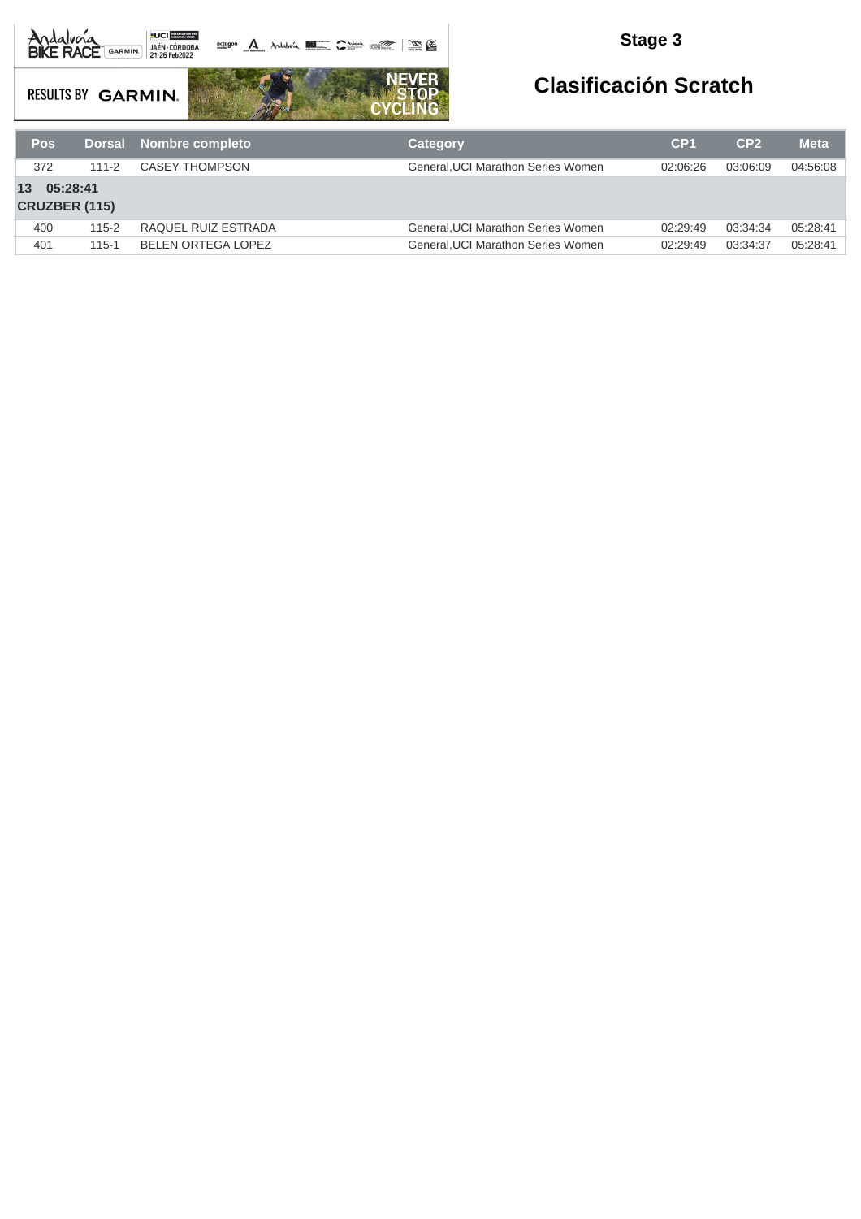**Stage 3**

## Clasificación Scratch

| Pos | Dorsal | Nombre completo | Category | CP1 | CP2 | Meta |
|---|---|---|---|---|---|---|
| 372 | 111-2 | CASEY THOMPSON | General,UCI Marathon Series Women | 02:06:26 | 03:06:09 | 04:56:08 |
| **13 05:28:41 CRUZBER (115)** | | | | | | |
| 400 | 115-2 | RAQUEL RUIZ ESTRADA | General,UCI Marathon Series Women | 02:29:49 | 03:34:34 | 05:28:41 |
| 401 | 115-1 | BELEN ORTEGA LOPEZ | General,UCI Marathon Series Women | 02:29:49 | 03:34:37 | 05:28:41 |